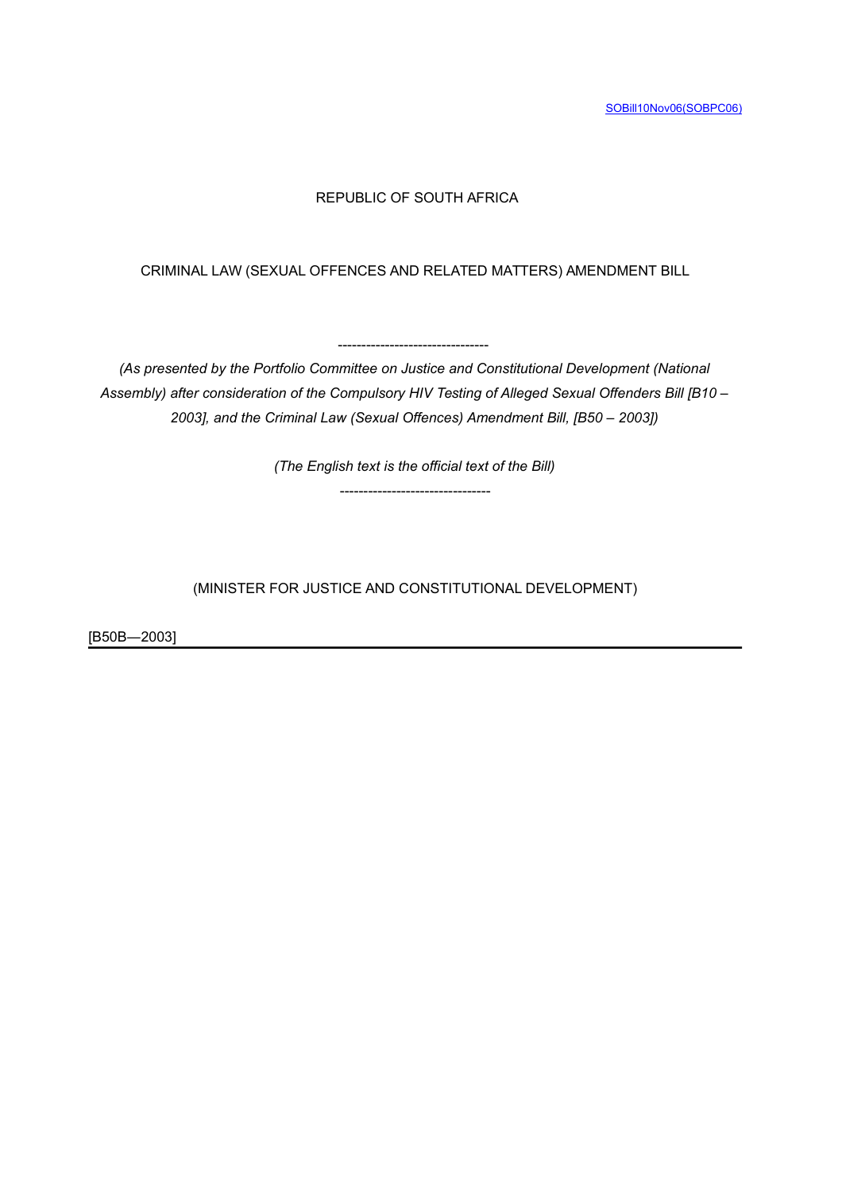SOBill10Nov06(SOBPC06)

REPUBLIC OF SOUTH AFRICA

# CRIMINAL LAW (SEXUAL OFFENCES AND RELATED MATTERS) AMENDMENT BILL

--------------------------------

*(As presented by the Portfolio Committee on Justice and Constitutional Development (National Assembly) after consideration of the Compulsory HIV Testing of Alleged Sexual Offenders Bill [B10 – 2003], and the Criminal Law (Sexual Offences) Amendment Bill, [B50 – 2003])*

*(The English text is the official text of the Bill)*

--------------------------------

(MINISTER FOR JUSTICE AND CONSTITUTIONAL DEVELOPMENT)

[B50B—2003]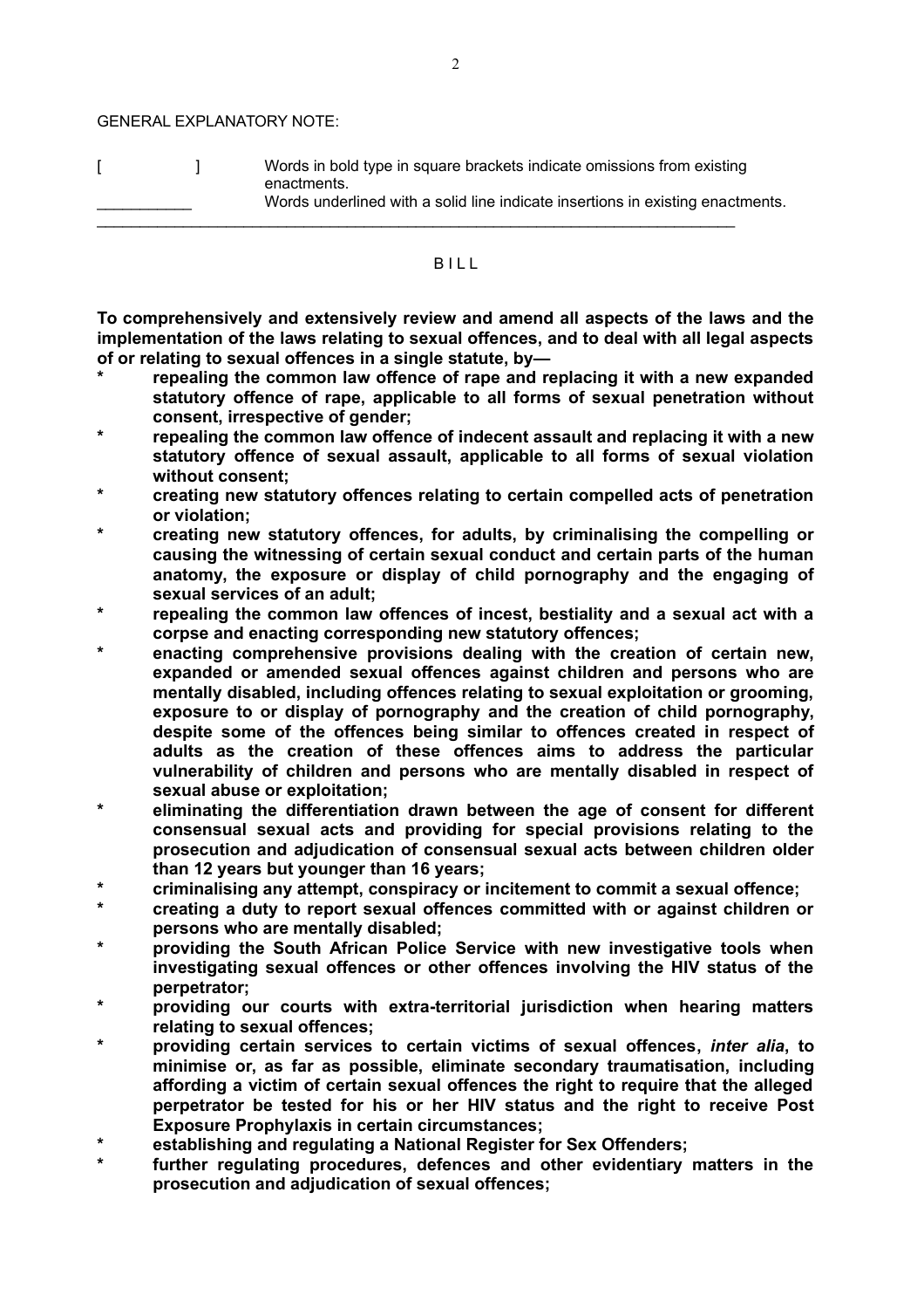GENERAL EXPLANATORY NOTE:

[ ] Words in bold type in square brackets indicate omissions from existing enactments.

\_\_\_\_\_\_\_\_\_\_\_ Words underlined with a solid line indicate insertions in existing enactments.

---

BILL

**To comprehensively and extensively review and amend all aspects of the laws and the implementation of the laws relating to sexual offences, and to deal with all legal aspects of or relating to sexual offences in a single statute, by—**

- **repealing the common law offence of rape and replacing it with a new expanded statutory offence of rape, applicable to all forms of sexual penetration without consent, irrespective of gender;**
- **repealing the common law offence of indecent assault and replacing it with a new statutory offence of sexual assault, applicable to all forms of sexual violation without consent;**
- **creating new statutory offences relating to certain compelled acts of penetration or violation;**
- **creating new statutory offences, for adults, by criminalising the compelling or causing the witnessing of certain sexual conduct and certain parts of the human anatomy, the exposure or display of child pornography and the engaging of sexual services of an adult;**
- **repealing the common law offences of incest, bestiality and a sexual act with a corpse and enacting corresponding new statutory offences;**
- **enacting comprehensive provisions dealing with the creation of certain new, expanded or amended sexual offences against children and persons who are mentally disabled, including offences relating to sexual exploitation or grooming, exposure to or display of pornography and the creation of child pornography, despite some of the offences being similar to offences created in respect of adults as the creation of these offences aims to address the particular vulnerability of children and persons who are mentally disabled in respect of sexual abuse or exploitation;**
- **eliminating the differentiation drawn between the age of consent for different consensual sexual acts and providing for special provisions relating to the prosecution and adjudication of consensual sexual acts between children older than 12 years but younger than 16 years;**
- **criminalising any attempt, conspiracy or incitement to commit a sexual offence;**
- **creating a duty to report sexual offences committed with or against children or persons who are mentally disabled;**
- **providing the South African Police Service with new investigative tools when investigating sexual offences or other offences involving the HIV status of the perpetrator;**
- **providing our courts with extra-territorial jurisdiction when hearing matters relating to sexual offences;**
- **providing certain services to certain victims of sexual offences, *inter alia*, to minimise or, as far as possible, eliminate secondary traumatisation, including affording a victim of certain sexual offences the right to require that the alleged perpetrator be tested for his or her HIV status and the right to receive Post Exposure Prophylaxis in certain circumstances;**
- **establishing and regulating a National Register for Sex Offenders;**
- **further regulating procedures, defences and other evidentiary matters in the prosecution and adjudication of sexual offences;**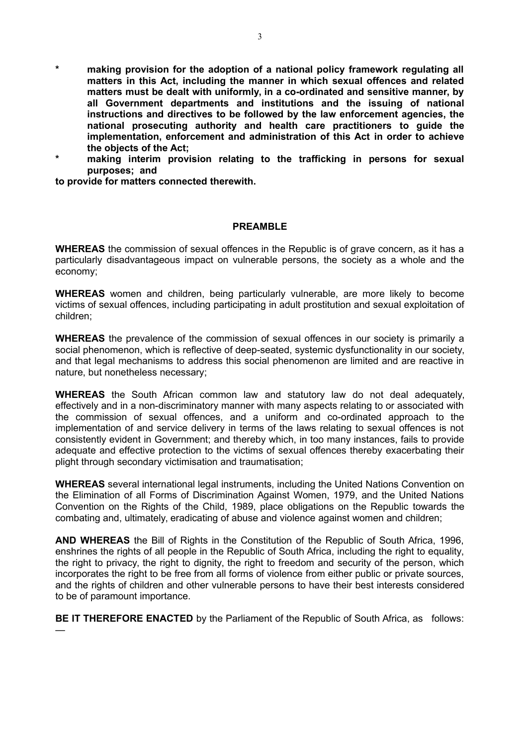- **making provision for the adoption of a national policy framework regulating all matters in this Act, including the manner in which sexual offences and related matters must be dealt with uniformly, in a co-ordinated and sensitive manner, by all Government departments and institutions and the issuing of national instructions and directives to be followed by the law enforcement agencies, the national prosecuting authority and health care practitioners to guide the implementation, enforcement and administration of this Act in order to achieve the objects of the Act;**
- **making interim provision relating to the trafficking in persons for sexual purposes; and**

**to provide for matters connected therewith.**

## PREAMBLE

**WHEREAS** the commission of sexual offences in the Republic is of grave concern, as it has a particularly disadvantageous impact on vulnerable persons, the society as a whole and the economy;

**WHEREAS** women and children, being particularly vulnerable, are more likely to become victims of sexual offences, including participating in adult prostitution and sexual exploitation of children;

**WHEREAS** the prevalence of the commission of sexual offences in our society is primarily a social phenomenon, which is reflective of deep-seated, systemic dysfunctionality in our society, and that legal mechanisms to address this social phenomenon are limited and are reactive in nature, but nonetheless necessary;

**WHEREAS** the South African common law and statutory law do not deal adequately, effectively and in a non-discriminatory manner with many aspects relating to or associated with the commission of sexual offences, and a uniform and co-ordinated approach to the implementation of and service delivery in terms of the laws relating to sexual offences is not consistently evident in Government; and thereby which, in too many instances, fails to provide adequate and effective protection to the victims of sexual offences thereby exacerbating their plight through secondary victimisation and traumatisation;

**WHEREAS** several international legal instruments, including the United Nations Convention on the Elimination of all Forms of Discrimination Against Women, 1979, and the United Nations Convention on the Rights of the Child, 1989, place obligations on the Republic towards the combating and, ultimately, eradicating of abuse and violence against women and children;

**AND WHEREAS** the Bill of Rights in the Constitution of the Republic of South Africa, 1996, enshrines the rights of all people in the Republic of South Africa, including the right to equality, the right to privacy, the right to dignity, the right to freedom and security of the person, which incorporates the right to be free from all forms of violence from either public or private sources, and the rights of children and other vulnerable persons to have their best interests considered to be of paramount importance.

**BE IT THEREFORE ENACTED** by the Parliament of the Republic of South Africa, as follows:—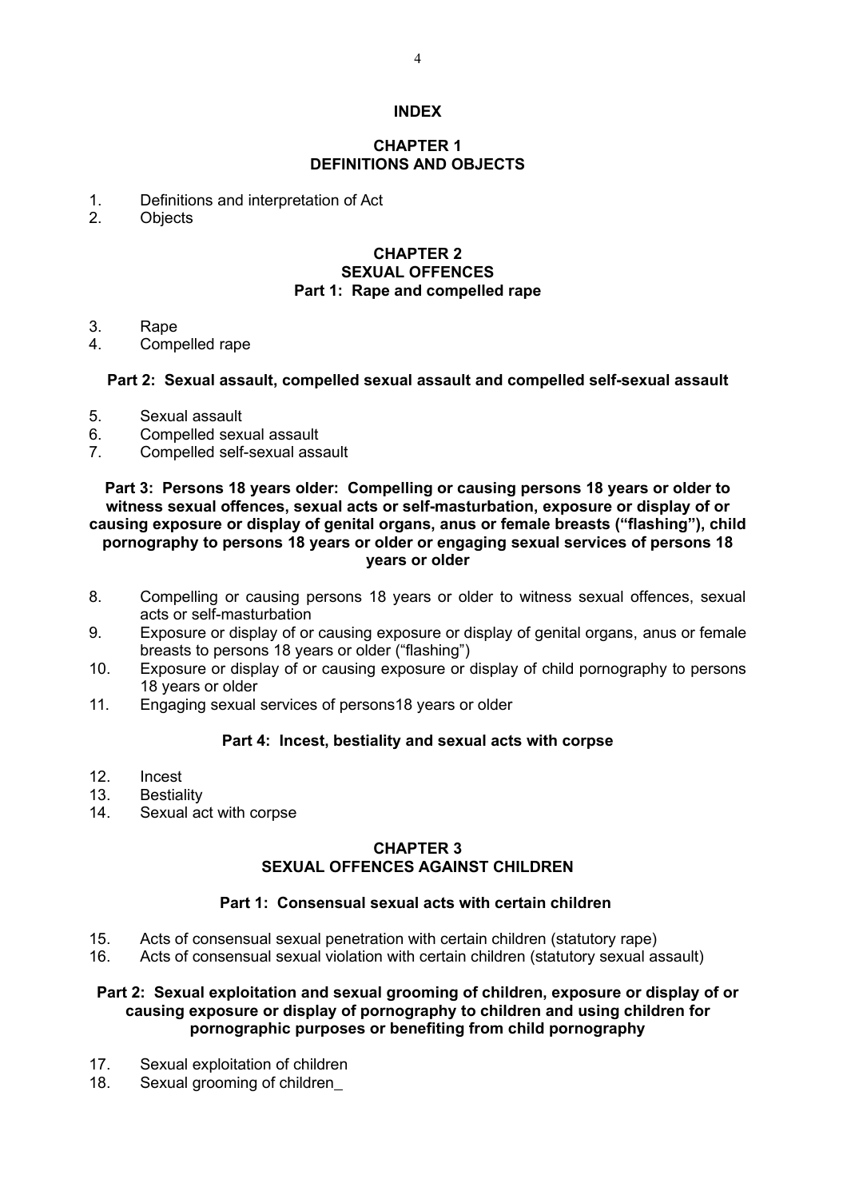# INDEX

## CHAPTER 1
## DEFINITIONS AND OBJECTS

1. Definitions and interpretation of Act
2. Objects

## CHAPTER 2
## SEXUAL OFFENCES
### Part 1: Rape and compelled rape

3. Rape
4. Compelled rape

### Part 2: Sexual assault, compelled sexual assault and compelled self-sexual assault

5. Sexual assault
6. Compelled sexual assault
7. Compelled self-sexual assault

### Part 3: Persons 18 years older: Compelling or causing persons 18 years or older to witness sexual offences, sexual acts or self-masturbation, exposure or display of or causing exposure or display of genital organs, anus or female breasts ("flashing"), child pornography to persons 18 years or older or engaging sexual services of persons 18 years or older

8. Compelling or causing persons 18 years or older to witness sexual offences, sexual acts or self-masturbation
9. Exposure or display of or causing exposure or display of genital organs, anus or female breasts to persons 18 years or older ("flashing")
10. Exposure or display of or causing exposure or display of child pornography to persons 18 years or older
11. Engaging sexual services of persons18 years or older

### Part 4: Incest, bestiality and sexual acts with corpse

12. Incest
13. Bestiality
14. Sexual act with corpse

## CHAPTER 3
## SEXUAL OFFENCES AGAINST CHILDREN

### Part 1: Consensual sexual acts with certain children

15. Acts of consensual sexual penetration with certain children (statutory rape)
16. Acts of consensual sexual violation with certain children (statutory sexual assault)

### Part 2: Sexual exploitation and sexual grooming of children, exposure or display of or causing exposure or display of pornography to children and using children for pornographic purposes or benefiting from child pornography

17. Sexual exploitation of children
18. Sexual grooming of children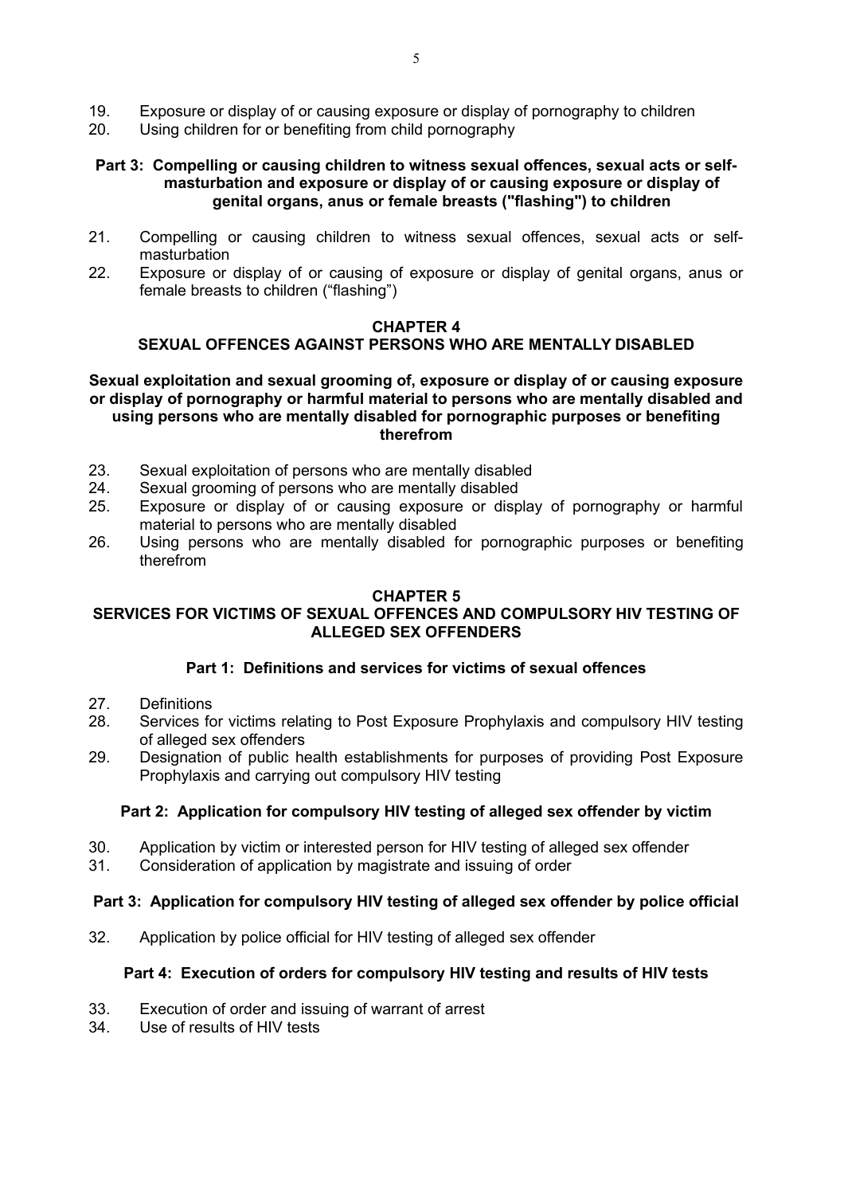19. Exposure or display of or causing exposure or display of pornography to children
20. Using children for or benefiting from child pornography

**Part 3: Compelling or causing children to witness sexual offences, sexual acts or self-masturbation and exposure or display of or causing exposure or display of genital organs, anus or female breasts ("flashing") to children**

21. Compelling or causing children to witness sexual offences, sexual acts or self-masturbation
22. Exposure or display of or causing of exposure or display of genital organs, anus or female breasts to children ("flashing")

## CHAPTER 4
## SEXUAL OFFENCES AGAINST PERSONS WHO ARE MENTALLY DISABLED

**Sexual exploitation and sexual grooming of, exposure or display of or causing exposure or display of pornography or harmful material to persons who are mentally disabled and using persons who are mentally disabled for pornographic purposes or benefiting therefrom**

23. Sexual exploitation of persons who are mentally disabled
24. Sexual grooming of persons who are mentally disabled
25. Exposure or display of or causing exposure or display of pornography or harmful material to persons who are mentally disabled
26. Using persons who are mentally disabled for pornographic purposes or benefiting therefrom

## CHAPTER 5
## SERVICES FOR VICTIMS OF SEXUAL OFFENCES AND COMPULSORY HIV TESTING OF ALLEGED SEX OFFENDERS

**Part 1: Definitions and services for victims of sexual offences**

27. Definitions
28. Services for victims relating to Post Exposure Prophylaxis and compulsory HIV testing of alleged sex offenders
29. Designation of public health establishments for purposes of providing Post Exposure Prophylaxis and carrying out compulsory HIV testing

**Part 2: Application for compulsory HIV testing of alleged sex offender by victim**

30. Application by victim or interested person for HIV testing of alleged sex offender
31. Consideration of application by magistrate and issuing of order

**Part 3: Application for compulsory HIV testing of alleged sex offender by police official**

32. Application by police official for HIV testing of alleged sex offender

**Part 4: Execution of orders for compulsory HIV testing and results of HIV tests**

33. Execution of order and issuing of warrant of arrest
34. Use of results of HIV tests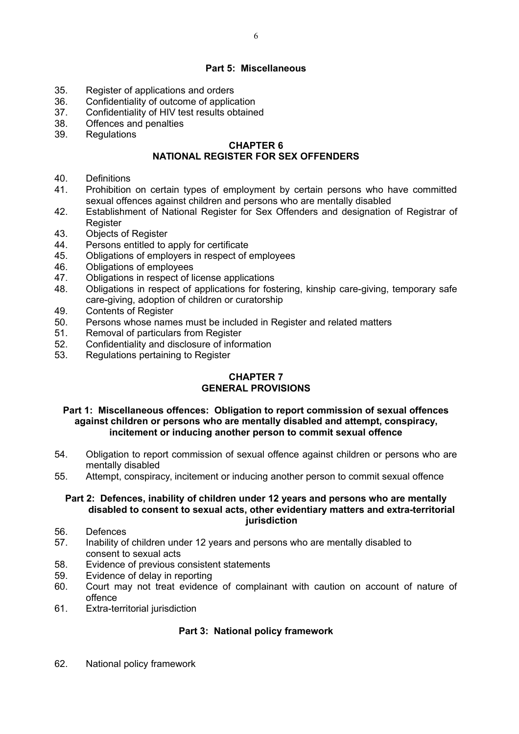**Part 5: Miscellaneous**

35. Register of applications and orders
36. Confidentiality of outcome of application
37. Confidentiality of HIV test results obtained
38. Offences and penalties
39. Regulations

## CHAPTER 6
## NATIONAL REGISTER FOR SEX OFFENDERS

40. Definitions
41. Prohibition on certain types of employment by certain persons who have committed sexual offences against children and persons who are mentally disabled
42. Establishment of National Register for Sex Offenders and designation of Registrar of Register
43. Objects of Register
44. Persons entitled to apply for certificate
45. Obligations of employers in respect of employees
46. Obligations of employees
47. Obligations in respect of license applications
48. Obligations in respect of applications for fostering, kinship care-giving, temporary safe care-giving, adoption of children or curatorship
49. Contents of Register
50. Persons whose names must be included in Register and related matters
51. Removal of particulars from Register
52. Confidentiality and disclosure of information
53. Regulations pertaining to Register

## CHAPTER 7
## GENERAL PROVISIONS

**Part 1: Miscellaneous offences: Obligation to report commission of sexual offences against children or persons who are mentally disabled and attempt, conspiracy, incitement or inducing another person to commit sexual offence**

54. Obligation to report commission of sexual offence against children or persons who are mentally disabled
55. Attempt, conspiracy, incitement or inducing another person to commit sexual offence

**Part 2: Defences, inability of children under 12 years and persons who are mentally disabled to consent to sexual acts, other evidentiary matters and extra-territorial jurisdiction**

56. Defences
57. Inability of children under 12 years and persons who are mentally disabled to consent to sexual acts
58. Evidence of previous consistent statements
59. Evidence of delay in reporting
60. Court may not treat evidence of complainant with caution on account of nature of offence
61. Extra-territorial jurisdiction

**Part 3: National policy framework**

62. National policy framework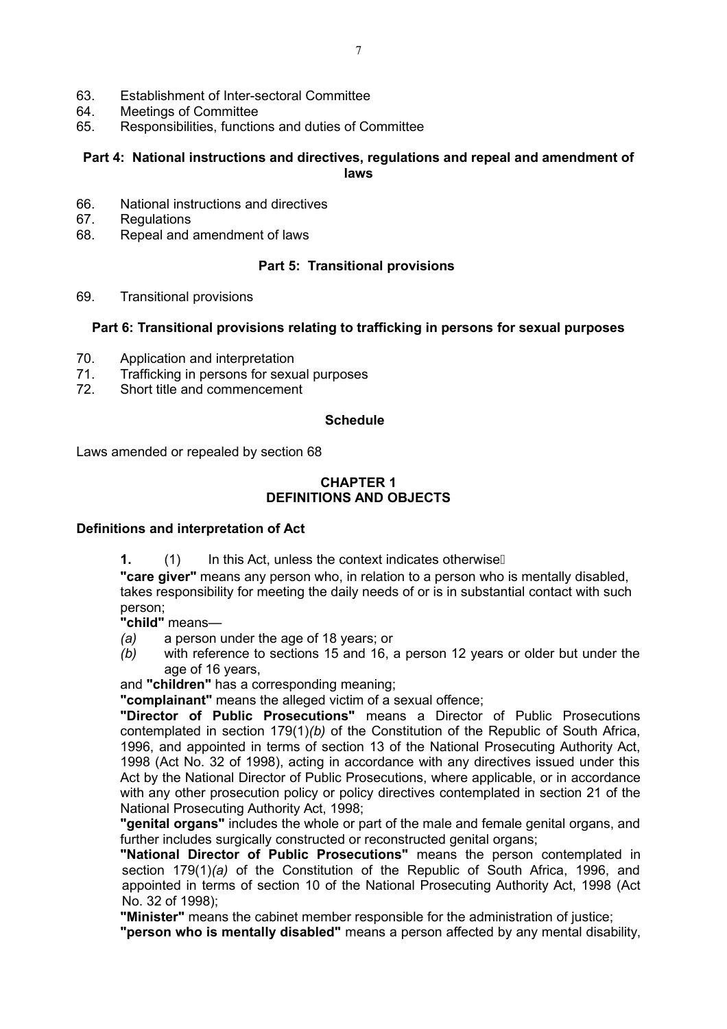63. Establishment of Inter-sectoral Committee
64. Meetings of Committee
65. Responsibilities, functions and duties of Committee

**Part 4: National instructions and directives, regulations and repeal and amendment of laws**

66. National instructions and directives
67. Regulations
68. Repeal and amendment of laws

**Part 5: Transitional provisions**

69. Transitional provisions

**Part 6: Transitional provisions relating to trafficking in persons for sexual purposes**

70. Application and interpretation
71. Trafficking in persons for sexual purposes
72. Short title and commencement

**Schedule**

Laws amended or repealed by section 68

## CHAPTER 1
## DEFINITIONS AND OBJECTS

### Definitions and interpretation of Act

**1.** (1) In this Act, unless the context indicates otherwise—

**"care giver"** means any person who, in relation to a person who is mentally disabled, takes responsibility for meeting the daily needs of or is in substantial contact with such person;

**"child"** means—

*(a)* a person under the age of 18 years; or
*(b)* with reference to sections 15 and 16, a person 12 years or older but under the age of 16 years,

and **"children"** has a corresponding meaning;

**"complainant"** means the alleged victim of a sexual offence;

**"Director of Public Prosecutions"** means a Director of Public Prosecutions contemplated in section 179(1)*(b)* of the Constitution of the Republic of South Africa, 1996, and appointed in terms of section 13 of the National Prosecuting Authority Act, 1998 (Act No. 32 of 1998), acting in accordance with any directives issued under this Act by the National Director of Public Prosecutions, where applicable, or in accordance with any other prosecution policy or policy directives contemplated in section 21 of the National Prosecuting Authority Act, 1998;

**"genital organs"** includes the whole or part of the male and female genital organs, and further includes surgically constructed or reconstructed genital organs;

**"National Director of Public Prosecutions"** means the person contemplated in section 179(1)*(a)* of the Constitution of the Republic of South Africa, 1996, and appointed in terms of section 10 of the National Prosecuting Authority Act, 1998 (Act No. 32 of 1998);

**"Minister"** means the cabinet member responsible for the administration of justice;

**"person who is mentally disabled"** means a person affected by any mental disability,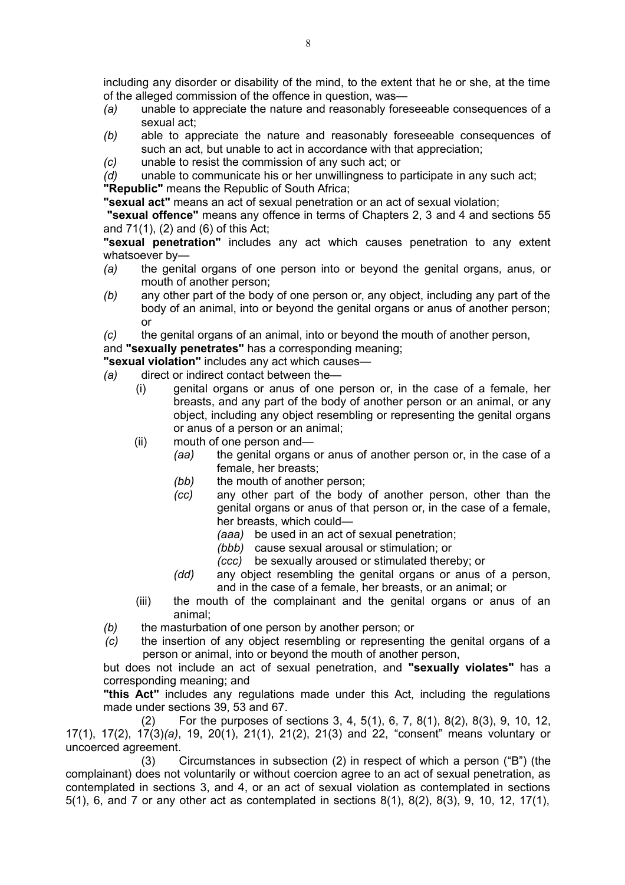including any disorder or disability of the mind, to the extent that he or she, at the time of the alleged commission of the offence in question, was—

*(a)* unable to appreciate the nature and reasonably foreseeable consequences of a sexual act;

*(b)* able to appreciate the nature and reasonably foreseeable consequences of such an act, but unable to act in accordance with that appreciation;

*(c)* unable to resist the commission of any such act; or

*(d)* unable to communicate his or her unwillingness to participate in any such act;

**"Republic"** means the Republic of South Africa;

**"sexual act"** means an act of sexual penetration or an act of sexual violation;

**"sexual offence"** means any offence in terms of Chapters 2, 3 and 4 and sections 55 and 71(1), (2) and (6) of this Act;

**"sexual penetration"** includes any act which causes penetration to any extent whatsoever by—

*(a)* the genital organs of one person into or beyond the genital organs, anus, or mouth of another person;

*(b)* any other part of the body of one person or, any object, including any part of the body of an animal, into or beyond the genital organs or anus of another person; or

*(c)* the genital organs of an animal, into or beyond the mouth of another person,

and **"sexually penetrates"** has a corresponding meaning;

**"sexual violation"** includes any act which causes—

*(a)* direct or indirect contact between the—

(i) genital organs or anus of one person or, in the case of a female, her breasts, and any part of the body of another person or an animal, or any object, including any object resembling or representing the genital organs or anus of a person or an animal;

(ii) mouth of one person and—

*(aa)* the genital organs or anus of another person or, in the case of a female, her breasts;

*(bb)* the mouth of another person;

*(cc)* any other part of the body of another person, other than the genital organs or anus of that person or, in the case of a female, her breasts, which could—

*(aaa)* be used in an act of sexual penetration;

*(bbb)* cause sexual arousal or stimulation; or

*(ccc)* be sexually aroused or stimulated thereby; or

*(dd)* any object resembling the genital organs or anus of a person, and in the case of a female, her breasts, or an animal; or

(iii) the mouth of the complainant and the genital organs or anus of an animal;

*(b)* the masturbation of one person by another person; or

*(c)* the insertion of any object resembling or representing the genital organs of a person or animal, into or beyond the mouth of another person,

but does not include an act of sexual penetration, and **"sexually violates"** has a corresponding meaning; and

**"this Act"** includes any regulations made under this Act, including the regulations made under sections 39, 53 and 67.

(2) For the purposes of sections 3, 4, 5(1), 6, 7, 8(1), 8(2), 8(3), 9, 10, 12, 17(1), 17(2), 17(3)*(a)*, 19, 20(1), 21(1), 21(2), 21(3) and 22, "consent" means voluntary or uncoerced agreement.

(3) Circumstances in subsection (2) in respect of which a person ("B") (the complainant) does not voluntarily or without coercion agree to an act of sexual penetration, as contemplated in sections 3, and 4, or an act of sexual violation as contemplated in sections 5(1), 6, and 7 or any other act as contemplated in sections 8(1), 8(2), 8(3), 9, 10, 12, 17(1),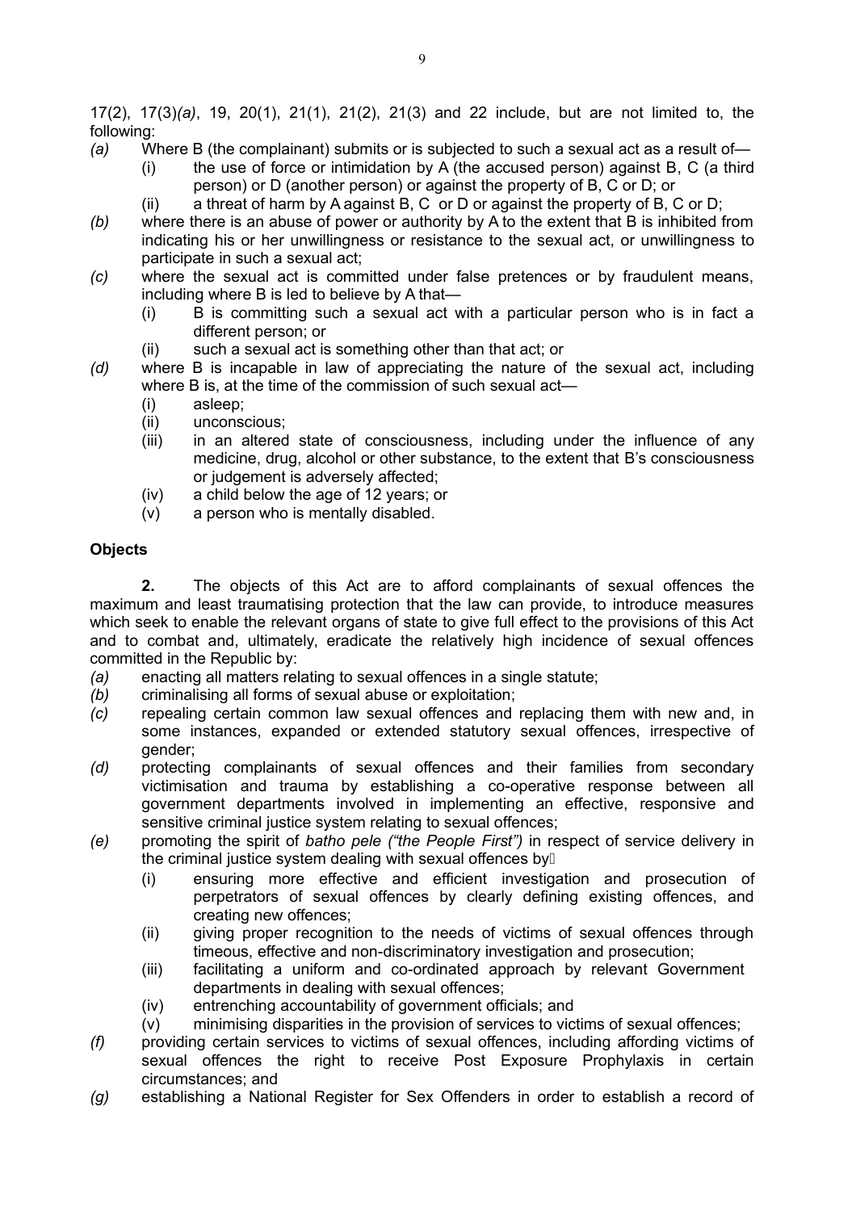17(2), 17(3)*(a)*, 19, 20(1), 21(1), 21(2), 21(3) and 22 include, but are not limited to, the following:

*(a)* Where B (the complainant) submits or is subjected to such a sexual act as a result of—
  (i) the use of force or intimidation by A (the accused person) against B, C (a third person) or D (another person) or against the property of B, C or D; or
  (ii) a threat of harm by A against B, C or D or against the property of B, C or D;

*(b)* where there is an abuse of power or authority by A to the extent that B is inhibited from indicating his or her unwillingness or resistance to the sexual act, or unwillingness to participate in such a sexual act;

*(c)* where the sexual act is committed under false pretences or by fraudulent means, including where B is led to believe by A that—
  (i) B is committing such a sexual act with a particular person who is in fact a different person; or
  (ii) such a sexual act is something other than that act; or

*(d)* where B is incapable in law of appreciating the nature of the sexual act, including where B is, at the time of the commission of such sexual act—
  (i) asleep;
  (ii) unconscious;
  (iii) in an altered state of consciousness, including under the influence of any medicine, drug, alcohol or other substance, to the extent that B's consciousness or judgement is adversely affected;
  (iv) a child below the age of 12 years; or
  (v) a person who is mentally disabled.

**Objects**

**2.** The objects of this Act are to afford complainants of sexual offences the maximum and least traumatising protection that the law can provide, to introduce measures which seek to enable the relevant organs of state to give full effect to the provisions of this Act and to combat and, ultimately, eradicate the relatively high incidence of sexual offences committed in the Republic by:

*(a)* enacting all matters relating to sexual offences in a single statute;

*(b)* criminalising all forms of sexual abuse or exploitation;

*(c)* repealing certain common law sexual offences and replacing them with new and, in some instances, expanded or extended statutory sexual offences, irrespective of gender;

*(d)* protecting complainants of sexual offences and their families from secondary victimisation and trauma by establishing a co-operative response between all government departments involved in implementing an effective, responsive and sensitive criminal justice system relating to sexual offences;

*(e)* promoting the spirit of *batho pele ("the People First")* in respect of service delivery in the criminal justice system dealing with sexual offences by—
  (i) ensuring more effective and efficient investigation and prosecution of perpetrators of sexual offences by clearly defining existing offences, and creating new offences;
  (ii) giving proper recognition to the needs of victims of sexual offences through timeous, effective and non-discriminatory investigation and prosecution;
  (iii) facilitating a uniform and co-ordinated approach by relevant Government departments in dealing with sexual offences;
  (iv) entrenching accountability of government officials; and
  (v) minimising disparities in the provision of services to victims of sexual offences;

*(f)* providing certain services to victims of sexual offences, including affording victims of sexual offences the right to receive Post Exposure Prophylaxis in certain circumstances; and

*(g)* establishing a National Register for Sex Offenders in order to establish a record of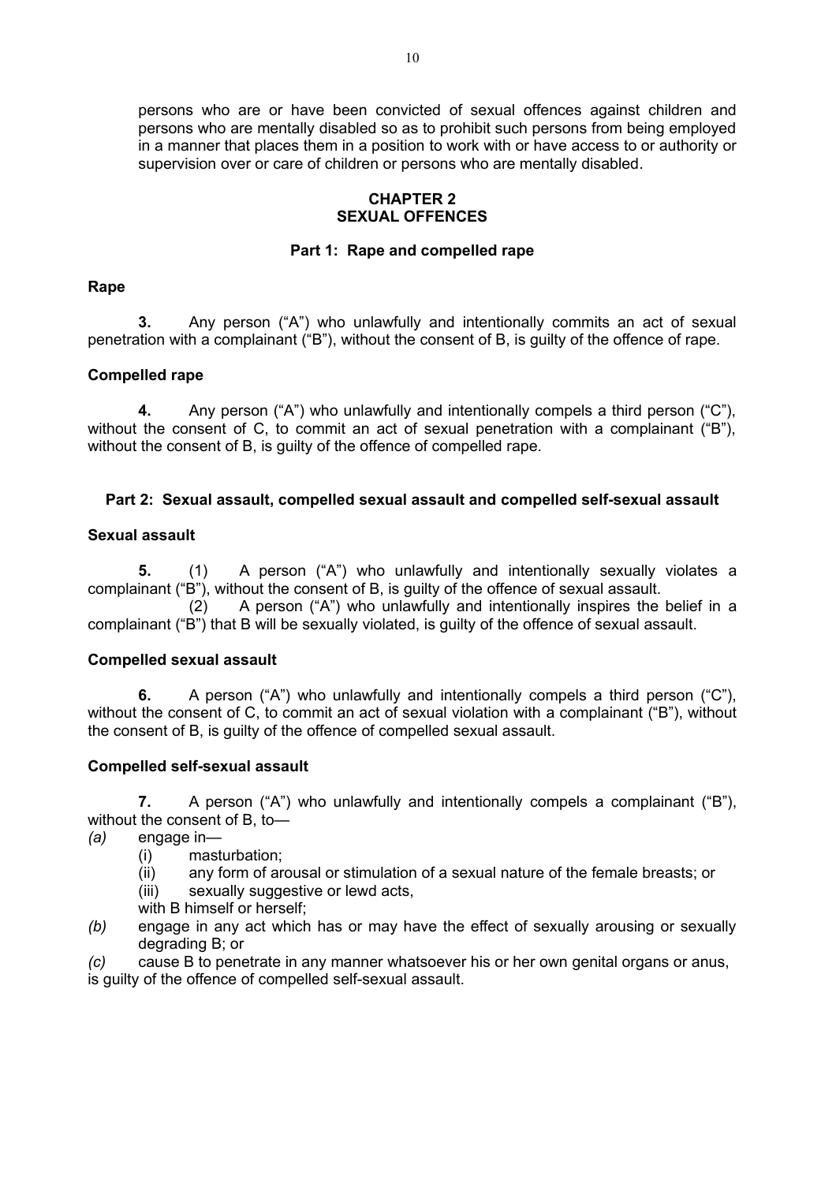persons who are or have been convicted of sexual offences against children and persons who are mentally disabled so as to prohibit such persons from being employed in a manner that places them in a position to work with or have access to or authority or supervision over or care of children or persons who are mentally disabled.

## CHAPTER 2
## SEXUAL OFFENCES

### Part 1: Rape and compelled rape

**Rape**

**3.** Any person ("A") who unlawfully and intentionally commits an act of sexual penetration with a complainant ("B"), without the consent of B, is guilty of the offence of rape.

**Compelled rape**

**4.** Any person ("A") who unlawfully and intentionally compels a third person ("C"), without the consent of C, to commit an act of sexual penetration with a complainant ("B"), without the consent of B, is guilty of the offence of compelled rape.

### Part 2: Sexual assault, compelled sexual assault and compelled self-sexual assault

**Sexual assault**

**5.** (1) A person ("A") who unlawfully and intentionally sexually violates a complainant ("B"), without the consent of B, is guilty of the offence of sexual assault.

(2) A person ("A") who unlawfully and intentionally inspires the belief in a complainant ("B") that B will be sexually violated, is guilty of the offence of sexual assault.

**Compelled sexual assault**

**6.** A person ("A") who unlawfully and intentionally compels a third person ("C"), without the consent of C, to commit an act of sexual violation with a complainant ("B"), without the consent of B, is guilty of the offence of compelled sexual assault.

**Compelled self-sexual assault**

**7.** A person ("A") who unlawfully and intentionally compels a complainant ("B"), without the consent of B, to—

*(a)* engage in—
  (i) masturbation;
  (ii) any form of arousal or stimulation of a sexual nature of the female breasts; or
  (iii) sexually suggestive or lewd acts,

  with B himself or herself;

*(b)* engage in any act which has or may have the effect of sexually arousing or sexually degrading B; or

*(c)* cause B to penetrate in any manner whatsoever his or her own genital organs or anus,

is guilty of the offence of compelled self-sexual assault.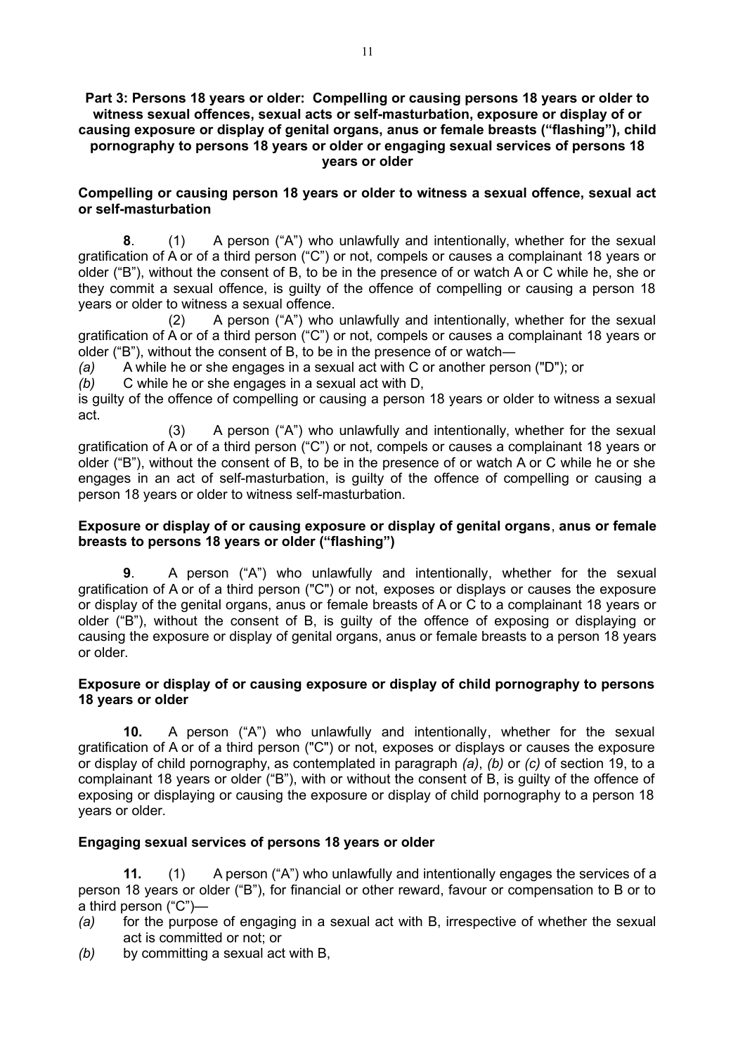## Part 3: Persons 18 years or older: Compelling or causing persons 18 years or older to witness sexual offences, sexual acts or self-masturbation, exposure or display of or causing exposure or display of genital organs, anus or female breasts ("flashing"), child pornography to persons 18 years or older or engaging sexual services of persons 18 years or older

### Compelling or causing person 18 years or older to witness a sexual offence, sexual act or self-masturbation

**8**. (1) A person ("A") who unlawfully and intentionally, whether for the sexual gratification of A or of a third person ("C") or not, compels or causes a complainant 18 years or older ("B"), without the consent of B, to be in the presence of or watch A or C while he, she or they commit a sexual offence, is guilty of the offence of compelling or causing a person 18 years or older to witness a sexual offence.

(2) A person ("A") who unlawfully and intentionally, whether for the sexual gratification of A or of a third person ("C") or not, compels or causes a complainant 18 years or older ("B"), without the consent of B, to be in the presence of or watch—

*(a)* A while he or she engages in a sexual act with C or another person ("D"); or

*(b)* C while he or she engages in a sexual act with D,

is guilty of the offence of compelling or causing a person 18 years or older to witness a sexual act.

(3) A person ("A") who unlawfully and intentionally, whether for the sexual gratification of A or of a third person ("C") or not, compels or causes a complainant 18 years or older ("B"), without the consent of B, to be in the presence of or watch A or C while he or she engages in an act of self-masturbation, is guilty of the offence of compelling or causing a person 18 years or older to witness self-masturbation.

### Exposure or display of or causing exposure or display of genital organs, anus or female breasts to persons 18 years or older ("flashing")

**9**. A person ("A") who unlawfully and intentionally, whether for the sexual gratification of A or of a third person ("C") or not, exposes or displays or causes the exposure or display of the genital organs, anus or female breasts of A or C to a complainant 18 years or older ("B"), without the consent of B, is guilty of the offence of exposing or displaying or causing the exposure or display of genital organs, anus or female breasts to a person 18 years or older.

### Exposure or display of or causing exposure or display of child pornography to persons 18 years or older

**10.** A person ("A") who unlawfully and intentionally, whether for the sexual gratification of A or of a third person ("C") or not, exposes or displays or causes the exposure or display of child pornography, as contemplated in paragraph *(a)*, *(b)* or *(c)* of section 19, to a complainant 18 years or older ("B"), with or without the consent of B, is guilty of the offence of exposing or displaying or causing the exposure or display of child pornography to a person 18 years or older.

### Engaging sexual services of persons 18 years or older

**11.** (1) A person ("A") who unlawfully and intentionally engages the services of a person 18 years or older ("B"), for financial or other reward, favour or compensation to B or to a third person ("C")—

*(a)* for the purpose of engaging in a sexual act with B, irrespective of whether the sexual act is committed or not; or

*(b)* by committing a sexual act with B,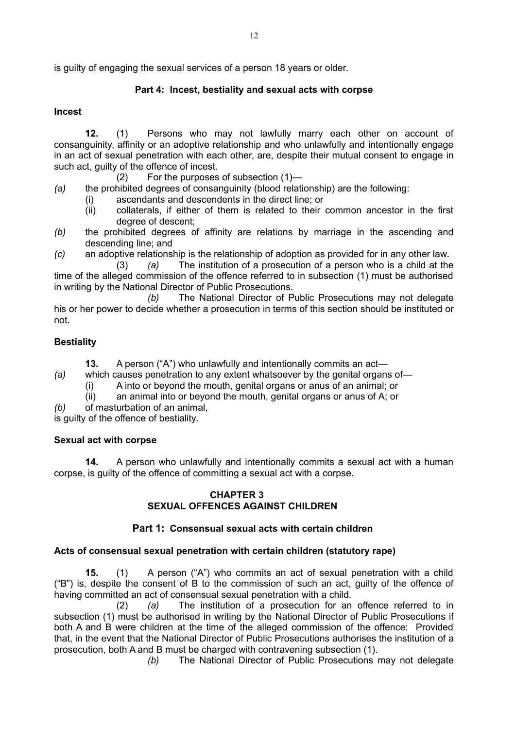is guilty of engaging the sexual services of a person 18 years or older.

## Part 4: Incest, bestiality and sexual acts with corpse

### Incest

**12.** (1) Persons who may not lawfully marry each other on account of consanguinity, affinity or an adoptive relationship and who unlawfully and intentionally engage in an act of sexual penetration with each other, are, despite their mutual consent to engage in such act, guilty of the offence of incest.

(2) For the purposes of subsection (1)—

*(a)* the prohibited degrees of consanguinity (blood relationship) are the following:

- (i) ascendants and descendents in the direct line; or
- (ii) collaterals, if either of them is related to their common ancestor in the first degree of descent;

*(b)* the prohibited degrees of affinity are relations by marriage in the ascending and descending line; and

*(c)* an adoptive relationship is the relationship of adoption as provided for in any other law.

(3) *(a)* The institution of a prosecution of a person who is a child at the time of the alleged commission of the offence referred to in subsection (1) must be authorised in writing by the National Director of Public Prosecutions.

*(b)* The National Director of Public Prosecutions may not delegate his or her power to decide whether a prosecution in terms of this section should be instituted or not.

### Bestiality

**13.** A person ("A") who unlawfully and intentionally commits an act—

*(a)* which causes penetration to any extent whatsoever by the genital organs of—

- (i) A into or beyond the mouth, genital organs or anus of an animal; or
- (ii) an animal into or beyond the mouth, genital organs or anus of A; or

*(b)* of masturbation of an animal,

is guilty of the offence of bestiality.

### Sexual act with corpse

**14.** A person who unlawfully and intentionally commits a sexual act with a human corpse, is guilty of the offence of committing a sexual act with a corpse.

# CHAPTER 3
# SEXUAL OFFENCES AGAINST CHILDREN

## Part 1: Consensual sexual acts with certain children

### Acts of consensual sexual penetration with certain children (statutory rape)

**15.** (1) A person ("A") who commits an act of sexual penetration with a child ("B") is, despite the consent of B to the commission of such an act, guilty of the offence of having committed an act of consensual sexual penetration with a child.

(2) *(a)* The institution of a prosecution for an offence referred to in subsection (1) must be authorised in writing by the National Director of Public Prosecutions if both A and B were children at the time of the alleged commission of the offence: Provided that, in the event that the National Director of Public Prosecutions authorises the institution of a prosecution, both A and B must be charged with contravening subsection (1).

*(b)* The National Director of Public Prosecutions may not delegate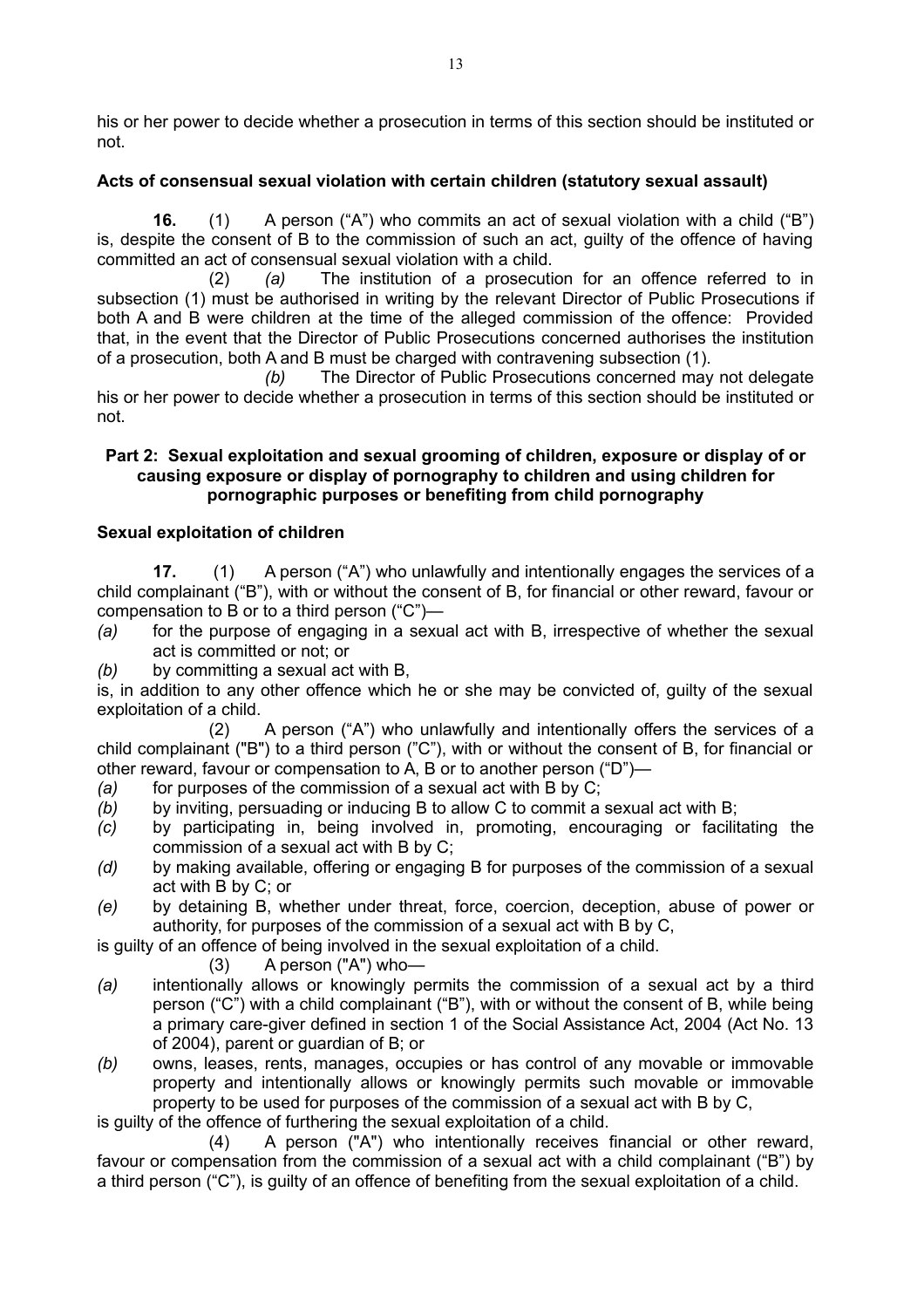his or her power to decide whether a prosecution in terms of this section should be instituted or not.

**Acts of consensual sexual violation with certain children (statutory sexual assault)**

**16.** (1) A person ("A") who commits an act of sexual violation with a child ("B") is, despite the consent of B to the commission of such an act, guilty of the offence of having committed an act of consensual sexual violation with a child.

(2) *(a)* The institution of a prosecution for an offence referred to in subsection (1) must be authorised in writing by the relevant Director of Public Prosecutions if both A and B were children at the time of the alleged commission of the offence: Provided that, in the event that the Director of Public Prosecutions concerned authorises the institution of a prosecution, both A and B must be charged with contravening subsection (1).

*(b)* The Director of Public Prosecutions concerned may not delegate his or her power to decide whether a prosecution in terms of this section should be instituted or not.

## Part 2: Sexual exploitation and sexual grooming of children, exposure or display of or causing exposure or display of pornography to children and using children for pornographic purposes or benefiting from child pornography

**Sexual exploitation of children**

**17.** (1) A person ("A") who unlawfully and intentionally engages the services of a child complainant ("B"), with or without the consent of B, for financial or other reward, favour or compensation to B or to a third person ("C")—

*(a)* for the purpose of engaging in a sexual act with B, irrespective of whether the sexual act is committed or not; or

*(b)* by committing a sexual act with B,

is, in addition to any other offence which he or she may be convicted of, guilty of the sexual exploitation of a child.

(2) A person ("A") who unlawfully and intentionally offers the services of a child complainant ("B") to a third person ("C"), with or without the consent of B, for financial or other reward, favour or compensation to A, B or to another person ("D")—

*(a)* for purposes of the commission of a sexual act with B by C;

*(b)* by inviting, persuading or inducing B to allow C to commit a sexual act with B;

*(c)* by participating in, being involved in, promoting, encouraging or facilitating the commission of a sexual act with B by C;

*(d)* by making available, offering or engaging B for purposes of the commission of a sexual act with B by C; or

*(e)* by detaining B, whether under threat, force, coercion, deception, abuse of power or authority, for purposes of the commission of a sexual act with B by C,

is guilty of an offence of being involved in the sexual exploitation of a child.

(3) A person ("A") who—

*(a)* intentionally allows or knowingly permits the commission of a sexual act by a third person ("C") with a child complainant ("B"), with or without the consent of B, while being a primary care-giver defined in section 1 of the Social Assistance Act, 2004 (Act No. 13 of 2004), parent or guardian of B; or

*(b)* owns, leases, rents, manages, occupies or has control of any movable or immovable property and intentionally allows or knowingly permits such movable or immovable property to be used for purposes of the commission of a sexual act with B by C,

is guilty of the offence of furthering the sexual exploitation of a child.

(4) A person ("A") who intentionally receives financial or other reward, favour or compensation from the commission of a sexual act with a child complainant ("B") by a third person ("C"), is guilty of an offence of benefiting from the sexual exploitation of a child.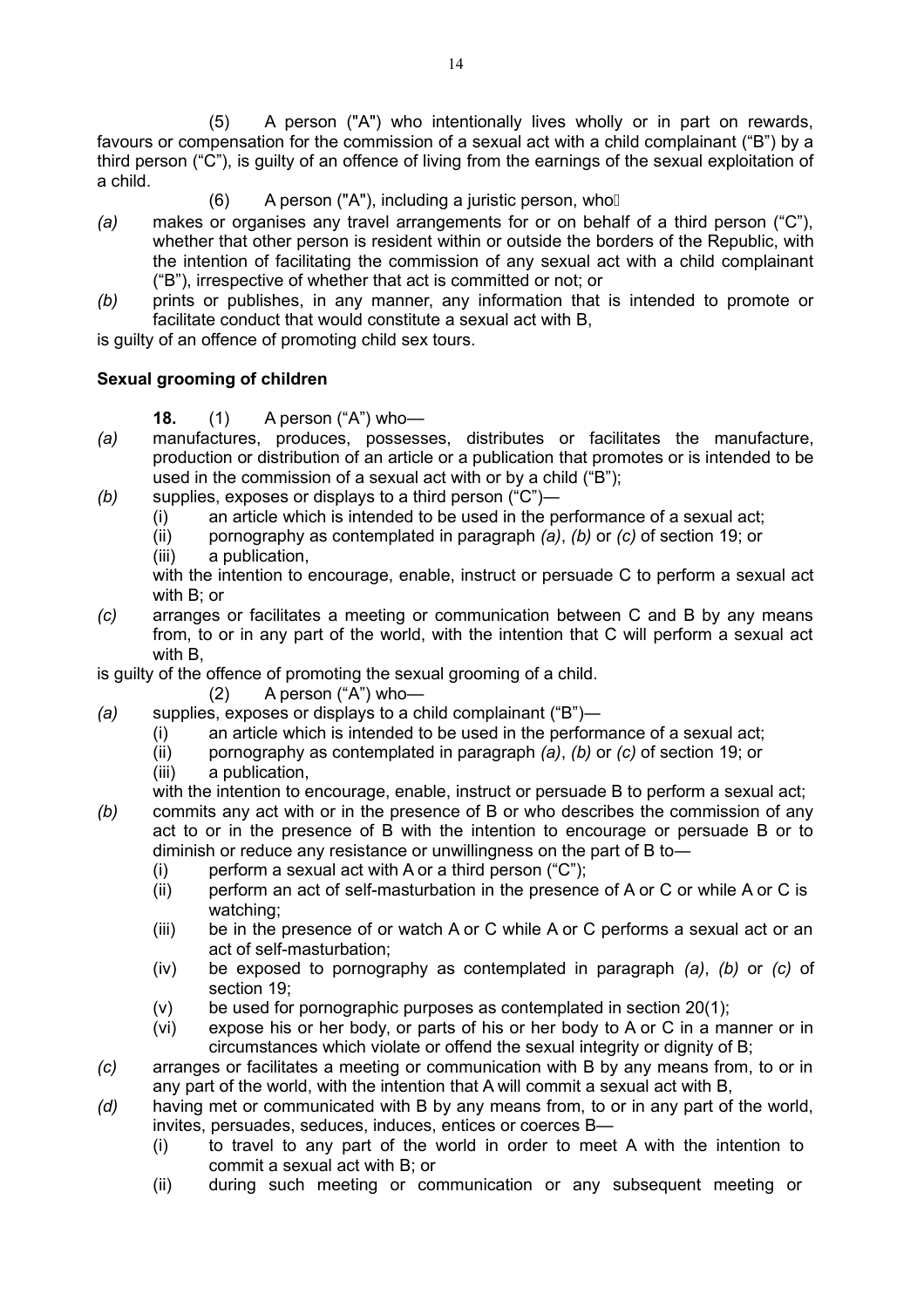(5) A person ("A") who intentionally lives wholly or in part on rewards, favours or compensation for the commission of a sexual act with a child complainant ("B") by a third person ("C"), is guilty of an offence of living from the earnings of the sexual exploitation of a child.

(6) A person ("A"), including a juristic person, who

*(a)* makes or organises any travel arrangements for or on behalf of a third person ("C"), whether that other person is resident within or outside the borders of the Republic, with the intention of facilitating the commission of any sexual act with a child complainant ("B"), irrespective of whether that act is committed or not; or

*(b)* prints or publishes, in any manner, any information that is intended to promote or facilitate conduct that would constitute a sexual act with B,

is guilty of an offence of promoting child sex tours.

**Sexual grooming of children**

**18.** (1) A person ("A") who—

*(a)* manufactures, produces, possesses, distributes or facilitates the manufacture, production or distribution of an article or a publication that promotes or is intended to be used in the commission of a sexual act with or by a child ("B");

*(b)* supplies, exposes or displays to a third person ("C")—
  (i) an article which is intended to be used in the performance of a sexual act;
  (ii) pornography as contemplated in paragraph *(a)*, *(b)* or *(c)* of section 19; or
  (iii) a publication,

  with the intention to encourage, enable, instruct or persuade C to perform a sexual act with B; or

*(c)* arranges or facilitates a meeting or communication between C and B by any means from, to or in any part of the world, with the intention that C will perform a sexual act with B,

is guilty of the offence of promoting the sexual grooming of a child.

(2) A person ("A") who—

*(a)* supplies, exposes or displays to a child complainant ("B")—
  (i) an article which is intended to be used in the performance of a sexual act;
  (ii) pornography as contemplated in paragraph *(a)*, *(b)* or *(c)* of section 19; or
  (iii) a publication,

  with the intention to encourage, enable, instruct or persuade B to perform a sexual act;

*(b)* commits any act with or in the presence of B or who describes the commission of any act to or in the presence of B with the intention to encourage or persuade B or to diminish or reduce any resistance or unwillingness on the part of B to—
  (i) perform a sexual act with A or a third person ("C");
  (ii) perform an act of self-masturbation in the presence of A or C or while A or C is watching;
  (iii) be in the presence of or watch A or C while A or C performs a sexual act or an act of self-masturbation;
  (iv) be exposed to pornography as contemplated in paragraph *(a)*, *(b)* or *(c)* of section 19;
  (v) be used for pornographic purposes as contemplated in section 20(1);
  (vi) expose his or her body, or parts of his or her body to A or C in a manner or in circumstances which violate or offend the sexual integrity or dignity of B;

*(c)* arranges or facilitates a meeting or communication with B by any means from, to or in any part of the world, with the intention that A will commit a sexual act with B,

*(d)* having met or communicated with B by any means from, to or in any part of the world, invites, persuades, seduces, induces, entices or coerces B—
  (i) to travel to any part of the world in order to meet A with the intention to commit a sexual act with B; or
  (ii) during such meeting or communication or any subsequent meeting or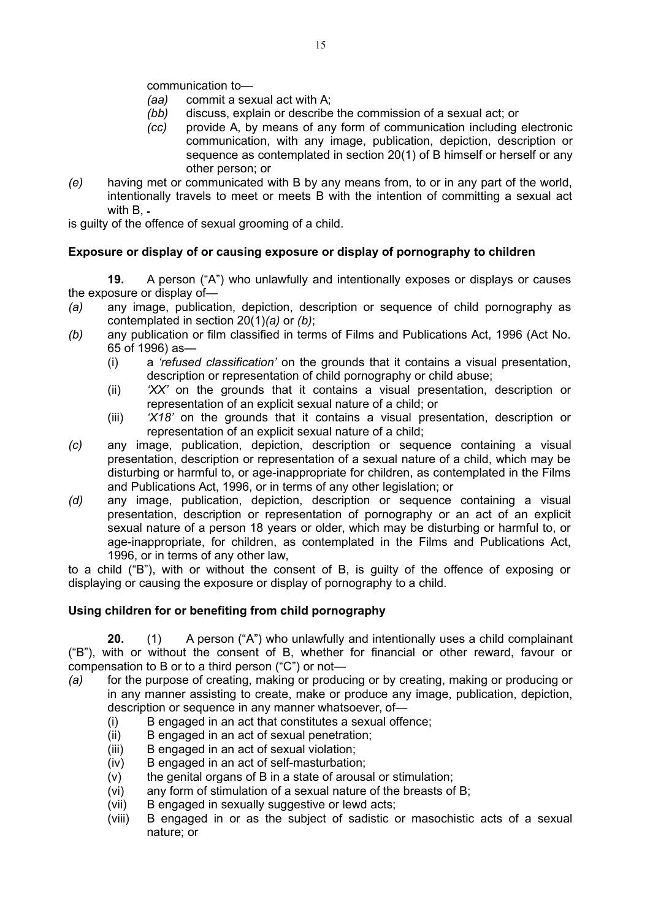communication to—

- *(aa)* commit a sexual act with A;
- *(bb)* discuss, explain or describe the commission of a sexual act; or
- *(cc)* provide A, by means of any form of communication including electronic communication, with any image, publication, depiction, description or sequence as contemplated in section 20(1) of B himself or herself or any other person; or

*(e)* having met or communicated with B by any means from, to or in any part of the world, intentionally travels to meet or meets B with the intention of committing a sexual act with B,

is guilty of the offence of sexual grooming of a child.

**Exposure or display of or causing exposure or display of pornography to children**

**19.** A person ("A") who unlawfully and intentionally exposes or displays or causes the exposure or display of—

*(a)* any image, publication, depiction, description or sequence of child pornography as contemplated in section 20(1)*(a)* or *(b)*;

*(b)* any publication or film classified in terms of Films and Publications Act, 1996 (Act No. 65 of 1996) as—

- (i) a *'refused classification'* on the grounds that it contains a visual presentation, description or representation of child pornography or child abuse;
- (ii) *'XX'* on the grounds that it contains a visual presentation, description or representation of an explicit sexual nature of a child; or
- (iii) *'X18'* on the grounds that it contains a visual presentation, description or representation of an explicit sexual nature of a child;

*(c)* any image, publication, depiction, description or sequence containing a visual presentation, description or representation of a sexual nature of a child, which may be disturbing or harmful to, or age-inappropriate for children, as contemplated in the Films and Publications Act, 1996, or in terms of any other legislation; or

*(d)* any image, publication, depiction, description or sequence containing a visual presentation, description or representation of pornography or an act of an explicit sexual nature of a person 18 years or older, which may be disturbing or harmful to, or age-inappropriate, for children, as contemplated in the Films and Publications Act, 1996, or in terms of any other law,

to a child ("B"), with or without the consent of B, is guilty of the offence of exposing or displaying or causing the exposure or display of pornography to a child.

**Using children for or benefiting from child pornography**

**20.** (1) A person ("A") who unlawfully and intentionally uses a child complainant ("B"), with or without the consent of B, whether for financial or other reward, favour or compensation to B or to a third person ("C") or not—

*(a)* for the purpose of creating, making or producing or by creating, making or producing or in any manner assisting to create, make or produce any image, publication, depiction, description or sequence in any manner whatsoever, of—

- (i) B engaged in an act that constitutes a sexual offence;
- (ii) B engaged in an act of sexual penetration;
- (iii) B engaged in an act of sexual violation;
- (iv) B engaged in an act of self-masturbation;
- (v) the genital organs of B in a state of arousal or stimulation;
- (vi) any form of stimulation of a sexual nature of the breasts of B;
- (vii) B engaged in sexually suggestive or lewd acts;
- (viii) B engaged in or as the subject of sadistic or masochistic acts of a sexual nature; or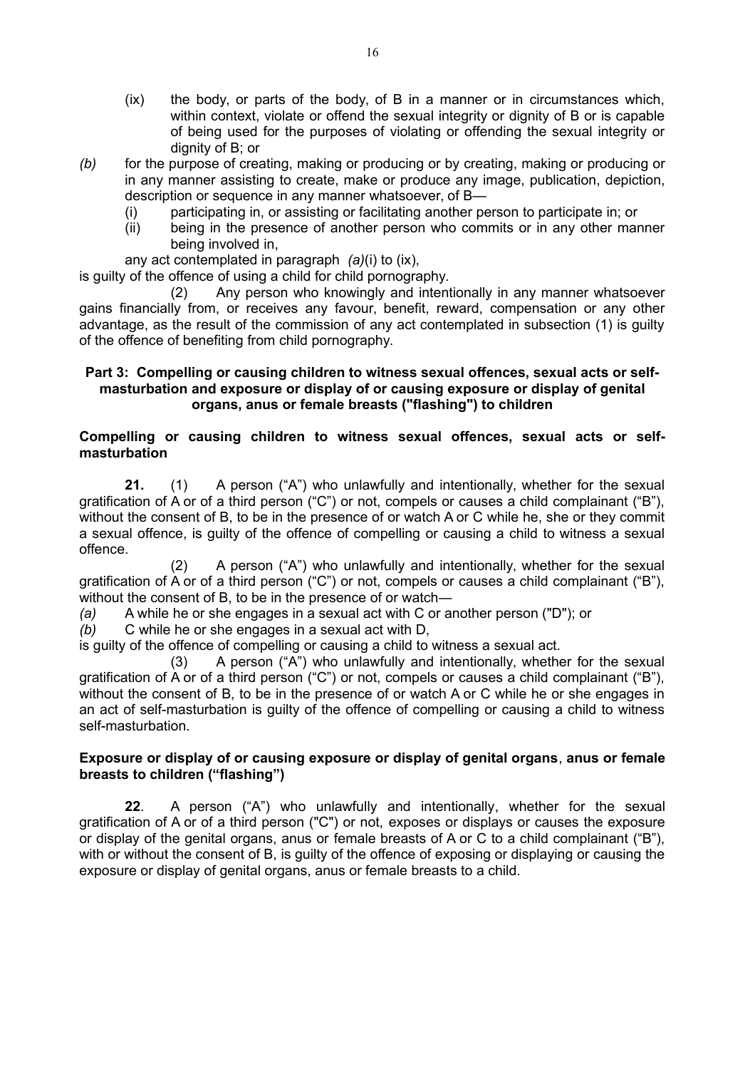(ix) the body, or parts of the body, of B in a manner or in circumstances which, within context, violate or offend the sexual integrity or dignity of B or is capable of being used for the purposes of violating or offending the sexual integrity or dignity of B; or

*(b)* for the purpose of creating, making or producing or by creating, making or producing or in any manner assisting to create, make or produce any image, publication, depiction, description or sequence in any manner whatsoever, of B—

(i) participating in, or assisting or facilitating another person to participate in; or

(ii) being in the presence of another person who commits or in any other manner being involved in,

any act contemplated in paragraph *(a)*(i) to (ix),

is guilty of the offence of using a child for child pornography.

(2) Any person who knowingly and intentionally in any manner whatsoever gains financially from, or receives any favour, benefit, reward, compensation or any other advantage, as the result of the commission of any act contemplated in subsection (1) is guilty of the offence of benefiting from child pornography.

## Part 3: Compelling or causing children to witness sexual offences, sexual acts or self-masturbation and exposure or display of or causing exposure or display of genital organs, anus or female breasts ("flashing") to children

### Compelling or causing children to witness sexual offences, sexual acts or self-masturbation

**21.** (1) A person ("A") who unlawfully and intentionally, whether for the sexual gratification of A or of a third person ("C") or not, compels or causes a child complainant ("B"), without the consent of B, to be in the presence of or watch A or C while he, she or they commit a sexual offence, is guilty of the offence of compelling or causing a child to witness a sexual offence.

(2) A person ("A") who unlawfully and intentionally, whether for the sexual gratification of A or of a third person ("C") or not, compels or causes a child complainant ("B"), without the consent of B, to be in the presence of or watch—

*(a)* A while he or she engages in a sexual act with C or another person ("D"); or

*(b)* C while he or she engages in a sexual act with D,

is guilty of the offence of compelling or causing a child to witness a sexual act.

(3) A person ("A") who unlawfully and intentionally, whether for the sexual gratification of A or of a third person ("C") or not, compels or causes a child complainant ("B"), without the consent of B, to be in the presence of or watch A or C while he or she engages in an act of self-masturbation is guilty of the offence of compelling or causing a child to witness self-masturbation.

### Exposure or display of or causing exposure or display of genital organs, anus or female breasts to children ("flashing")

**22**. A person ("A") who unlawfully and intentionally, whether for the sexual gratification of A or of a third person ("C") or not, exposes or displays or causes the exposure or display of the genital organs, anus or female breasts of A or C to a child complainant ("B"), with or without the consent of B, is guilty of the offence of exposing or displaying or causing the exposure or display of genital organs, anus or female breasts to a child.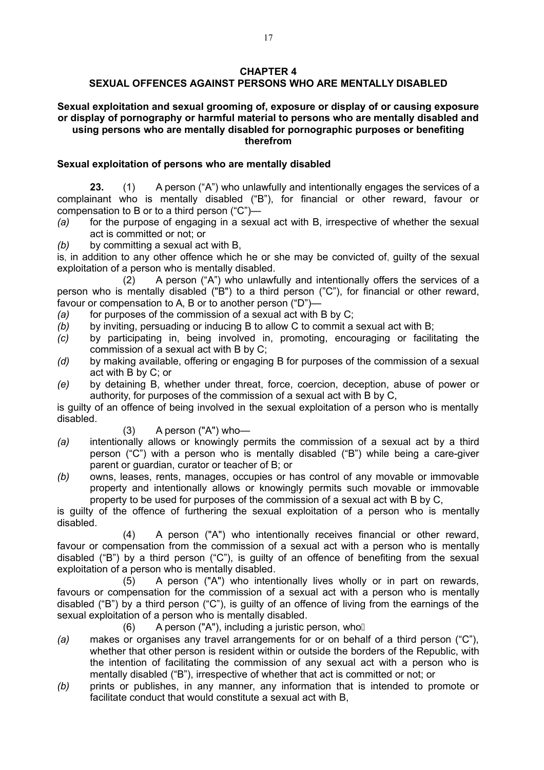## CHAPTER 4
## SEXUAL OFFENCES AGAINST PERSONS WHO ARE MENTALLY DISABLED

### Sexual exploitation and sexual grooming of, exposure or display of or causing exposure or display of pornography or harmful material to persons who are mentally disabled and using persons who are mentally disabled for pornographic purposes or benefiting therefrom

#### Sexual exploitation of persons who are mentally disabled

**23.** (1) A person ("A") who unlawfully and intentionally engages the services of a complainant who is mentally disabled ("B"), for financial or other reward, favour or compensation to B or to a third person ("C")—

*(a)* for the purpose of engaging in a sexual act with B, irrespective of whether the sexual act is committed or not; or

*(b)* by committing a sexual act with B,

is, in addition to any other offence which he or she may be convicted of, guilty of the sexual exploitation of a person who is mentally disabled.

(2) A person ("A") who unlawfully and intentionally offers the services of a person who is mentally disabled ("B") to a third person ("C"), for financial or other reward, favour or compensation to A, B or to another person ("D")—

*(a)* for purposes of the commission of a sexual act with B by C;

*(b)* by inviting, persuading or inducing B to allow C to commit a sexual act with B;

*(c)* by participating in, being involved in, promoting, encouraging or facilitating the commission of a sexual act with B by C;

*(d)* by making available, offering or engaging B for purposes of the commission of a sexual act with B by C; or

*(e)* by detaining B, whether under threat, force, coercion, deception, abuse of power or authority, for purposes of the commission of a sexual act with B by C,

is guilty of an offence of being involved in the sexual exploitation of a person who is mentally disabled.

(3) A person ("A") who—

*(a)* intentionally allows or knowingly permits the commission of a sexual act by a third person ("C") with a person who is mentally disabled ("B") while being a care-giver parent or guardian, curator or teacher of B; or

*(b)* owns, leases, rents, manages, occupies or has control of any movable or immovable property and intentionally allows or knowingly permits such movable or immovable property to be used for purposes of the commission of a sexual act with B by C,

is guilty of the offence of furthering the sexual exploitation of a person who is mentally disabled.

(4) A person ("A") who intentionally receives financial or other reward, favour or compensation from the commission of a sexual act with a person who is mentally disabled ("B") by a third person ("C"), is guilty of an offence of benefiting from the sexual exploitation of a person who is mentally disabled.

(5) A person ("A") who intentionally lives wholly or in part on rewards, favours or compensation for the commission of a sexual act with a person who is mentally disabled ("B") by a third person ("C"), is guilty of an offence of living from the earnings of the sexual exploitation of a person who is mentally disabled.

(6) A person ("A"), including a juristic person, who—

*(a)* makes or organises any travel arrangements for or on behalf of a third person ("C"), whether that other person is resident within or outside the borders of the Republic, with the intention of facilitating the commission of any sexual act with a person who is mentally disabled ("B"), irrespective of whether that act is committed or not; or

*(b)* prints or publishes, in any manner, any information that is intended to promote or facilitate conduct that would constitute a sexual act with B,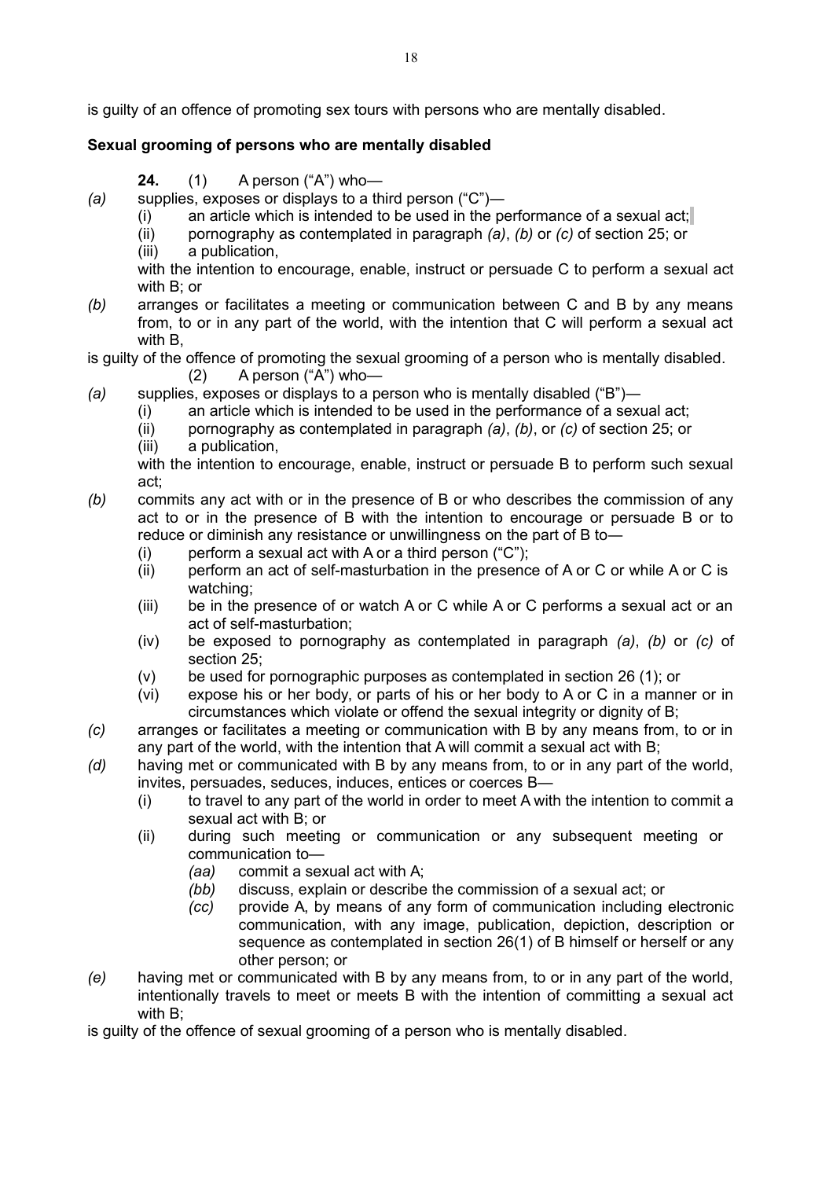is guilty of an offence of promoting sex tours with persons who are mentally disabled.

**Sexual grooming of persons who are mentally disabled**

**24.** (1) A person ("A") who—

*(a)* supplies, exposes or displays to a third person ("C")—

(i) an article which is intended to be used in the performance of a sexual act;

(ii) pornography as contemplated in paragraph *(a)*, *(b)* or *(c)* of section 25; or

(iii) a publication,

with the intention to encourage, enable, instruct or persuade C to perform a sexual act with B; or

*(b)* arranges or facilitates a meeting or communication between C and B by any means from, to or in any part of the world, with the intention that C will perform a sexual act with B,

is guilty of the offence of promoting the sexual grooming of a person who is mentally disabled.

(2) A person ("A") who—

*(a)* supplies, exposes or displays to a person who is mentally disabled ("B")—

(i) an article which is intended to be used in the performance of a sexual act;

(ii) pornography as contemplated in paragraph *(a)*, *(b)*, or *(c)* of section 25; or

(iii) a publication,

with the intention to encourage, enable, instruct or persuade B to perform such sexual act;

*(b)* commits any act with or in the presence of B or who describes the commission of any act to or in the presence of B with the intention to encourage or persuade B or to reduce or diminish any resistance or unwillingness on the part of B to—

(i) perform a sexual act with A or a third person ("C");

(ii) perform an act of self-masturbation in the presence of A or C or while A or C is watching;

(iii) be in the presence of or watch A or C while A or C performs a sexual act or an act of self-masturbation;

(iv) be exposed to pornography as contemplated in paragraph *(a)*, *(b)* or *(c)* of section 25;

(v) be used for pornographic purposes as contemplated in section 26 (1); or

(vi) expose his or her body, or parts of his or her body to A or C in a manner or in circumstances which violate or offend the sexual integrity or dignity of B;

*(c)* arranges or facilitates a meeting or communication with B by any means from, to or in any part of the world, with the intention that A will commit a sexual act with B;

*(d)* having met or communicated with B by any means from, to or in any part of the world, invites, persuades, seduces, induces, entices or coerces B—

(i) to travel to any part of the world in order to meet A with the intention to commit a sexual act with B; or

(ii) during such meeting or communication or any subsequent meeting or communication to—

*(aa)* commit a sexual act with A;

*(bb)* discuss, explain or describe the commission of a sexual act; or

*(cc)* provide A, by means of any form of communication including electronic communication, with any image, publication, depiction, description or sequence as contemplated in section 26(1) of B himself or herself or any other person; or

*(e)* having met or communicated with B by any means from, to or in any part of the world, intentionally travels to meet or meets B with the intention of committing a sexual act with B;

is guilty of the offence of sexual grooming of a person who is mentally disabled.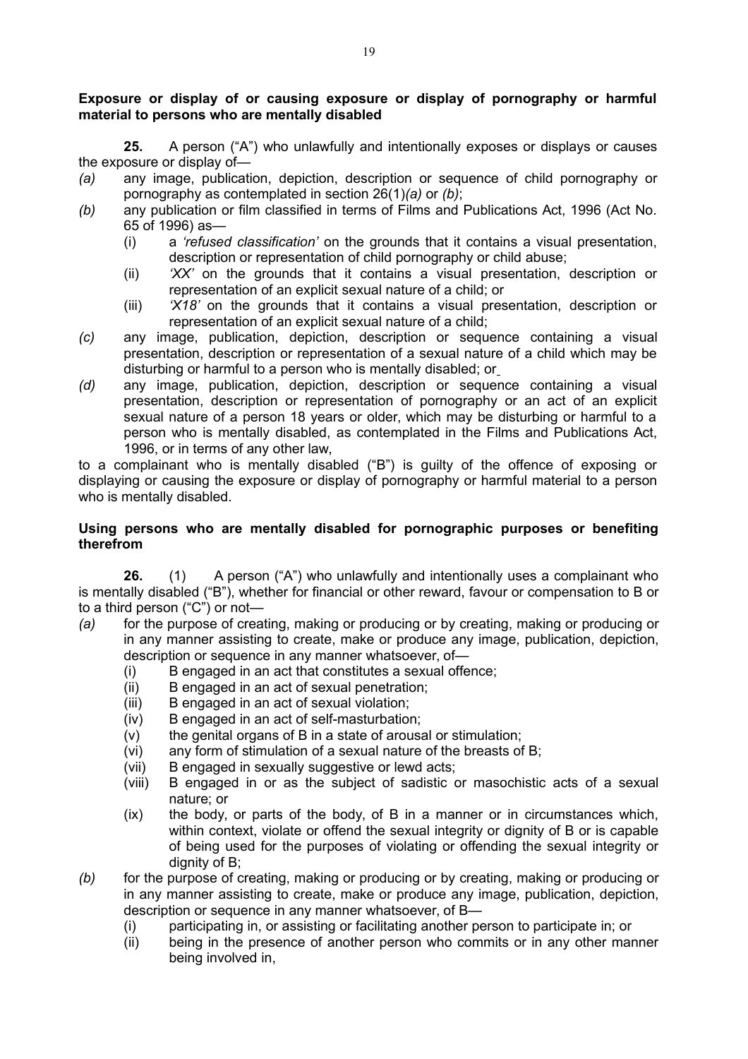**Exposure or display of or causing exposure or display of pornography or harmful material to persons who are mentally disabled**

**25.** A person ("A") who unlawfully and intentionally exposes or displays or causes the exposure or display of—

*(a)* any image, publication, depiction, description or sequence of child pornography or pornography as contemplated in section 26(1)*(a)* or *(b)*;

*(b)* any publication or film classified in terms of Films and Publications Act, 1996 (Act No. 65 of 1996) as—

  (i) a *'refused classification'* on the grounds that it contains a visual presentation, description or representation of child pornography or child abuse;

  (ii) *'XX'* on the grounds that it contains a visual presentation, description or representation of an explicit sexual nature of a child; or

  (iii) *'X18'* on the grounds that it contains a visual presentation, description or representation of an explicit sexual nature of a child;

*(c)* any image, publication, depiction, description or sequence containing a visual presentation, description or representation of a sexual nature of a child which may be disturbing or harmful to a person who is mentally disabled; or

*(d)* any image, publication, depiction, description or sequence containing a visual presentation, description or representation of pornography or an act of an explicit sexual nature of a person 18 years or older, which may be disturbing or harmful to a person who is mentally disabled, as contemplated in the Films and Publications Act, 1996, or in terms of any other law,

to a complainant who is mentally disabled ("B") is guilty of the offence of exposing or displaying or causing the exposure or display of pornography or harmful material to a person who is mentally disabled.

**Using persons who are mentally disabled for pornographic purposes or benefiting therefrom**

**26.** (1) A person ("A") who unlawfully and intentionally uses a complainant who is mentally disabled ("B"), whether for financial or other reward, favour or compensation to B or to a third person ("C") or not—

*(a)* for the purpose of creating, making or producing or by creating, making or producing or in any manner assisting to create, make or produce any image, publication, depiction, description or sequence in any manner whatsoever, of—

  (i) B engaged in an act that constitutes a sexual offence;

  (ii) B engaged in an act of sexual penetration;

  (iii) B engaged in an act of sexual violation;

  (iv) B engaged in an act of self-masturbation;

  (v) the genital organs of B in a state of arousal or stimulation;

  (vi) any form of stimulation of a sexual nature of the breasts of B;

  (vii) B engaged in sexually suggestive or lewd acts;

  (viii) B engaged in or as the subject of sadistic or masochistic acts of a sexual nature; or

  (ix) the body, or parts of the body, of B in a manner or in circumstances which, within context, violate or offend the sexual integrity or dignity of B or is capable of being used for the purposes of violating or offending the sexual integrity or dignity of B;

*(b)* for the purpose of creating, making or producing or by creating, making or producing or in any manner assisting to create, make or produce any image, publication, depiction, description or sequence in any manner whatsoever, of B—

  (i) participating in, or assisting or facilitating another person to participate in; or

  (ii) being in the presence of another person who commits or in any other manner being involved in,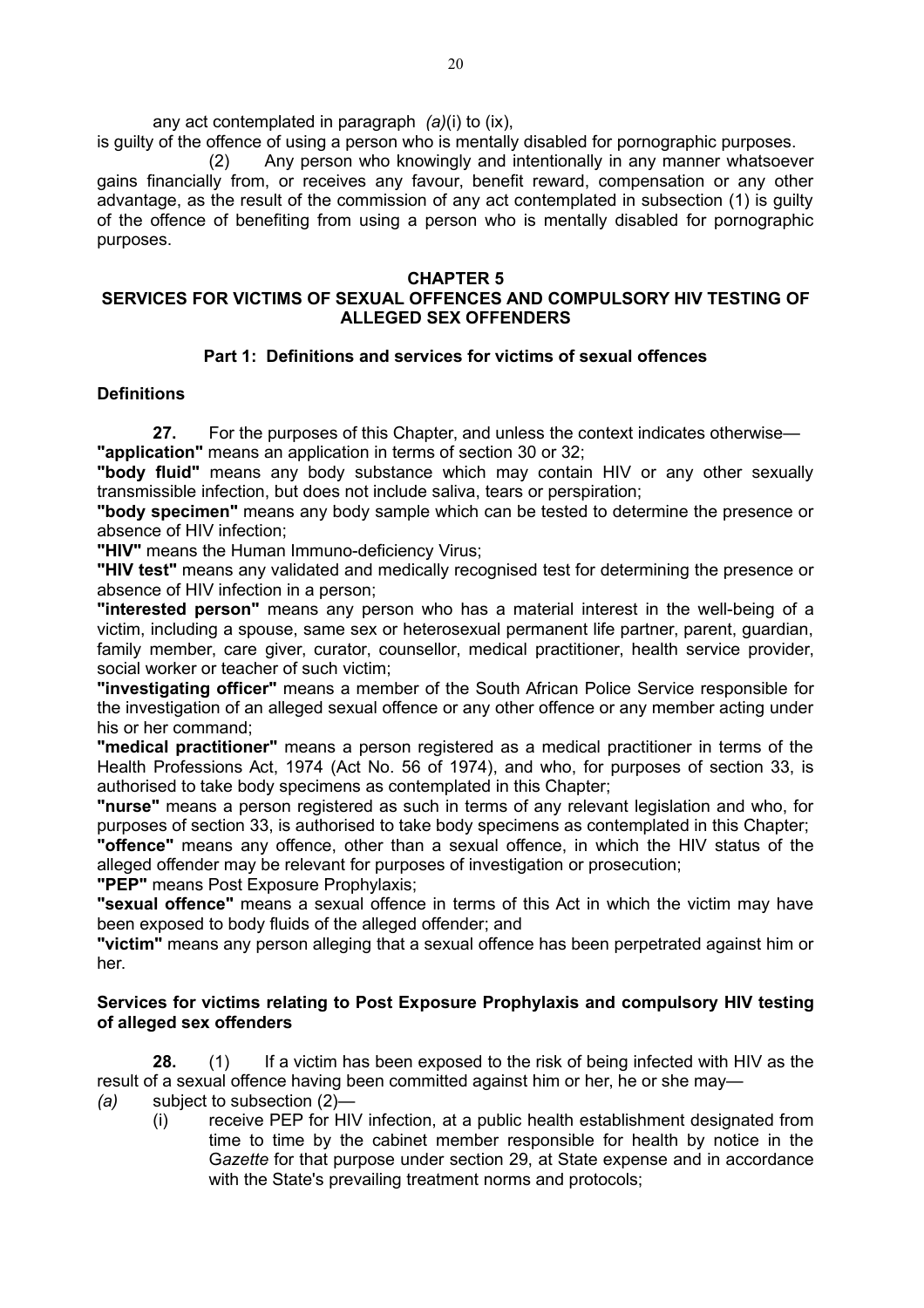any act contemplated in paragraph *(a)*(i) to (ix),

is guilty of the offence of using a person who is mentally disabled for pornographic purposes.

(2) Any person who knowingly and intentionally in any manner whatsoever gains financially from, or receives any favour, benefit reward, compensation or any other advantage, as the result of the commission of any act contemplated in subsection (1) is guilty of the offence of benefiting from using a person who is mentally disabled for pornographic purposes.

## CHAPTER 5
## SERVICES FOR VICTIMS OF SEXUAL OFFENCES AND COMPULSORY HIV TESTING OF ALLEGED SEX OFFENDERS

### Part 1: Definitions and services for victims of sexual offences

**Definitions**

**27.** For the purposes of this Chapter, and unless the context indicates otherwise—

**"application"** means an application in terms of section 30 or 32;

**"body fluid"** means any body substance which may contain HIV or any other sexually transmissible infection, but does not include saliva, tears or perspiration;

**"body specimen"** means any body sample which can be tested to determine the presence or absence of HIV infection;

**"HIV"** means the Human Immuno-deficiency Virus;

**"HIV test"** means any validated and medically recognised test for determining the presence or absence of HIV infection in a person;

**"interested person"** means any person who has a material interest in the well-being of a victim, including a spouse, same sex or heterosexual permanent life partner, parent, guardian, family member, care giver, curator, counsellor, medical practitioner, health service provider, social worker or teacher of such victim;

**"investigating officer"** means a member of the South African Police Service responsible for the investigation of an alleged sexual offence or any other offence or any member acting under his or her command;

**"medical practitioner"** means a person registered as a medical practitioner in terms of the Health Professions Act, 1974 (Act No. 56 of 1974), and who, for purposes of section 33, is authorised to take body specimens as contemplated in this Chapter;

**"nurse"** means a person registered as such in terms of any relevant legislation and who, for purposes of section 33, is authorised to take body specimens as contemplated in this Chapter;

**"offence"** means any offence, other than a sexual offence, in which the HIV status of the alleged offender may be relevant for purposes of investigation or prosecution;

**"PEP"** means Post Exposure Prophylaxis;

**"sexual offence"** means a sexual offence in terms of this Act in which the victim may have been exposed to body fluids of the alleged offender; and

**"victim"** means any person alleging that a sexual offence has been perpetrated against him or her.

**Services for victims relating to Post Exposure Prophylaxis and compulsory HIV testing of alleged sex offenders**

**28.** (1) If a victim has been exposed to the risk of being infected with HIV as the result of a sexual offence having been committed against him or her, he or she may—

*(a)* subject to subsection (2)—

(i) receive PEP for HIV infection, at a public health establishment designated from time to time by the cabinet member responsible for health by notice in the G*azette* for that purpose under section 29, at State expense and in accordance with the State's prevailing treatment norms and protocols;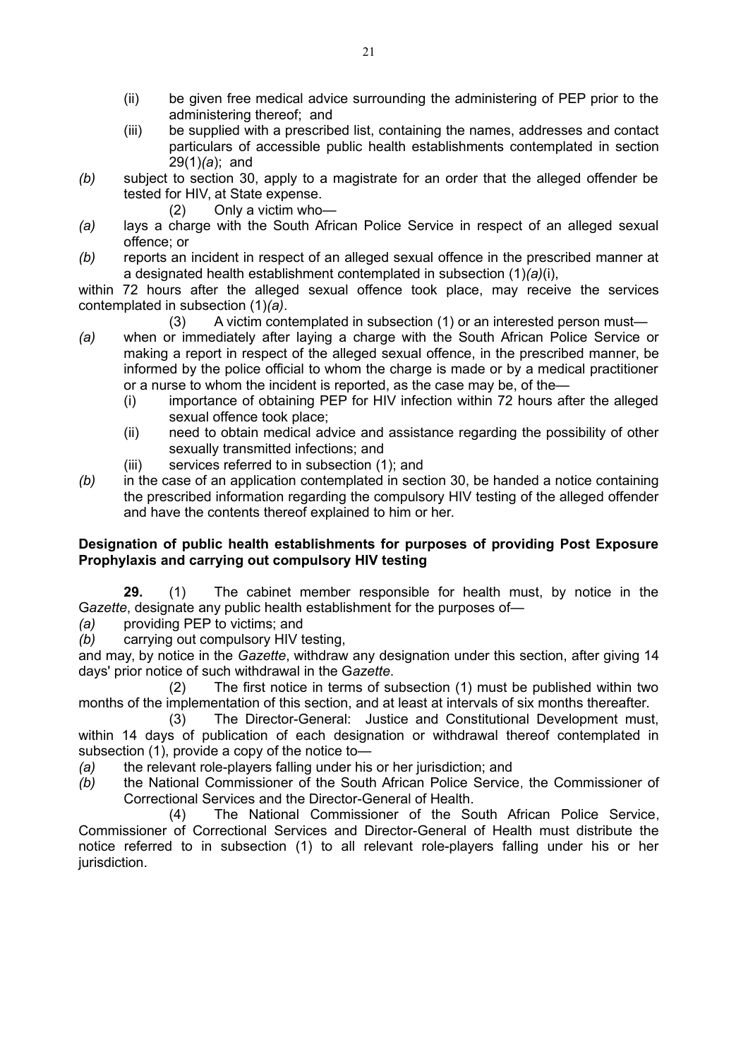(ii) be given free medical advice surrounding the administering of PEP prior to the administering thereof; and

(iii) be supplied with a prescribed list, containing the names, addresses and contact particulars of accessible public health establishments contemplated in section 29(1)*(a)*; and

*(b)* subject to section 30, apply to a magistrate for an order that the alleged offender be tested for HIV, at State expense.

(2) Only a victim who—

*(a)* lays a charge with the South African Police Service in respect of an alleged sexual offence; or

*(b)* reports an incident in respect of an alleged sexual offence in the prescribed manner at a designated health establishment contemplated in subsection (1)*(a)*(i),

within 72 hours after the alleged sexual offence took place, may receive the services contemplated in subsection (1)*(a)*.

(3) A victim contemplated in subsection (1) or an interested person must—

*(a)* when or immediately after laying a charge with the South African Police Service or making a report in respect of the alleged sexual offence, in the prescribed manner, be informed by the police official to whom the charge is made or by a medical practitioner or a nurse to whom the incident is reported, as the case may be, of the—

(i) importance of obtaining PEP for HIV infection within 72 hours after the alleged sexual offence took place;

(ii) need to obtain medical advice and assistance regarding the possibility of other sexually transmitted infections; and

(iii) services referred to in subsection (1); and

*(b)* in the case of an application contemplated in section 30, be handed a notice containing the prescribed information regarding the compulsory HIV testing of the alleged offender and have the contents thereof explained to him or her.

**Designation of public health establishments for purposes of providing Post Exposure Prophylaxis and carrying out compulsory HIV testing**

**29.** (1) The cabinet member responsible for health must, by notice in the G*azette*, designate any public health establishment for the purposes of—

*(a)* providing PEP to victims; and

*(b)* carrying out compulsory HIV testing,

and may, by notice in the *Gazette*, withdraw any designation under this section, after giving 14 days' prior notice of such withdrawal in the G*azette*.

(2) The first notice in terms of subsection (1) must be published within two months of the implementation of this section, and at least at intervals of six months thereafter.

(3) The Director-General: Justice and Constitutional Development must, within 14 days of publication of each designation or withdrawal thereof contemplated in subsection (1), provide a copy of the notice to—

*(a)* the relevant role-players falling under his or her jurisdiction; and

*(b)* the National Commissioner of the South African Police Service, the Commissioner of Correctional Services and the Director-General of Health.

(4) The National Commissioner of the South African Police Service, Commissioner of Correctional Services and Director-General of Health must distribute the notice referred to in subsection (1) to all relevant role-players falling under his or her jurisdiction.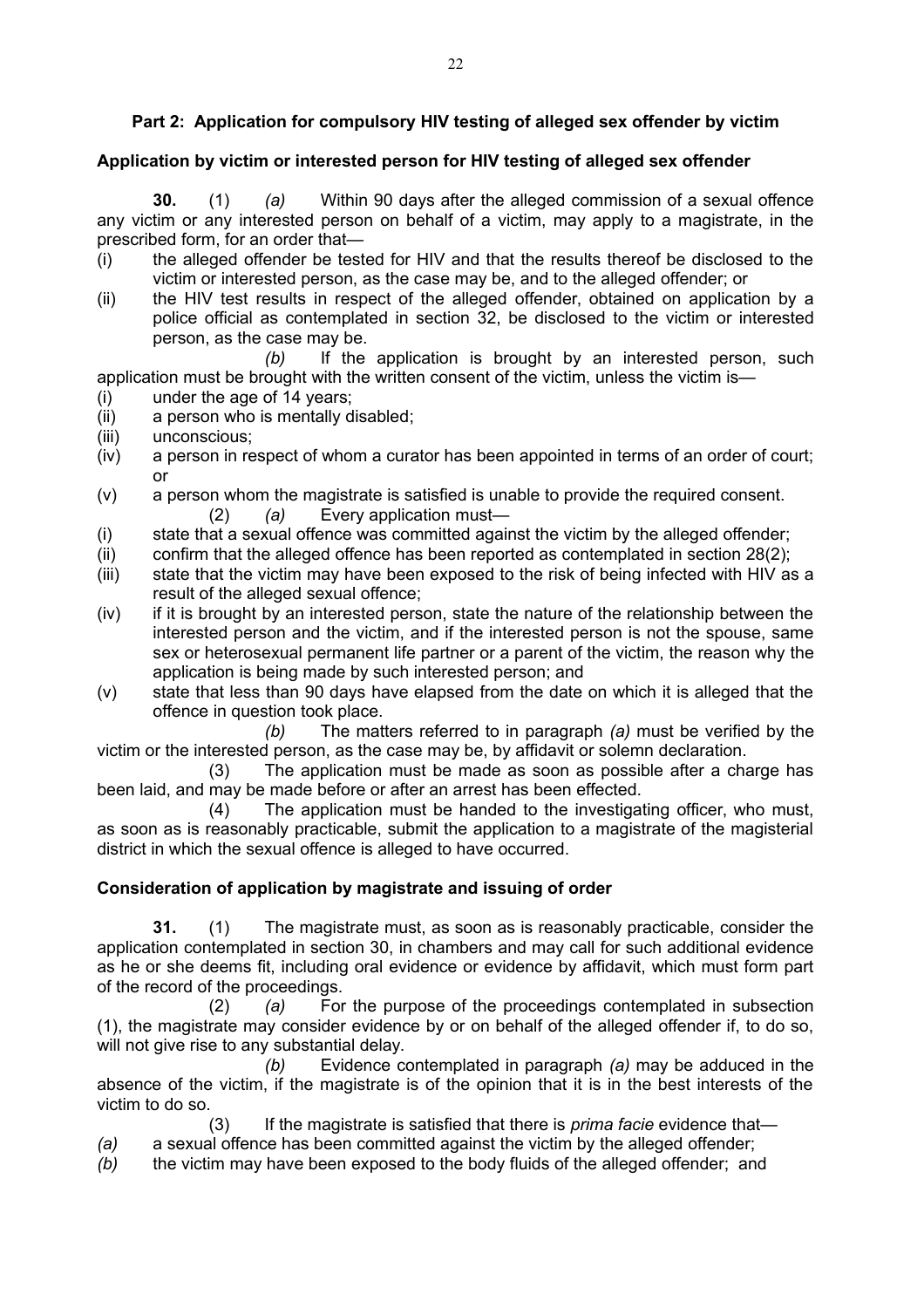## Part 2: Application for compulsory HIV testing of alleged sex offender by victim

### Application by victim or interested person for HIV testing of alleged sex offender

**30.** (1) *(a)* Within 90 days after the alleged commission of a sexual offence any victim or any interested person on behalf of a victim, may apply to a magistrate, in the prescribed form, for an order that—

(i) the alleged offender be tested for HIV and that the results thereof be disclosed to the victim or interested person, as the case may be, and to the alleged offender; or

(ii) the HIV test results in respect of the alleged offender, obtained on application by a police official as contemplated in section 32, be disclosed to the victim or interested person, as the case may be.

*(b)* If the application is brought by an interested person, such application must be brought with the written consent of the victim, unless the victim is—

(i) under the age of 14 years;

(ii) a person who is mentally disabled;

(iii) unconscious;

(iv) a person in respect of whom a curator has been appointed in terms of an order of court; or

(v) a person whom the magistrate is satisfied is unable to provide the required consent.

(2) *(a)* Every application must—

(i) state that a sexual offence was committed against the victim by the alleged offender;

(ii) confirm that the alleged offence has been reported as contemplated in section 28(2);

(iii) state that the victim may have been exposed to the risk of being infected with HIV as a result of the alleged sexual offence;

(iv) if it is brought by an interested person, state the nature of the relationship between the interested person and the victim, and if the interested person is not the spouse, same sex or heterosexual permanent life partner or a parent of the victim, the reason why the application is being made by such interested person; and

(v) state that less than 90 days have elapsed from the date on which it is alleged that the offence in question took place.

*(b)* The matters referred to in paragraph *(a)* must be verified by the victim or the interested person, as the case may be, by affidavit or solemn declaration.

(3) The application must be made as soon as possible after a charge has been laid, and may be made before or after an arrest has been effected.

(4) The application must be handed to the investigating officer, who must, as soon as is reasonably practicable, submit the application to a magistrate of the magisterial district in which the sexual offence is alleged to have occurred.

### Consideration of application by magistrate and issuing of order

**31.** (1) The magistrate must, as soon as is reasonably practicable, consider the application contemplated in section 30, in chambers and may call for such additional evidence as he or she deems fit, including oral evidence or evidence by affidavit, which must form part of the record of the proceedings.

(2) *(a)* For the purpose of the proceedings contemplated in subsection (1), the magistrate may consider evidence by or on behalf of the alleged offender if, to do so, will not give rise to any substantial delay.

*(b)* Evidence contemplated in paragraph *(a)* may be adduced in the absence of the victim, if the magistrate is of the opinion that it is in the best interests of the victim to do so.

(3) If the magistrate is satisfied that there is *prima facie* evidence that—

*(a)* a sexual offence has been committed against the victim by the alleged offender;

*(b)* the victim may have been exposed to the body fluids of the alleged offender; and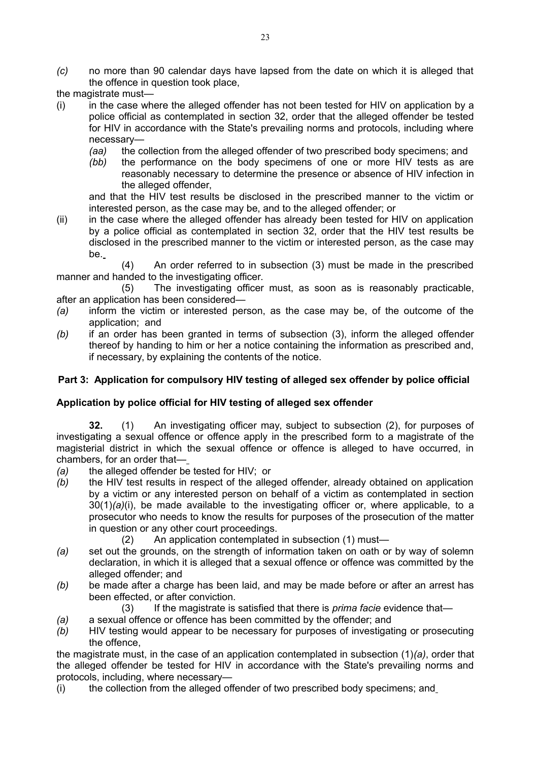*(c)* no more than 90 calendar days have lapsed from the date on which it is alleged that the offence in question took place,

the magistrate must—

(i) in the case where the alleged offender has not been tested for HIV on application by a police official as contemplated in section 32, order that the alleged offender be tested for HIV in accordance with the State's prevailing norms and protocols, including where necessary—

  *(aa)* the collection from the alleged offender of two prescribed body specimens; and

  *(bb)* the performance on the body specimens of one or more HIV tests as are reasonably necessary to determine the presence or absence of HIV infection in the alleged offender,

  and that the HIV test results be disclosed in the prescribed manner to the victim or interested person, as the case may be, and to the alleged offender; or

(ii) in the case where the alleged offender has already been tested for HIV on application by a police official as contemplated in section 32, order that the HIV test results be disclosed in the prescribed manner to the victim or interested person, as the case may be.

(4) An order referred to in subsection (3) must be made in the prescribed manner and handed to the investigating officer.

(5) The investigating officer must, as soon as is reasonably practicable, after an application has been considered—

*(a)* inform the victim or interested person, as the case may be, of the outcome of the application; and

*(b)* if an order has been granted in terms of subsection (3), inform the alleged offender thereof by handing to him or her a notice containing the information as prescribed and, if necessary, by explaining the contents of the notice.

## Part 3: Application for compulsory HIV testing of alleged sex offender by police official

### Application by police official for HIV testing of alleged sex offender

**32.** (1) An investigating officer may, subject to subsection (2), for purposes of investigating a sexual offence or offence apply in the prescribed form to a magistrate of the magisterial district in which the sexual offence or offence is alleged to have occurred, in chambers, for an order that—

*(a)* the alleged offender be tested for HIV; or

*(b)* the HIV test results in respect of the alleged offender, already obtained on application by a victim or any interested person on behalf of a victim as contemplated in section 30(1)*(a)*(i), be made available to the investigating officer or, where applicable, to a prosecutor who needs to know the results for purposes of the prosecution of the matter in question or any other court proceedings.

(2) An application contemplated in subsection (1) must—

*(a)* set out the grounds, on the strength of information taken on oath or by way of solemn declaration, in which it is alleged that a sexual offence or offence was committed by the alleged offender; and

*(b)* be made after a charge has been laid, and may be made before or after an arrest has been effected, or after conviction.

(3) If the magistrate is satisfied that there is *prima facie* evidence that—

*(a)* a sexual offence or offence has been committed by the offender; and

*(b)* HIV testing would appear to be necessary for purposes of investigating or prosecuting the offence,

the magistrate must, in the case of an application contemplated in subsection (1)*(a)*, order that the alleged offender be tested for HIV in accordance with the State's prevailing norms and protocols, including, where necessary—

(i) the collection from the alleged offender of two prescribed body specimens; and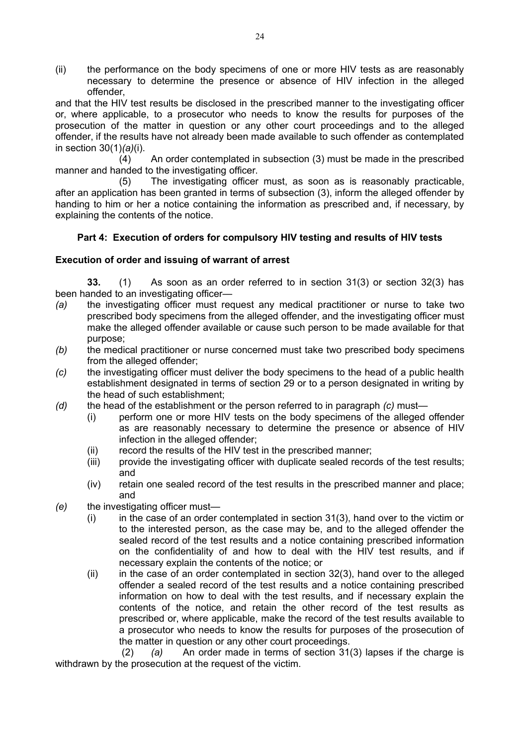(ii) the performance on the body specimens of one or more HIV tests as are reasonably necessary to determine the presence or absence of HIV infection in the alleged offender,

and that the HIV test results be disclosed in the prescribed manner to the investigating officer or, where applicable, to a prosecutor who needs to know the results for purposes of the prosecution of the matter in question or any other court proceedings and to the alleged offender, if the results have not already been made available to such offender as contemplated in section 30(1)*(a)*(i).

(4) An order contemplated in subsection (3) must be made in the prescribed manner and handed to the investigating officer.

(5) The investigating officer must, as soon as is reasonably practicable, after an application has been granted in terms of subsection (3), inform the alleged offender by handing to him or her a notice containing the information as prescribed and, if necessary, by explaining the contents of the notice.

## Part 4: Execution of orders for compulsory HIV testing and results of HIV tests

### Execution of order and issuing of warrant of arrest

**33.** (1) As soon as an order referred to in section 31(3) or section 32(3) has been handed to an investigating officer—

*(a)* the investigating officer must request any medical practitioner or nurse to take two prescribed body specimens from the alleged offender, and the investigating officer must make the alleged offender available or cause such person to be made available for that purpose;

*(b)* the medical practitioner or nurse concerned must take two prescribed body specimens from the alleged offender;

*(c)* the investigating officer must deliver the body specimens to the head of a public health establishment designated in terms of section 29 or to a person designated in writing by the head of such establishment;

*(d)* the head of the establishment or the person referred to in paragraph *(c)* must—

  (i) perform one or more HIV tests on the body specimens of the alleged offender as are reasonably necessary to determine the presence or absence of HIV infection in the alleged offender;

  (ii) record the results of the HIV test in the prescribed manner;

  (iii) provide the investigating officer with duplicate sealed records of the test results; and

  (iv) retain one sealed record of the test results in the prescribed manner and place; and

*(e)* the investigating officer must—

  (i) in the case of an order contemplated in section 31(3), hand over to the victim or to the interested person, as the case may be, and to the alleged offender the sealed record of the test results and a notice containing prescribed information on the confidentiality of and how to deal with the HIV test results, and if necessary explain the contents of the notice; or

  (ii) in the case of an order contemplated in section 32(3), hand over to the alleged offender a sealed record of the test results and a notice containing prescribed information on how to deal with the test results, and if necessary explain the contents of the notice, and retain the other record of the test results as prescribed or, where applicable, make the record of the test results available to a prosecutor who needs to know the results for purposes of the prosecution of the matter in question or any other court proceedings.

(2) *(a)* An order made in terms of section 31(3) lapses if the charge is withdrawn by the prosecution at the request of the victim.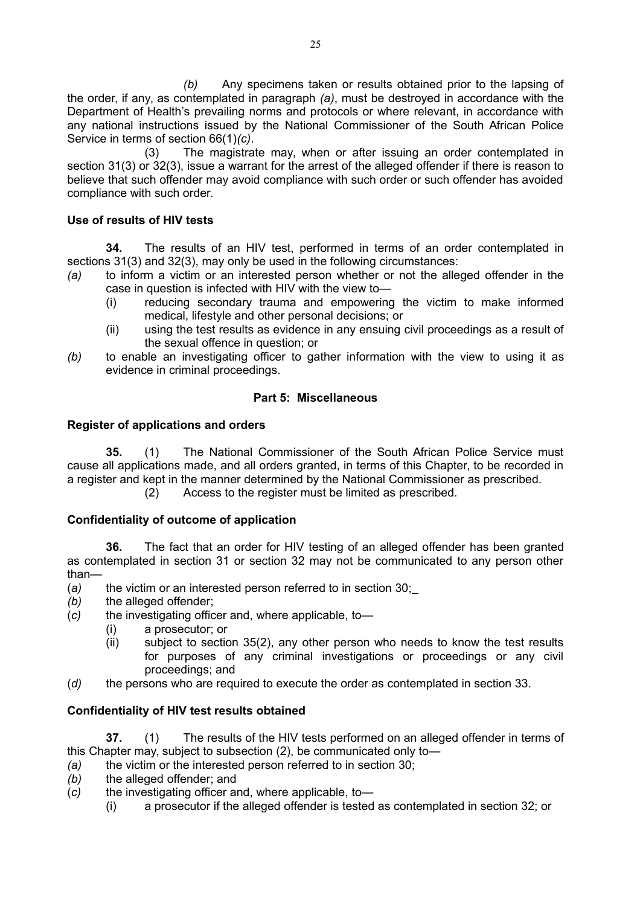*(b)* Any specimens taken or results obtained prior to the lapsing of the order, if any, as contemplated in paragraph *(a)*, must be destroyed in accordance with the Department of Health's prevailing norms and protocols or where relevant, in accordance with any national instructions issued by the National Commissioner of the South African Police Service in terms of section 66(1)*(c)*.

(3) The magistrate may, when or after issuing an order contemplated in section 31(3) or 32(3), issue a warrant for the arrest of the alleged offender if there is reason to believe that such offender may avoid compliance with such order or such offender has avoided compliance with such order.

**Use of results of HIV tests**

**34.** The results of an HIV test, performed in terms of an order contemplated in sections 31(3) and 32(3), may only be used in the following circumstances:

*(a)* to inform a victim or an interested person whether or not the alleged offender in the case in question is infected with HIV with the view to—
  - (i) reducing secondary trauma and empowering the victim to make informed medical, lifestyle and other personal decisions; or
  - (ii) using the test results as evidence in any ensuing civil proceedings as a result of the sexual offence in question; or

*(b)* to enable an investigating officer to gather information with the view to using it as evidence in criminal proceedings.

**Part 5: Miscellaneous**

**Register of applications and orders**

**35.** (1) The National Commissioner of the South African Police Service must cause all applications made, and all orders granted, in terms of this Chapter, to be recorded in a register and kept in the manner determined by the National Commissioner as prescribed.

(2) Access to the register must be limited as prescribed.

**Confidentiality of outcome of application**

**36.** The fact that an order for HIV testing of an alleged offender has been granted as contemplated in section 31 or section 32 may not be communicated to any person other than—

(*a)* the victim or an interested person referred to in section 30;

*(b)* the alleged offender;

(*c)* the investigating officer and, where applicable, to—
  - (i) a prosecutor; or
  - (ii) subject to section 35(2), any other person who needs to know the test results for purposes of any criminal investigations or proceedings or any civil proceedings; and

(*d)* the persons who are required to execute the order as contemplated in section 33.

**Confidentiality of HIV test results obtained**

**37.** (1) The results of the HIV tests performed on an alleged offender in terms of this Chapter may, subject to subsection (2), be communicated only to—

*(a)* the victim or the interested person referred to in section 30;

*(b)* the alleged offender; and

(*c)* the investigating officer and, where applicable, to—
  - (i) a prosecutor if the alleged offender is tested as contemplated in section 32; or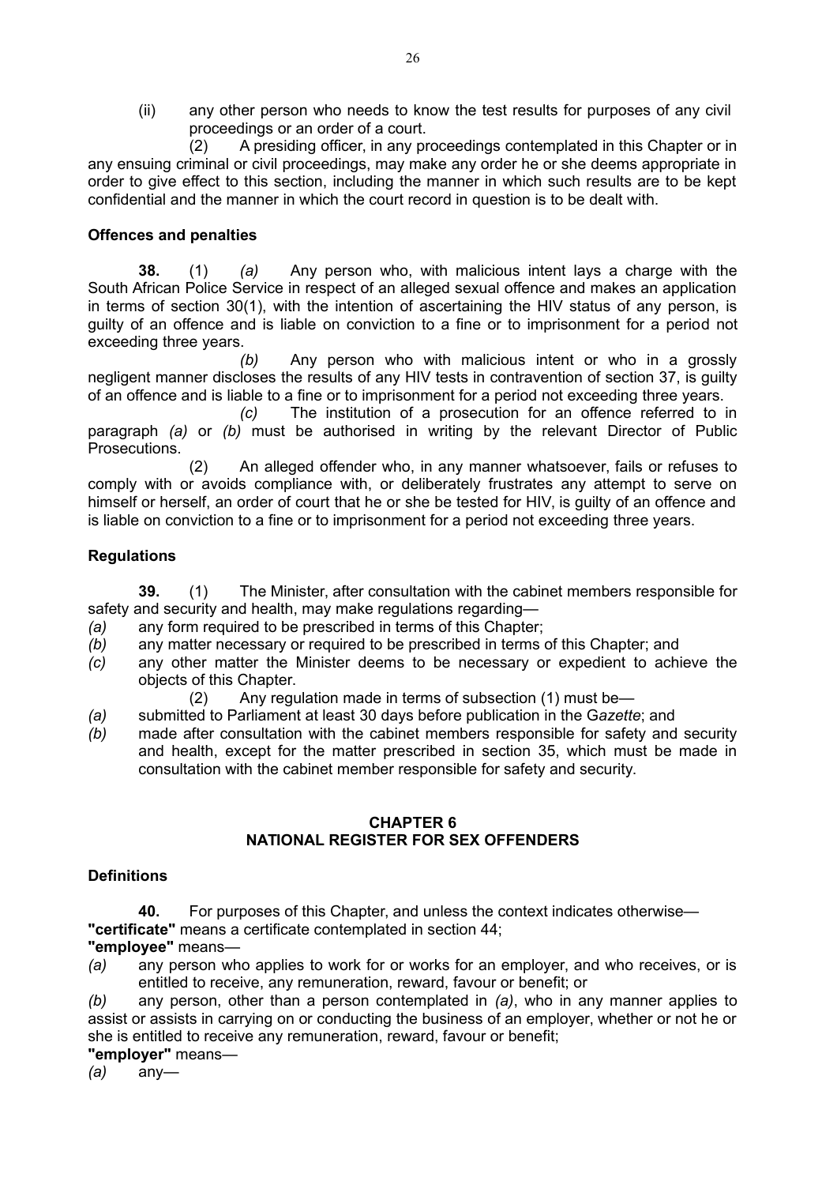(ii) any other person who needs to know the test results for purposes of any civil proceedings or an order of a court.

(2) A presiding officer, in any proceedings contemplated in this Chapter or in any ensuing criminal or civil proceedings, may make any order he or she deems appropriate in order to give effect to this section, including the manner in which such results are to be kept confidential and the manner in which the court record in question is to be dealt with.

**Offences and penalties**

**38.** (1) *(a)* Any person who, with malicious intent lays a charge with the South African Police Service in respect of an alleged sexual offence and makes an application in terms of section 30(1), with the intention of ascertaining the HIV status of any person, is guilty of an offence and is liable on conviction to a fine or to imprisonment for a period not exceeding three years.

*(b)* Any person who with malicious intent or who in a grossly negligent manner discloses the results of any HIV tests in contravention of section 37, is guilty of an offence and is liable to a fine or to imprisonment for a period not exceeding three years.

*(c)* The institution of a prosecution for an offence referred to in paragraph *(a)* or *(b)* must be authorised in writing by the relevant Director of Public Prosecutions.

(2) An alleged offender who, in any manner whatsoever, fails or refuses to comply with or avoids compliance with, or deliberately frustrates any attempt to serve on himself or herself, an order of court that he or she be tested for HIV, is guilty of an offence and is liable on conviction to a fine or to imprisonment for a period not exceeding three years.

**Regulations**

**39.** (1) The Minister, after consultation with the cabinet members responsible for safety and security and health, may make regulations regarding—

*(a)* any form required to be prescribed in terms of this Chapter;

*(b)* any matter necessary or required to be prescribed in terms of this Chapter; and

*(c)* any other matter the Minister deems to be necessary or expedient to achieve the objects of this Chapter.

(2) Any regulation made in terms of subsection (1) must be—

*(a)* submitted to Parliament at least 30 days before publication in the G*azette*; and

*(b)* made after consultation with the cabinet members responsible for safety and security and health, except for the matter prescribed in section 35, which must be made in consultation with the cabinet member responsible for safety and security.

## CHAPTER 6
## NATIONAL REGISTER FOR SEX OFFENDERS

**Definitions**

**40.** For purposes of this Chapter, and unless the context indicates otherwise—

**"certificate"** means a certificate contemplated in section 44;

**"employee"** means—

*(a)* any person who applies to work for or works for an employer, and who receives, or is entitled to receive, any remuneration, reward, favour or benefit; or

*(b)* any person, other than a person contemplated in *(a)*, who in any manner applies to assist or assists in carrying on or conducting the business of an employer, whether or not he or she is entitled to receive any remuneration, reward, favour or benefit;

**"employer"** means—

*(a)* any—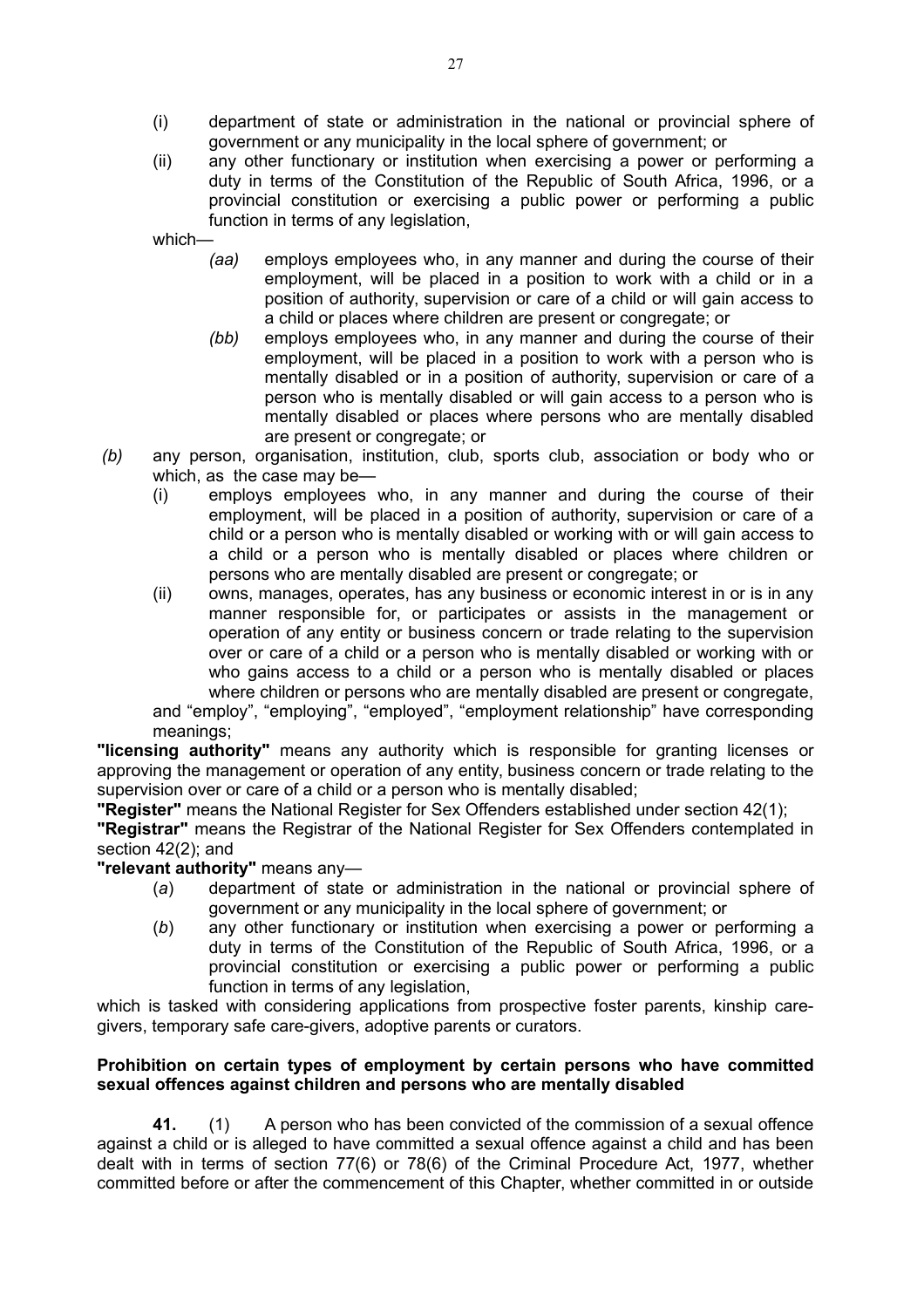(i) department of state or administration in the national or provincial sphere of government or any municipality in the local sphere of government; or

(ii) any other functionary or institution when exercising a power or performing a duty in terms of the Constitution of the Republic of South Africa, 1996, or a provincial constitution or exercising a public power or performing a public function in terms of any legislation,

which—

*(aa)* employs employees who, in any manner and during the course of their employment, will be placed in a position to work with a child or in a position of authority, supervision or care of a child or will gain access to a child or places where children are present or congregate; or

*(bb)* employs employees who, in any manner and during the course of their employment, will be placed in a position to work with a person who is mentally disabled or in a position of authority, supervision or care of a person who is mentally disabled or will gain access to a person who is mentally disabled or places where persons who are mentally disabled are present or congregate; or

*(b)* any person, organisation, institution, club, sports club, association or body who or which, as the case may be—

(i) employs employees who, in any manner and during the course of their employment, will be placed in a position of authority, supervision or care of a child or a person who is mentally disabled or working with or will gain access to a child or a person who is mentally disabled or places where children or persons who are mentally disabled are present or congregate; or

(ii) owns, manages, operates, has any business or economic interest in or is in any manner responsible for, or participates or assists in the management or operation of any entity or business concern or trade relating to the supervision over or care of a child or a person who is mentally disabled or working with or who gains access to a child or a person who is mentally disabled or places where children or persons who are mentally disabled are present or congregate,

and "employ", "employing", "employed", "employment relationship" have corresponding meanings;

**"licensing authority"** means any authority which is responsible for granting licenses or approving the management or operation of any entity, business concern or trade relating to the supervision over or care of a child or a person who is mentally disabled;

**"Register"** means the National Register for Sex Offenders established under section 42(1);

**"Registrar"** means the Registrar of the National Register for Sex Offenders contemplated in section 42(2); and

**"relevant authority"** means any—

(*a*) department of state or administration in the national or provincial sphere of government or any municipality in the local sphere of government; or

(*b*) any other functionary or institution when exercising a power or performing a duty in terms of the Constitution of the Republic of South Africa, 1996, or a provincial constitution or exercising a public power or performing a public function in terms of any legislation,

which is tasked with considering applications from prospective foster parents, kinship care-givers, temporary safe care-givers, adoptive parents or curators.

**Prohibition on certain types of employment by certain persons who have committed sexual offences against children and persons who are mentally disabled**

**41.** (1) A person who has been convicted of the commission of a sexual offence against a child or is alleged to have committed a sexual offence against a child and has been dealt with in terms of section 77(6) or 78(6) of the Criminal Procedure Act, 1977, whether committed before or after the commencement of this Chapter, whether committed in or outside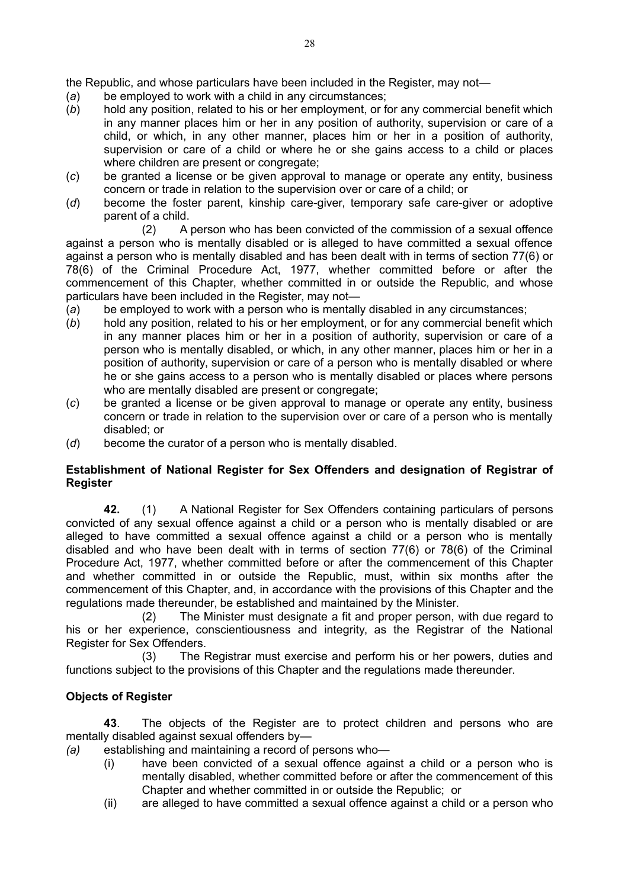the Republic, and whose particulars have been included in the Register, may not—

(*a*) be employed to work with a child in any circumstances;

(*b*) hold any position, related to his or her employment, or for any commercial benefit which in any manner places him or her in any position of authority, supervision or care of a child, or which, in any other manner, places him or her in a position of authority, supervision or care of a child or where he or she gains access to a child or places where children are present or congregate;

(*c*) be granted a license or be given approval to manage or operate any entity, business concern or trade in relation to the supervision over or care of a child; or

(*d*) become the foster parent, kinship care-giver, temporary safe care-giver or adoptive parent of a child.

(2) A person who has been convicted of the commission of a sexual offence against a person who is mentally disabled or is alleged to have committed a sexual offence against a person who is mentally disabled and has been dealt with in terms of section 77(6) or 78(6) of the Criminal Procedure Act, 1977, whether committed before or after the commencement of this Chapter, whether committed in or outside the Republic, and whose particulars have been included in the Register, may not—

(*a*) be employed to work with a person who is mentally disabled in any circumstances;

(*b*) hold any position, related to his or her employment, or for any commercial benefit which in any manner places him or her in a position of authority, supervision or care of a person who is mentally disabled, or which, in any other manner, places him or her in a position of authority, supervision or care of a person who is mentally disabled or where he or she gains access to a person who is mentally disabled or places where persons who are mentally disabled are present or congregate;

(*c*) be granted a license or be given approval to manage or operate any entity, business concern or trade in relation to the supervision over or care of a person who is mentally disabled; or

(*d*) become the curator of a person who is mentally disabled.

**Establishment of National Register for Sex Offenders and designation of Registrar of Register**

**42.** (1) A National Register for Sex Offenders containing particulars of persons convicted of any sexual offence against a child or a person who is mentally disabled or are alleged to have committed a sexual offence against a child or a person who is mentally disabled and who have been dealt with in terms of section 77(6) or 78(6) of the Criminal Procedure Act, 1977, whether committed before or after the commencement of this Chapter and whether committed in or outside the Republic, must, within six months after the commencement of this Chapter, and, in accordance with the provisions of this Chapter and the regulations made thereunder, be established and maintained by the Minister.

(2) The Minister must designate a fit and proper person, with due regard to his or her experience, conscientiousness and integrity, as the Registrar of the National Register for Sex Offenders.

(3) The Registrar must exercise and perform his or her powers, duties and functions subject to the provisions of this Chapter and the regulations made thereunder.

**Objects of Register**

**43**. The objects of the Register are to protect children and persons who are mentally disabled against sexual offenders by—

*(a)* establishing and maintaining a record of persons who—

(i) have been convicted of a sexual offence against a child or a person who is mentally disabled, whether committed before or after the commencement of this Chapter and whether committed in or outside the Republic; or

(ii) are alleged to have committed a sexual offence against a child or a person who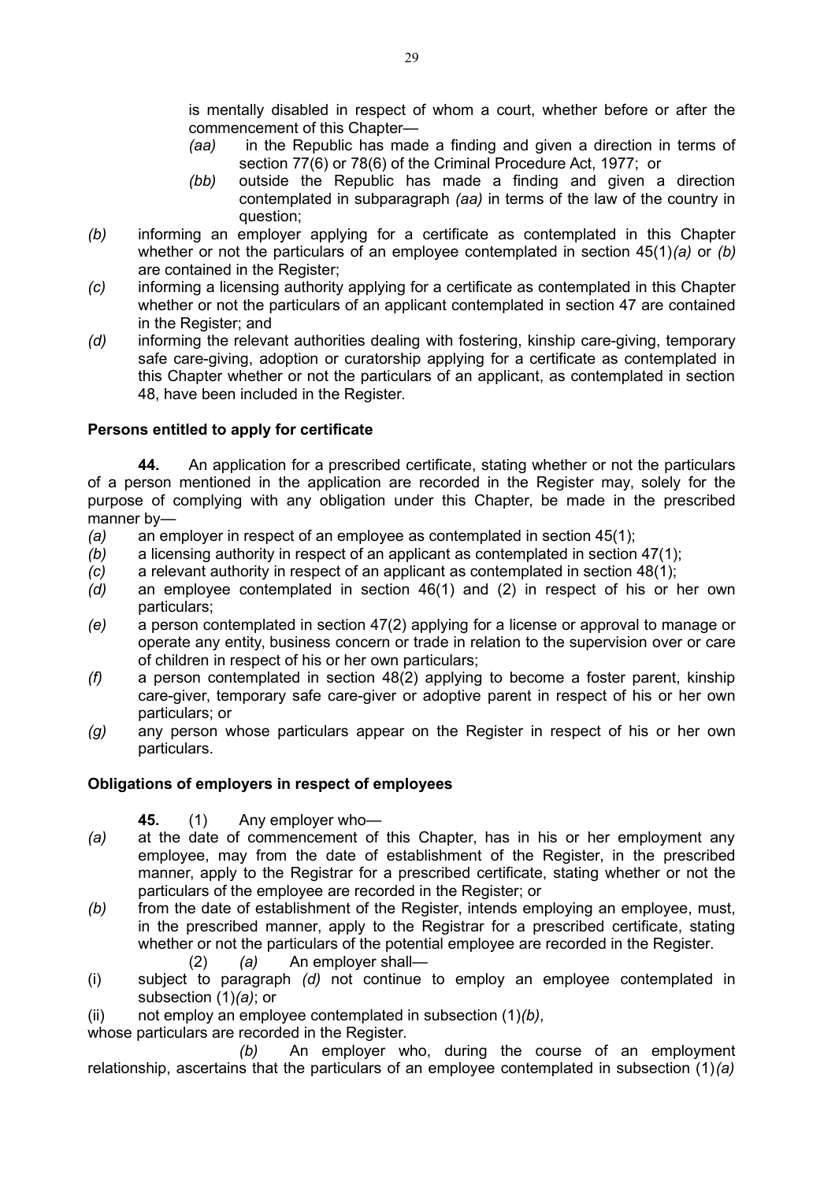is mentally disabled in respect of whom a court, whether before or after the commencement of this Chapter—

*(aa)* in the Republic has made a finding and given a direction in terms of section 77(6) or 78(6) of the Criminal Procedure Act, 1977; or

*(bb)* outside the Republic has made a finding and given a direction contemplated in subparagraph *(aa)* in terms of the law of the country in question;

*(b)* informing an employer applying for a certificate as contemplated in this Chapter whether or not the particulars of an employee contemplated in section 45(1)*(a)* or *(b)* are contained in the Register;

*(c)* informing a licensing authority applying for a certificate as contemplated in this Chapter whether or not the particulars of an applicant contemplated in section 47 are contained in the Register; and

*(d)* informing the relevant authorities dealing with fostering, kinship care-giving, temporary safe care-giving, adoption or curatorship applying for a certificate as contemplated in this Chapter whether or not the particulars of an applicant, as contemplated in section 48, have been included in the Register.

**Persons entitled to apply for certificate**

**44.** An application for a prescribed certificate, stating whether or not the particulars of a person mentioned in the application are recorded in the Register may, solely for the purpose of complying with any obligation under this Chapter, be made in the prescribed manner by—

*(a)* an employer in respect of an employee as contemplated in section 45(1);

*(b)* a licensing authority in respect of an applicant as contemplated in section 47(1);

*(c)* a relevant authority in respect of an applicant as contemplated in section 48(1);

*(d)* an employee contemplated in section 46(1) and (2) in respect of his or her own particulars;

*(e)* a person contemplated in section 47(2) applying for a license or approval to manage or operate any entity, business concern or trade in relation to the supervision over or care of children in respect of his or her own particulars;

*(f)* a person contemplated in section 48(2) applying to become a foster parent, kinship care-giver, temporary safe care-giver or adoptive parent in respect of his or her own particulars; or

*(g)* any person whose particulars appear on the Register in respect of his or her own particulars.

**Obligations of employers in respect of employees**

**45.** (1) Any employer who—

*(a)* at the date of commencement of this Chapter, has in his or her employment any employee, may from the date of establishment of the Register, in the prescribed manner, apply to the Registrar for a prescribed certificate, stating whether or not the particulars of the employee are recorded in the Register; or

*(b)* from the date of establishment of the Register, intends employing an employee, must, in the prescribed manner, apply to the Registrar for a prescribed certificate, stating whether or not the particulars of the potential employee are recorded in the Register.

(2) *(a)* An employer shall—

(i) subject to paragraph *(d)* not continue to employ an employee contemplated in subsection (1)*(a)*; or

(ii) not employ an employee contemplated in subsection (1)*(b)*,

whose particulars are recorded in the Register.

*(b)* An employer who, during the course of an employment relationship, ascertains that the particulars of an employee contemplated in subsection (1)*(a)*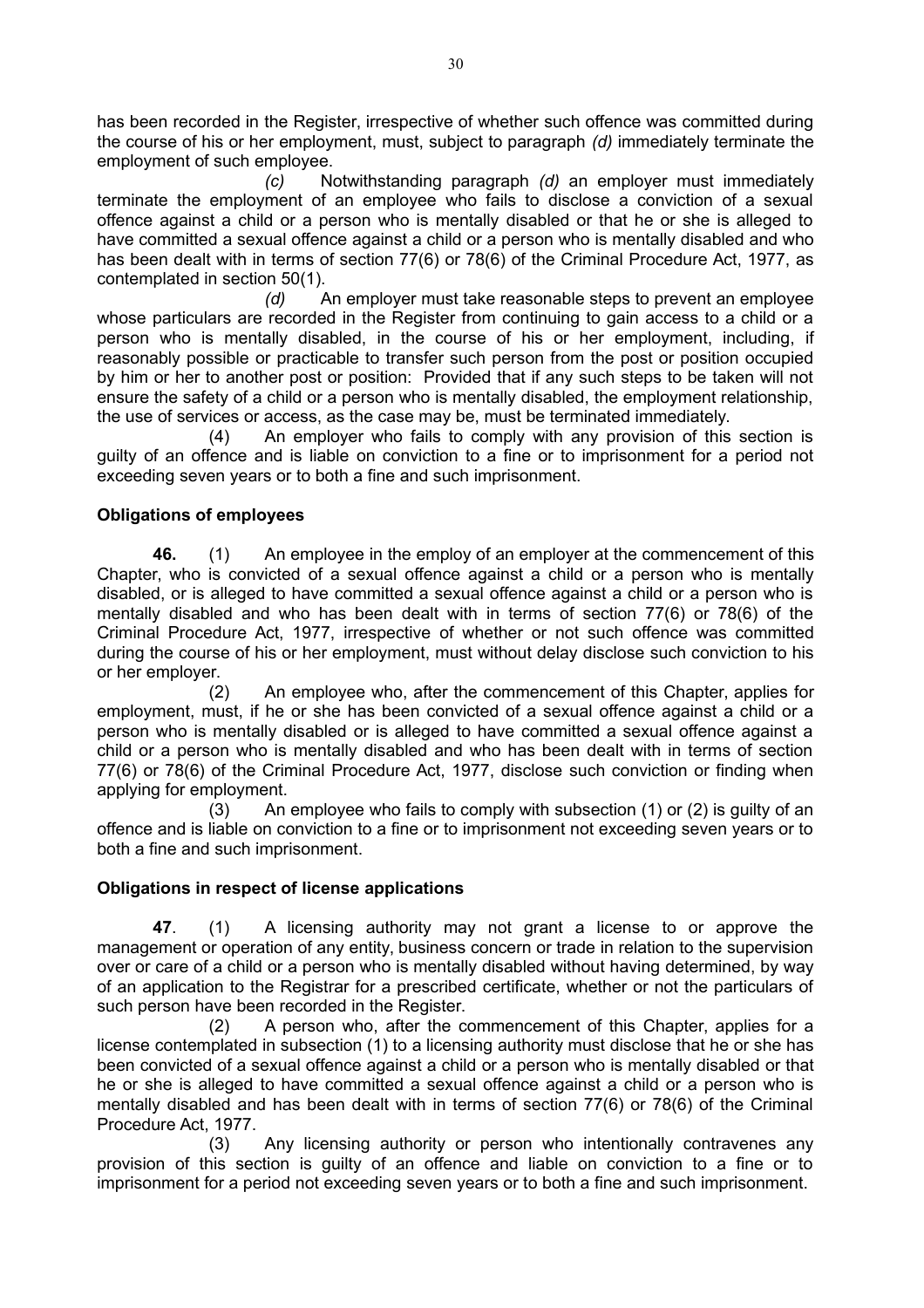has been recorded in the Register, irrespective of whether such offence was committed during the course of his or her employment, must, subject to paragraph *(d)* immediately terminate the employment of such employee.

*(c)* Notwithstanding paragraph *(d)* an employer must immediately terminate the employment of an employee who fails to disclose a conviction of a sexual offence against a child or a person who is mentally disabled or that he or she is alleged to have committed a sexual offence against a child or a person who is mentally disabled and who has been dealt with in terms of section 77(6) or 78(6) of the Criminal Procedure Act, 1977, as contemplated in section 50(1).

*(d)* An employer must take reasonable steps to prevent an employee whose particulars are recorded in the Register from continuing to gain access to a child or a person who is mentally disabled, in the course of his or her employment, including, if reasonably possible or practicable to transfer such person from the post or position occupied by him or her to another post or position: Provided that if any such steps to be taken will not ensure the safety of a child or a person who is mentally disabled, the employment relationship, the use of services or access, as the case may be, must be terminated immediately.

(4) An employer who fails to comply with any provision of this section is guilty of an offence and is liable on conviction to a fine or to imprisonment for a period not exceeding seven years or to both a fine and such imprisonment.

**Obligations of employees**

**46.** (1) An employee in the employ of an employer at the commencement of this Chapter, who is convicted of a sexual offence against a child or a person who is mentally disabled, or is alleged to have committed a sexual offence against a child or a person who is mentally disabled and who has been dealt with in terms of section 77(6) or 78(6) of the Criminal Procedure Act, 1977, irrespective of whether or not such offence was committed during the course of his or her employment, must without delay disclose such conviction to his or her employer.

(2) An employee who, after the commencement of this Chapter, applies for employment, must, if he or she has been convicted of a sexual offence against a child or a person who is mentally disabled or is alleged to have committed a sexual offence against a child or a person who is mentally disabled and who has been dealt with in terms of section 77(6) or 78(6) of the Criminal Procedure Act, 1977, disclose such conviction or finding when applying for employment.

(3) An employee who fails to comply with subsection (1) or (2) is guilty of an offence and is liable on conviction to a fine or to imprisonment not exceeding seven years or to both a fine and such imprisonment.

**Obligations in respect of license applications**

**47**. (1) A licensing authority may not grant a license to or approve the management or operation of any entity, business concern or trade in relation to the supervision over or care of a child or a person who is mentally disabled without having determined, by way of an application to the Registrar for a prescribed certificate, whether or not the particulars of such person have been recorded in the Register.

(2) A person who, after the commencement of this Chapter, applies for a license contemplated in subsection (1) to a licensing authority must disclose that he or she has been convicted of a sexual offence against a child or a person who is mentally disabled or that he or she is alleged to have committed a sexual offence against a child or a person who is mentally disabled and has been dealt with in terms of section 77(6) or 78(6) of the Criminal Procedure Act, 1977.

(3) Any licensing authority or person who intentionally contravenes any provision of this section is guilty of an offence and liable on conviction to a fine or to imprisonment for a period not exceeding seven years or to both a fine and such imprisonment.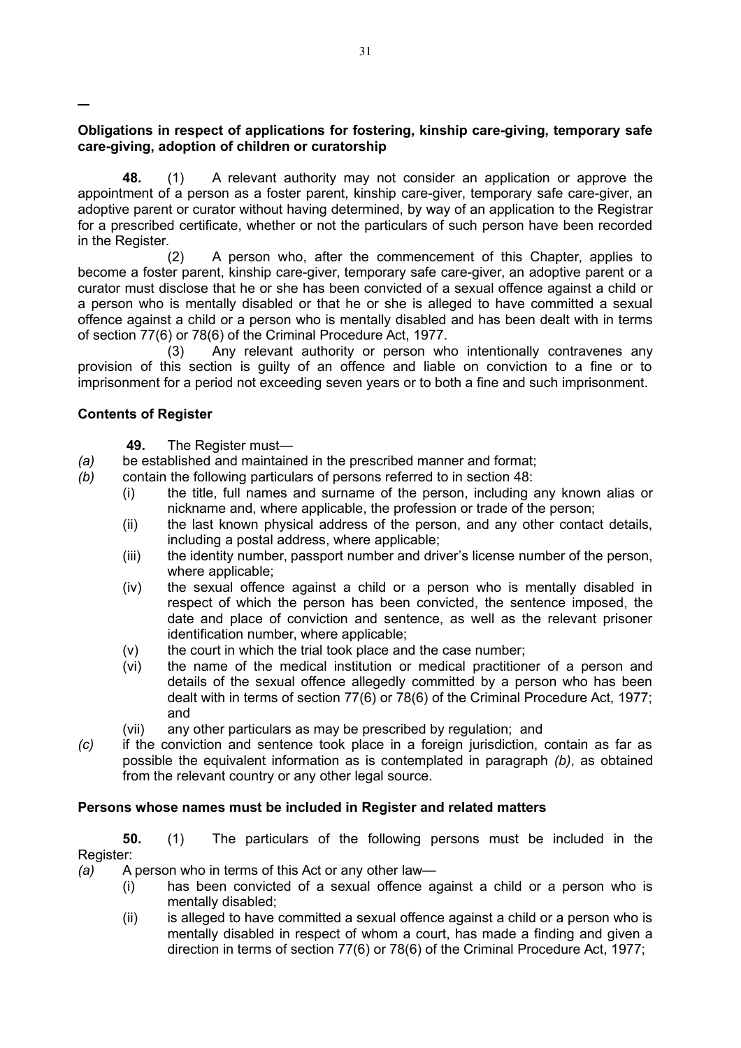**Obligations in respect of applications for fostering, kinship care-giving, temporary safe care-giving, adoption of children or curatorship**

**48.** (1) A relevant authority may not consider an application or approve the appointment of a person as a foster parent, kinship care-giver, temporary safe care-giver, an adoptive parent or curator without having determined, by way of an application to the Registrar for a prescribed certificate, whether or not the particulars of such person have been recorded in the Register.

(2) A person who, after the commencement of this Chapter, applies to become a foster parent, kinship care-giver, temporary safe care-giver, an adoptive parent or a curator must disclose that he or she has been convicted of a sexual offence against a child or a person who is mentally disabled or that he or she is alleged to have committed a sexual offence against a child or a person who is mentally disabled and has been dealt with in terms of section 77(6) or 78(6) of the Criminal Procedure Act, 1977.

(3) Any relevant authority or person who intentionally contravenes any provision of this section is guilty of an offence and liable on conviction to a fine or to imprisonment for a period not exceeding seven years or to both a fine and such imprisonment.

**Contents of Register**

**49.** The Register must—

*(a)* be established and maintained in the prescribed manner and format;

*(b)* contain the following particulars of persons referred to in section 48:
   - (i) the title, full names and surname of the person, including any known alias or nickname and, where applicable, the profession or trade of the person;
   - (ii) the last known physical address of the person, and any other contact details, including a postal address, where applicable;
   - (iii) the identity number, passport number and driver's license number of the person, where applicable;
   - (iv) the sexual offence against a child or a person who is mentally disabled in respect of which the person has been convicted, the sentence imposed, the date and place of conviction and sentence, as well as the relevant prisoner identification number, where applicable;
   - (v) the court in which the trial took place and the case number;
   - (vi) the name of the medical institution or medical practitioner of a person and details of the sexual offence allegedly committed by a person who has been dealt with in terms of section 77(6) or 78(6) of the Criminal Procedure Act, 1977; and
   - (vii) any other particulars as may be prescribed by regulation; and

*(c)* if the conviction and sentence took place in a foreign jurisdiction, contain as far as possible the equivalent information as is contemplated in paragraph *(b)*, as obtained from the relevant country or any other legal source.

**Persons whose names must be included in Register and related matters**

**50.** (1) The particulars of the following persons must be included in the Register:

*(a)* A person who in terms of this Act or any other law—
   - (i) has been convicted of a sexual offence against a child or a person who is mentally disabled;
   - (ii) is alleged to have committed a sexual offence against a child or a person who is mentally disabled in respect of whom a court, has made a finding and given a direction in terms of section 77(6) or 78(6) of the Criminal Procedure Act, 1977;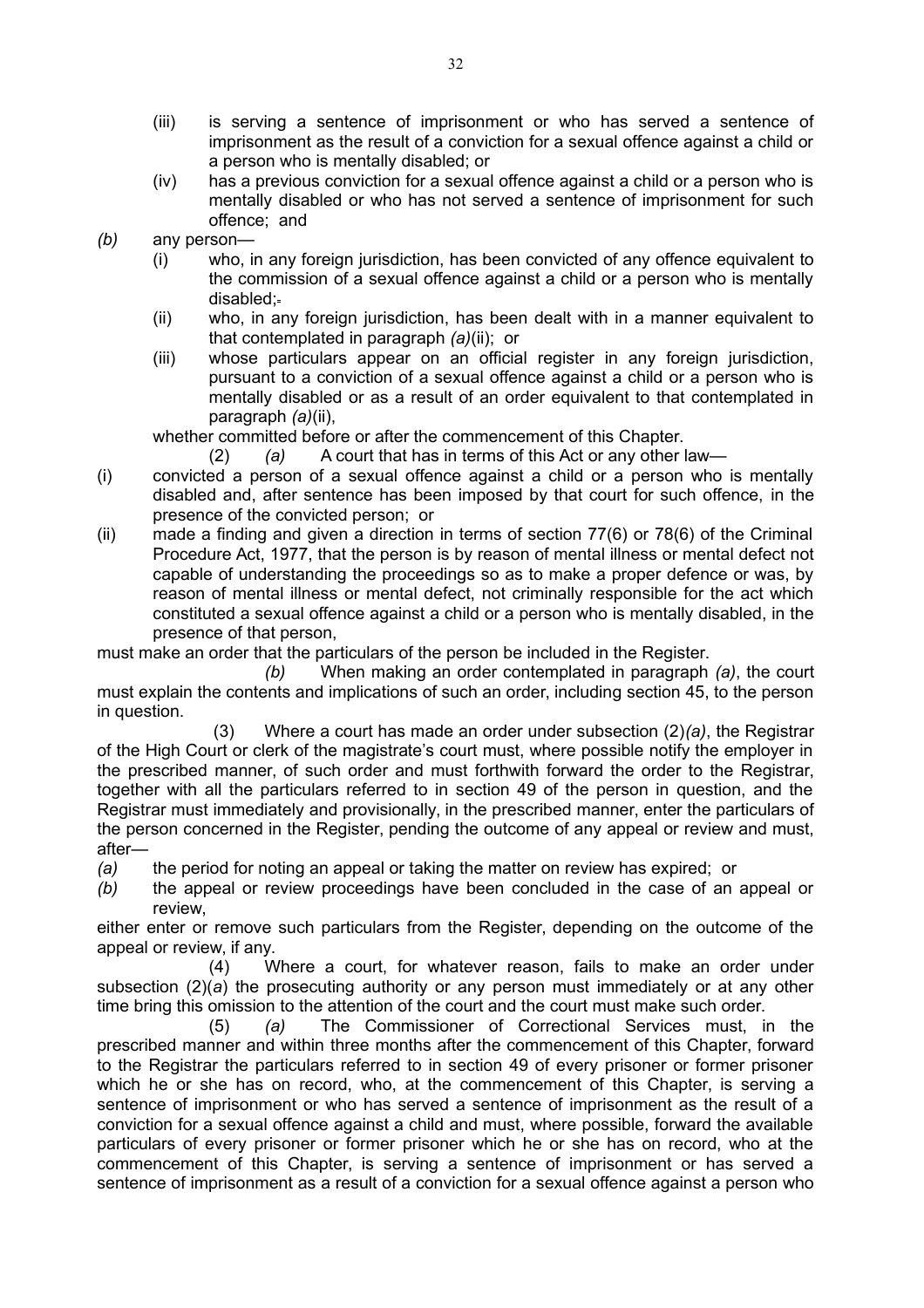(iii) is serving a sentence of imprisonment or who has served a sentence of imprisonment as the result of a conviction for a sexual offence against a child or a person who is mentally disabled; or

(iv) has a previous conviction for a sexual offence against a child or a person who is mentally disabled or who has not served a sentence of imprisonment for such offence; and

*(b)* any person—

(i) who, in any foreign jurisdiction, has been convicted of any offence equivalent to the commission of a sexual offence against a child or a person who is mentally disabled;.

(ii) who, in any foreign jurisdiction, has been dealt with in a manner equivalent to that contemplated in paragraph *(a)*(ii); or

(iii) whose particulars appear on an official register in any foreign jurisdiction, pursuant to a conviction of a sexual offence against a child or a person who is mentally disabled or as a result of an order equivalent to that contemplated in paragraph *(a)*(ii),

whether committed before or after the commencement of this Chapter.

(2) *(a)* A court that has in terms of this Act or any other law—

(i) convicted a person of a sexual offence against a child or a person who is mentally disabled and, after sentence has been imposed by that court for such offence, in the presence of the convicted person; or

(ii) made a finding and given a direction in terms of section 77(6) or 78(6) of the Criminal Procedure Act, 1977, that the person is by reason of mental illness or mental defect not capable of understanding the proceedings so as to make a proper defence or was, by reason of mental illness or mental defect, not criminally responsible for the act which constituted a sexual offence against a child or a person who is mentally disabled, in the presence of that person,

must make an order that the particulars of the person be included in the Register.

*(b)* When making an order contemplated in paragraph *(a)*, the court must explain the contents and implications of such an order, including section 45, to the person in question.

(3) Where a court has made an order under subsection (2)*(a)*, the Registrar of the High Court or clerk of the magistrate's court must, where possible notify the employer in the prescribed manner, of such order and must forthwith forward the order to the Registrar, together with all the particulars referred to in section 49 of the person in question, and the Registrar must immediately and provisionally, in the prescribed manner, enter the particulars of the person concerned in the Register, pending the outcome of any appeal or review and must, after—

*(a)* the period for noting an appeal or taking the matter on review has expired; or

*(b)* the appeal or review proceedings have been concluded in the case of an appeal or review,

either enter or remove such particulars from the Register, depending on the outcome of the appeal or review, if any.

(4) Where a court, for whatever reason, fails to make an order under subsection (2)(*a*) the prosecuting authority or any person must immediately or at any other time bring this omission to the attention of the court and the court must make such order.

(5) *(a)* The Commissioner of Correctional Services must, in the prescribed manner and within three months after the commencement of this Chapter, forward to the Registrar the particulars referred to in section 49 of every prisoner or former prisoner which he or she has on record, who, at the commencement of this Chapter, is serving a sentence of imprisonment or who has served a sentence of imprisonment as the result of a conviction for a sexual offence against a child and must, where possible, forward the available particulars of every prisoner or former prisoner which he or she has on record, who at the commencement of this Chapter, is serving a sentence of imprisonment or has served a sentence of imprisonment as a result of a conviction for a sexual offence against a person who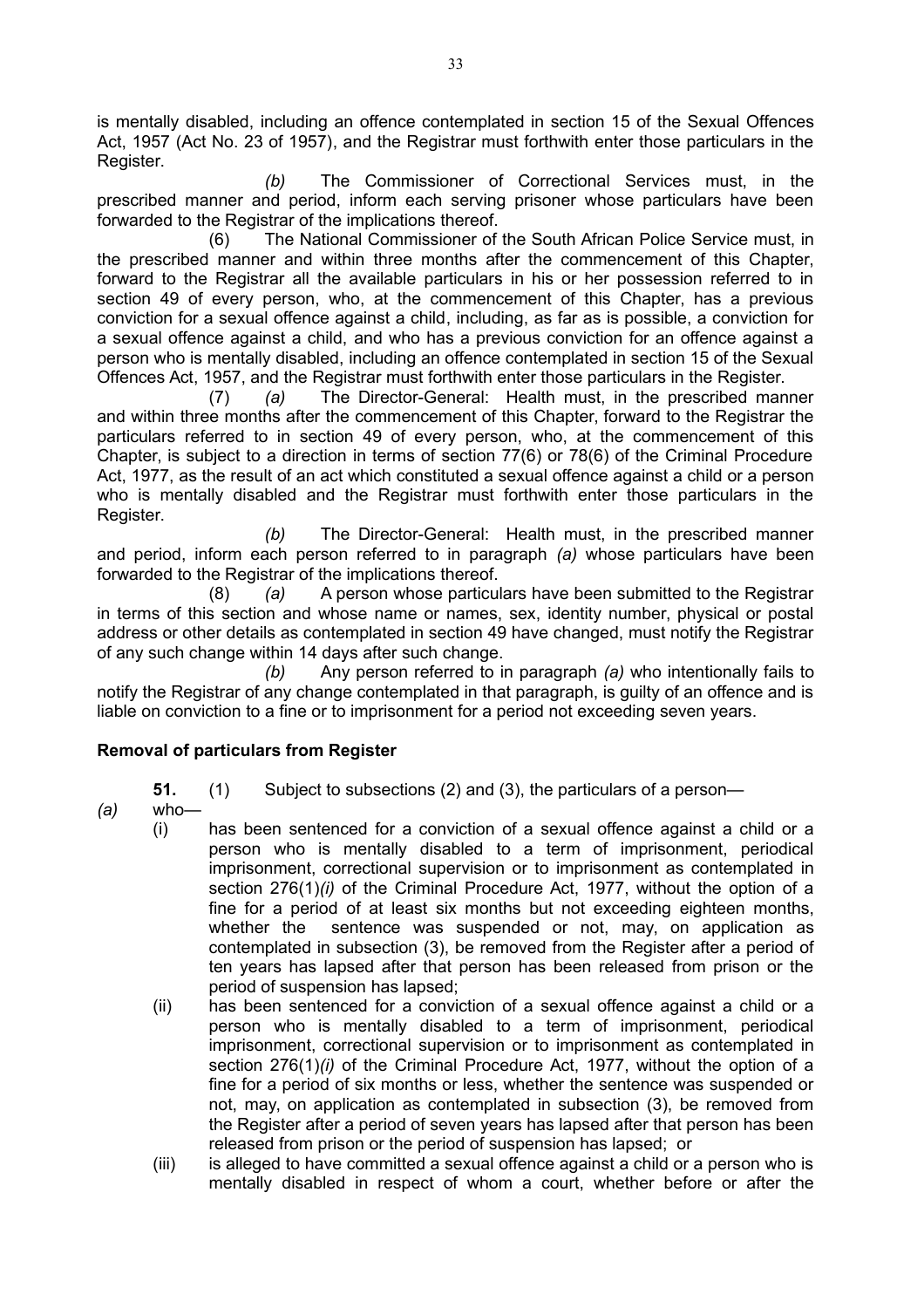is mentally disabled, including an offence contemplated in section 15 of the Sexual Offences Act, 1957 (Act No. 23 of 1957), and the Registrar must forthwith enter those particulars in the Register.

*(b)* The Commissioner of Correctional Services must, in the prescribed manner and period, inform each serving prisoner whose particulars have been forwarded to the Registrar of the implications thereof.

(6) The National Commissioner of the South African Police Service must, in the prescribed manner and within three months after the commencement of this Chapter, forward to the Registrar all the available particulars in his or her possession referred to in section 49 of every person, who, at the commencement of this Chapter, has a previous conviction for a sexual offence against a child, including, as far as is possible, a conviction for a sexual offence against a child, and who has a previous conviction for an offence against a person who is mentally disabled, including an offence contemplated in section 15 of the Sexual Offences Act, 1957, and the Registrar must forthwith enter those particulars in the Register.

(7) *(a)* The Director-General: Health must, in the prescribed manner and within three months after the commencement of this Chapter, forward to the Registrar the particulars referred to in section 49 of every person, who, at the commencement of this Chapter, is subject to a direction in terms of section 77(6) or 78(6) of the Criminal Procedure Act, 1977, as the result of an act which constituted a sexual offence against a child or a person who is mentally disabled and the Registrar must forthwith enter those particulars in the Register.

*(b)* The Director-General: Health must, in the prescribed manner and period, inform each person referred to in paragraph *(a)* whose particulars have been forwarded to the Registrar of the implications thereof.

(8) *(a)* A person whose particulars have been submitted to the Registrar in terms of this section and whose name or names, sex, identity number, physical or postal address or other details as contemplated in section 49 have changed, must notify the Registrar of any such change within 14 days after such change.

*(b)* Any person referred to in paragraph *(a)* who intentionally fails to notify the Registrar of any change contemplated in that paragraph, is guilty of an offence and is liable on conviction to a fine or to imprisonment for a period not exceeding seven years.

**Removal of particulars from Register**

**51.** (1) Subject to subsections (2) and (3), the particulars of a person—

*(a)* who—

(i) has been sentenced for a conviction of a sexual offence against a child or a person who is mentally disabled to a term of imprisonment, periodical imprisonment, correctional supervision or to imprisonment as contemplated in section 276(1)*(i)* of the Criminal Procedure Act, 1977, without the option of a fine for a period of at least six months but not exceeding eighteen months, whether the sentence was suspended or not, may, on application as contemplated in subsection (3), be removed from the Register after a period of ten years has lapsed after that person has been released from prison or the period of suspension has lapsed;

(ii) has been sentenced for a conviction of a sexual offence against a child or a person who is mentally disabled to a term of imprisonment, periodical imprisonment, correctional supervision or to imprisonment as contemplated in section 276(1)*(i)* of the Criminal Procedure Act, 1977, without the option of a fine for a period of six months or less, whether the sentence was suspended or not, may, on application as contemplated in subsection (3), be removed from the Register after a period of seven years has lapsed after that person has been released from prison or the period of suspension has lapsed; or

(iii) is alleged to have committed a sexual offence against a child or a person who is mentally disabled in respect of whom a court, whether before or after the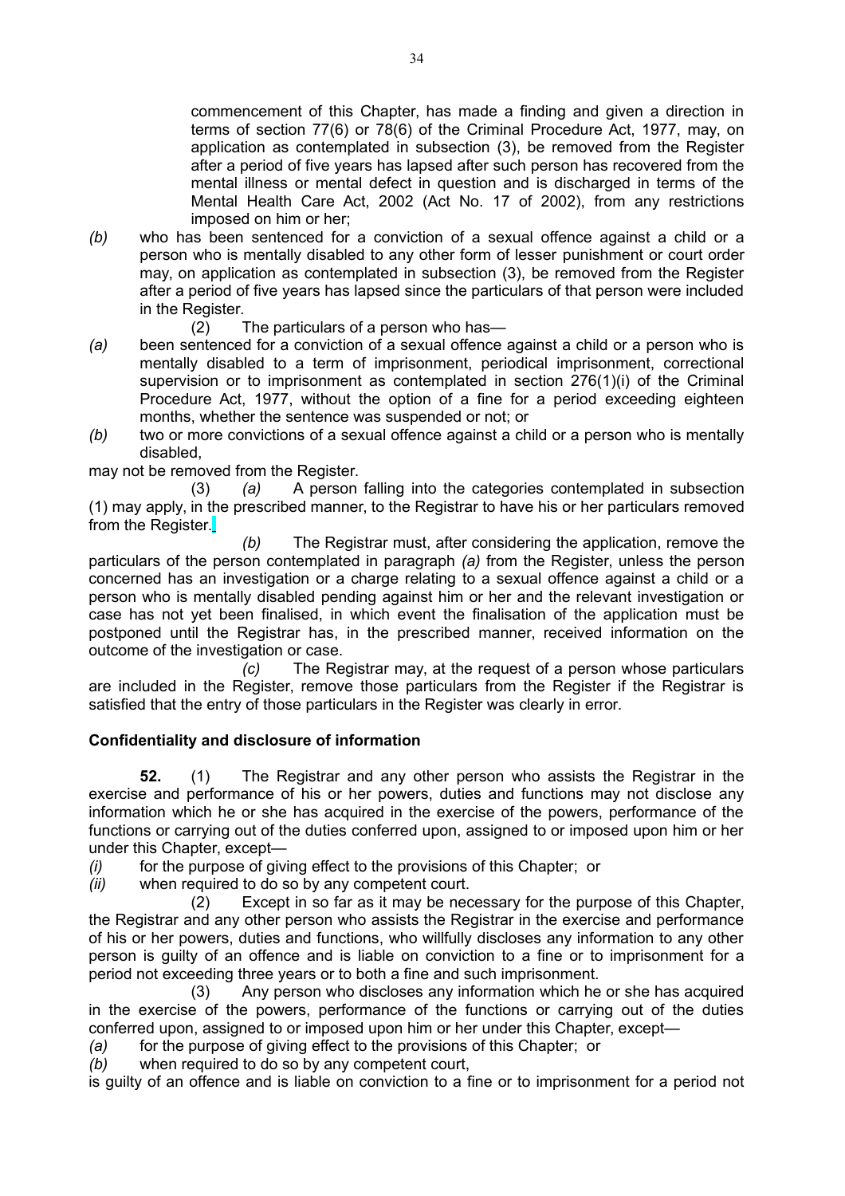commencement of this Chapter, has made a finding and given a direction in terms of section 77(6) or 78(6) of the Criminal Procedure Act, 1977, may, on application as contemplated in subsection (3), be removed from the Register after a period of five years has lapsed after such person has recovered from the mental illness or mental defect in question and is discharged in terms of the Mental Health Care Act, 2002 (Act No. 17 of 2002), from any restrictions imposed on him or her;

*(b)* who has been sentenced for a conviction of a sexual offence against a child or a person who is mentally disabled to any other form of lesser punishment or court order may, on application as contemplated in subsection (3), be removed from the Register after a period of five years has lapsed since the particulars of that person were included in the Register.

(2) The particulars of a person who has—

*(a)* been sentenced for a conviction of a sexual offence against a child or a person who is mentally disabled to a term of imprisonment, periodical imprisonment, correctional supervision or to imprisonment as contemplated in section 276(1)(i) of the Criminal Procedure Act, 1977, without the option of a fine for a period exceeding eighteen months, whether the sentence was suspended or not; or

*(b)* two or more convictions of a sexual offence against a child or a person who is mentally disabled,

may not be removed from the Register.

(3) *(a)* A person falling into the categories contemplated in subsection (1) may apply, in the prescribed manner, to the Registrar to have his or her particulars removed from the Register.

*(b)* The Registrar must, after considering the application, remove the particulars of the person contemplated in paragraph *(a)* from the Register, unless the person concerned has an investigation or a charge relating to a sexual offence against a child or a person who is mentally disabled pending against him or her and the relevant investigation or case has not yet been finalised, in which event the finalisation of the application must be postponed until the Registrar has, in the prescribed manner, received information on the outcome of the investigation or case.

*(c)* The Registrar may, at the request of a person whose particulars are included in the Register, remove those particulars from the Register if the Registrar is satisfied that the entry of those particulars in the Register was clearly in error.

**Confidentiality and disclosure of information**

**52.** (1) The Registrar and any other person who assists the Registrar in the exercise and performance of his or her powers, duties and functions may not disclose any information which he or she has acquired in the exercise of the powers, performance of the functions or carrying out of the duties conferred upon, assigned to or imposed upon him or her under this Chapter, except—

*(i)* for the purpose of giving effect to the provisions of this Chapter; or

*(ii)* when required to do so by any competent court.

(2) Except in so far as it may be necessary for the purpose of this Chapter, the Registrar and any other person who assists the Registrar in the exercise and performance of his or her powers, duties and functions, who willfully discloses any information to any other person is guilty of an offence and is liable on conviction to a fine or to imprisonment for a period not exceeding three years or to both a fine and such imprisonment.

(3) Any person who discloses any information which he or she has acquired in the exercise of the powers, performance of the functions or carrying out of the duties conferred upon, assigned to or imposed upon him or her under this Chapter, except—

*(a)* for the purpose of giving effect to the provisions of this Chapter; or

*(b)* when required to do so by any competent court,

is guilty of an offence and is liable on conviction to a fine or to imprisonment for a period not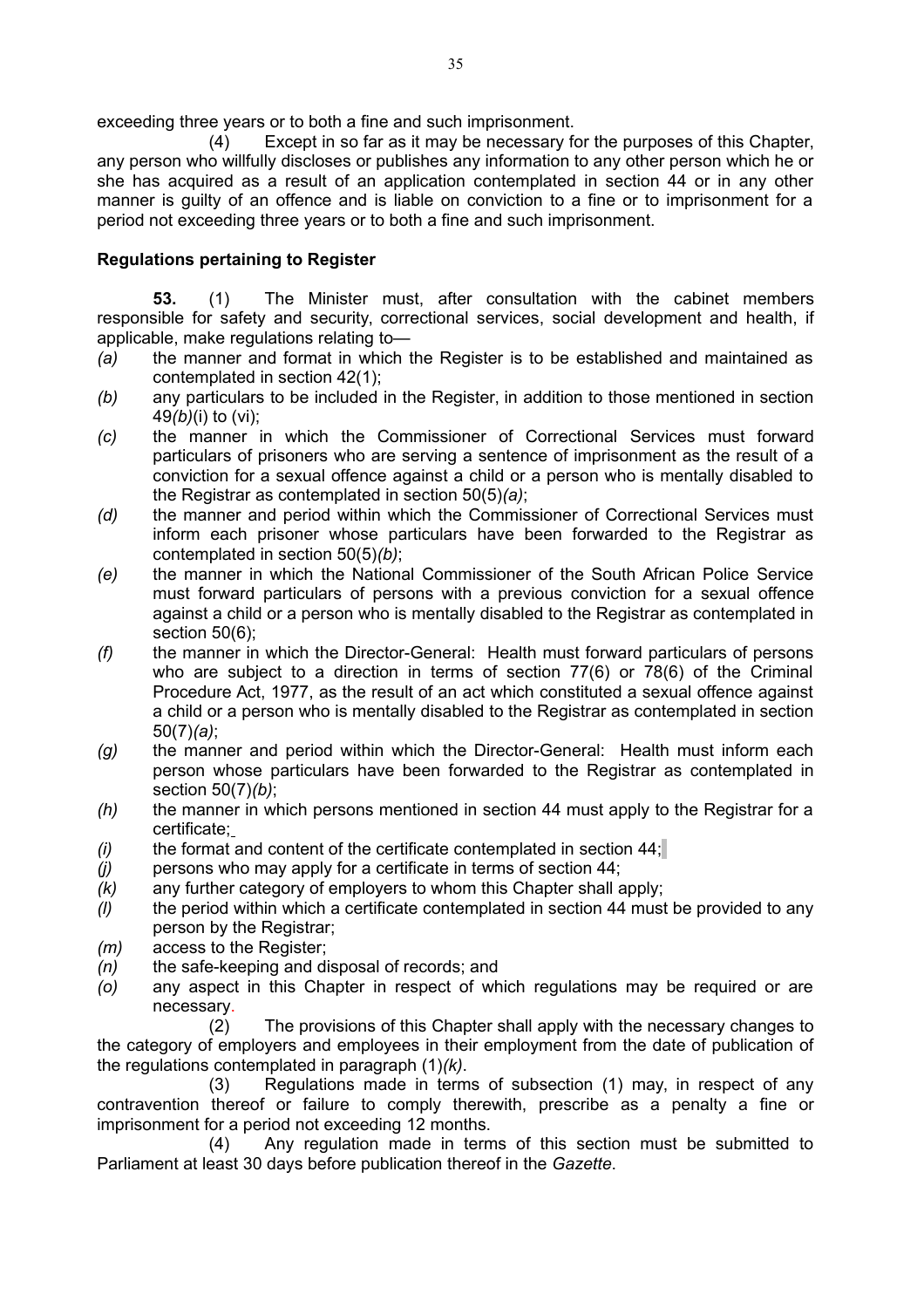exceeding three years or to both a fine and such imprisonment.

(4) Except in so far as it may be necessary for the purposes of this Chapter, any person who willfully discloses or publishes any information to any other person which he or she has acquired as a result of an application contemplated in section 44 or in any other manner is guilty of an offence and is liable on conviction to a fine or to imprisonment for a period not exceeding three years or to both a fine and such imprisonment.

**Regulations pertaining to Register**

**53.** (1) The Minister must, after consultation with the cabinet members responsible for safety and security, correctional services, social development and health, if applicable, make regulations relating to—

*(a)* the manner and format in which the Register is to be established and maintained as contemplated in section 42(1);

*(b)* any particulars to be included in the Register, in addition to those mentioned in section 49*(b)*(i) to (vi);

*(c)* the manner in which the Commissioner of Correctional Services must forward particulars of prisoners who are serving a sentence of imprisonment as the result of a conviction for a sexual offence against a child or a person who is mentally disabled to the Registrar as contemplated in section 50(5)*(a)*;

*(d)* the manner and period within which the Commissioner of Correctional Services must inform each prisoner whose particulars have been forwarded to the Registrar as contemplated in section 50(5)*(b)*;

*(e)* the manner in which the National Commissioner of the South African Police Service must forward particulars of persons with a previous conviction for a sexual offence against a child or a person who is mentally disabled to the Registrar as contemplated in section 50(6);

*(f)* the manner in which the Director-General: Health must forward particulars of persons who are subject to a direction in terms of section 77(6) or 78(6) of the Criminal Procedure Act, 1977, as the result of an act which constituted a sexual offence against a child or a person who is mentally disabled to the Registrar as contemplated in section 50(7)*(a)*;

*(g)* the manner and period within which the Director-General: Health must inform each person whose particulars have been forwarded to the Registrar as contemplated in section 50(7)*(b)*;

*(h)* the manner in which persons mentioned in section 44 must apply to the Registrar for a certificate;

*(i)* the format and content of the certificate contemplated in section 44;

*(j)* persons who may apply for a certificate in terms of section 44;

*(k)* any further category of employers to whom this Chapter shall apply;

*(l)* the period within which a certificate contemplated in section 44 must be provided to any person by the Registrar;

*(m)* access to the Register;

*(n)* the safe-keeping and disposal of records; and

*(o)* any aspect in this Chapter in respect of which regulations may be required or are necessary.

(2) The provisions of this Chapter shall apply with the necessary changes to the category of employers and employees in their employment from the date of publication of the regulations contemplated in paragraph (1)*(k)*.

(3) Regulations made in terms of subsection (1) may, in respect of any contravention thereof or failure to comply therewith, prescribe as a penalty a fine or imprisonment for a period not exceeding 12 months.

(4) Any regulation made in terms of this section must be submitted to Parliament at least 30 days before publication thereof in the *Gazette*.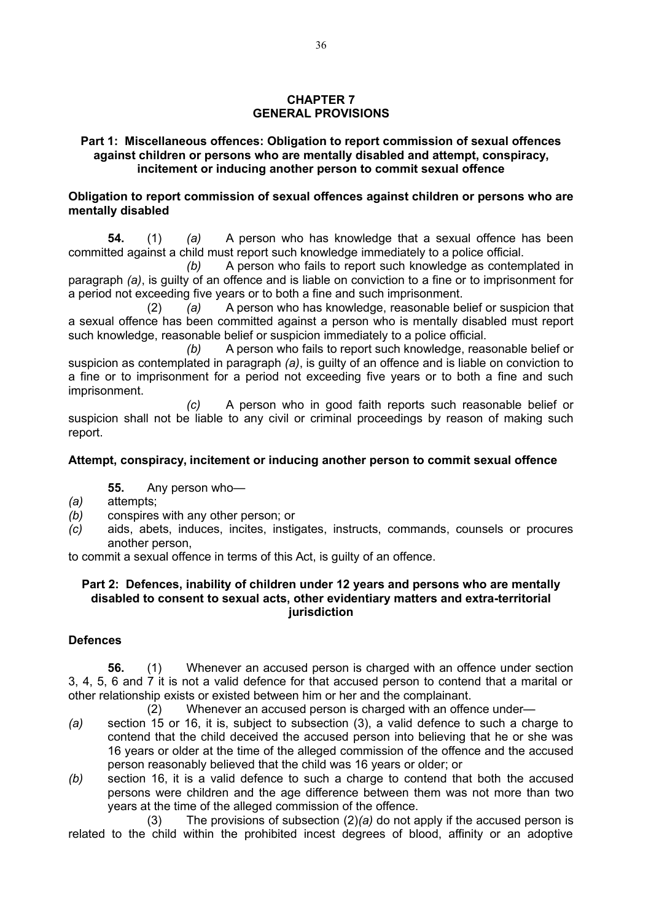## CHAPTER 7
## GENERAL PROVISIONS

### Part 1: Miscellaneous offences: Obligation to report commission of sexual offences against children or persons who are mentally disabled and attempt, conspiracy, incitement or inducing another person to commit sexual offence

**Obligation to report commission of sexual offences against children or persons who are mentally disabled**

**54.** (1) *(a)* A person who has knowledge that a sexual offence has been committed against a child must report such knowledge immediately to a police official.

*(b)* A person who fails to report such knowledge as contemplated in paragraph *(a)*, is guilty of an offence and is liable on conviction to a fine or to imprisonment for a period not exceeding five years or to both a fine and such imprisonment.

(2) *(a)* A person who has knowledge, reasonable belief or suspicion that a sexual offence has been committed against a person who is mentally disabled must report such knowledge, reasonable belief or suspicion immediately to a police official.

*(b)* A person who fails to report such knowledge, reasonable belief or suspicion as contemplated in paragraph *(a)*, is guilty of an offence and is liable on conviction to a fine or to imprisonment for a period not exceeding five years or to both a fine and such imprisonment.

*(c)* A person who in good faith reports such reasonable belief or suspicion shall not be liable to any civil or criminal proceedings by reason of making such report.

**Attempt, conspiracy, incitement or inducing another person to commit sexual offence**

**55.** Any person who—

*(a)* attempts;

*(b)* conspires with any other person; or

*(c)* aids, abets, induces, incites, instigates, instructs, commands, counsels or procures another person,

to commit a sexual offence in terms of this Act, is guilty of an offence.

### Part 2: Defences, inability of children under 12 years and persons who are mentally disabled to consent to sexual acts, other evidentiary matters and extra-territorial jurisdiction

**Defences**

**56.** (1) Whenever an accused person is charged with an offence under section 3, 4, 5, 6 and 7 it is not a valid defence for that accused person to contend that a marital or other relationship exists or existed between him or her and the complainant.

(2) Whenever an accused person is charged with an offence under—

*(a)* section 15 or 16, it is, subject to subsection (3), a valid defence to such a charge to contend that the child deceived the accused person into believing that he or she was 16 years or older at the time of the alleged commission of the offence and the accused person reasonably believed that the child was 16 years or older; or

*(b)* section 16, it is a valid defence to such a charge to contend that both the accused persons were children and the age difference between them was not more than two years at the time of the alleged commission of the offence.

(3) The provisions of subsection (2)*(a)* do not apply if the accused person is related to the child within the prohibited incest degrees of blood, affinity or an adoptive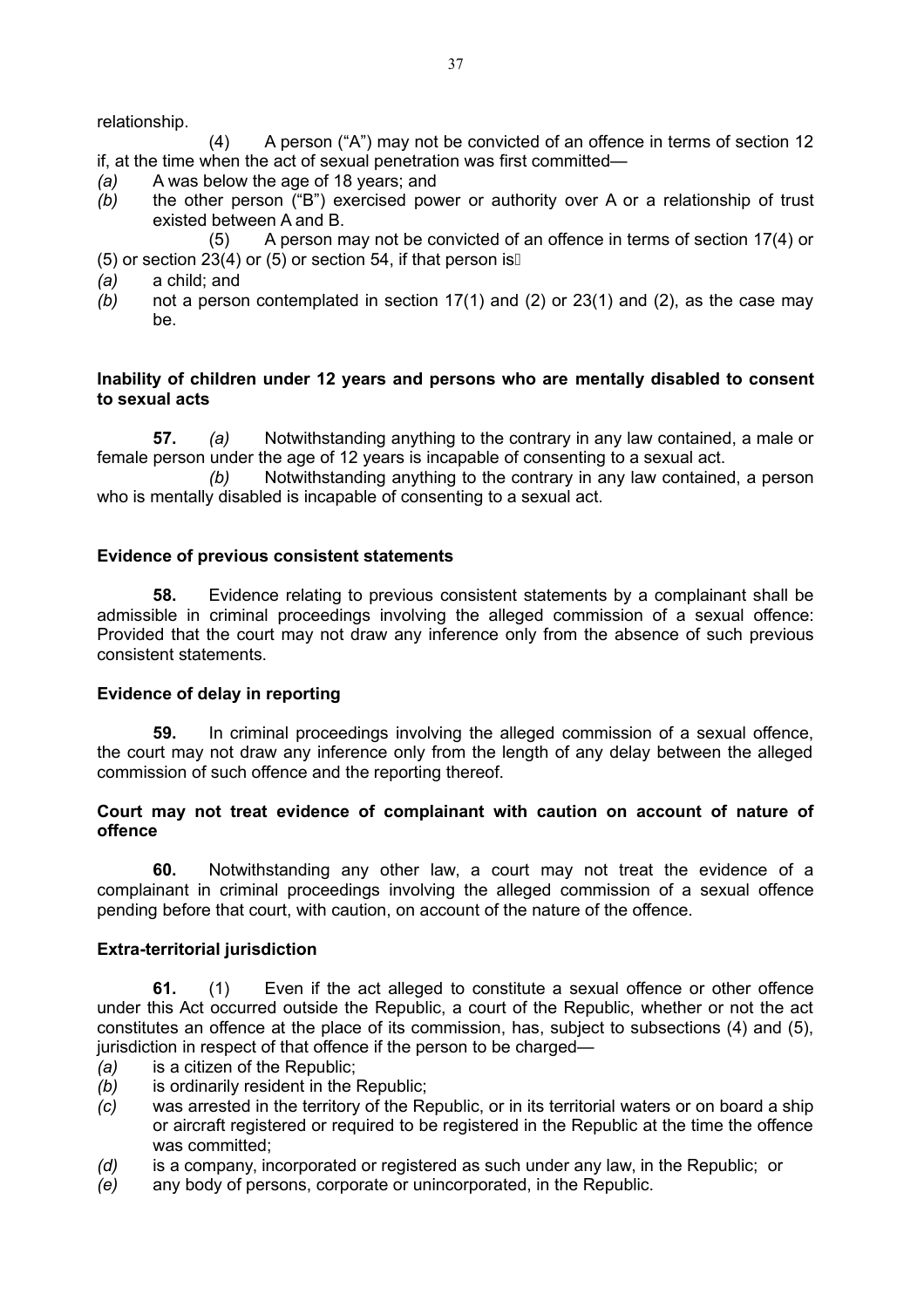relationship.

(4) A person ("A") may not be convicted of an offence in terms of section 12 if, at the time when the act of sexual penetration was first committed—

*(a)* A was below the age of 18 years; and
*(b)* the other person ("B") exercised power or authority over A or a relationship of trust existed between A and B.

(5) A person may not be convicted of an offence in terms of section 17(4) or (5) or section 23(4) or (5) or section 54, if that person is—

*(a)* a child; and
*(b)* not a person contemplated in section 17(1) and (2) or 23(1) and (2), as the case may be.

**Inability of children under 12 years and persons who are mentally disabled to consent to sexual acts**

**57.** *(a)* Notwithstanding anything to the contrary in any law contained, a male or female person under the age of 12 years is incapable of consenting to a sexual act.

*(b)* Notwithstanding anything to the contrary in any law contained, a person who is mentally disabled is incapable of consenting to a sexual act.

**Evidence of previous consistent statements**

**58.** Evidence relating to previous consistent statements by a complainant shall be admissible in criminal proceedings involving the alleged commission of a sexual offence: Provided that the court may not draw any inference only from the absence of such previous consistent statements.

**Evidence of delay in reporting**

**59.** In criminal proceedings involving the alleged commission of a sexual offence, the court may not draw any inference only from the length of any delay between the alleged commission of such offence and the reporting thereof.

**Court may not treat evidence of complainant with caution on account of nature of offence**

**60.** Notwithstanding any other law, a court may not treat the evidence of a complainant in criminal proceedings involving the alleged commission of a sexual offence pending before that court, with caution, on account of the nature of the offence.

**Extra-territorial jurisdiction**

**61.** (1) Even if the act alleged to constitute a sexual offence or other offence under this Act occurred outside the Republic, a court of the Republic, whether or not the act constitutes an offence at the place of its commission, has, subject to subsections (4) and (5), jurisdiction in respect of that offence if the person to be charged—

*(a)* is a citizen of the Republic;
*(b)* is ordinarily resident in the Republic;
*(c)* was arrested in the territory of the Republic, or in its territorial waters or on board a ship or aircraft registered or required to be registered in the Republic at the time the offence was committed;
*(d)* is a company, incorporated or registered as such under any law, in the Republic; or
*(e)* any body of persons, corporate or unincorporated, in the Republic.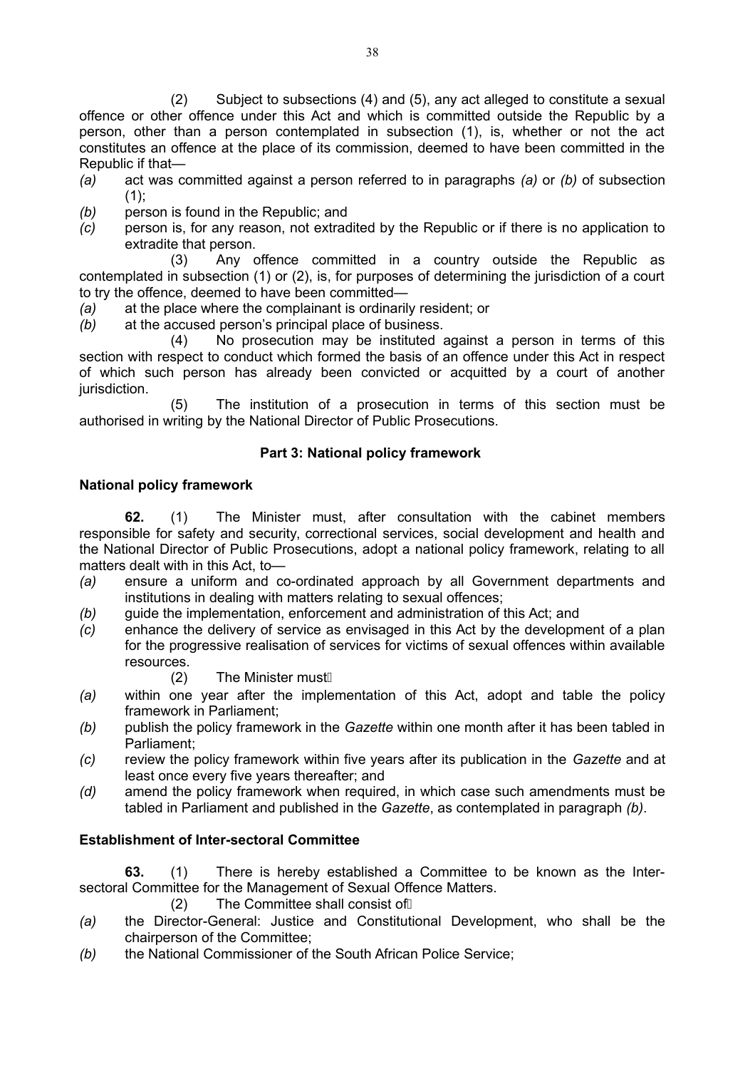(2) Subject to subsections (4) and (5), any act alleged to constitute a sexual offence or other offence under this Act and which is committed outside the Republic by a person, other than a person contemplated in subsection (1), is, whether or not the act constitutes an offence at the place of its commission, deemed to have been committed in the Republic if that—

*(a)* act was committed against a person referred to in paragraphs *(a)* or *(b)* of subsection (1);
*(b)* person is found in the Republic; and
*(c)* person is, for any reason, not extradited by the Republic or if there is no application to extradite that person.

(3) Any offence committed in a country outside the Republic as contemplated in subsection (1) or (2), is, for purposes of determining the jurisdiction of a court to try the offence, deemed to have been committed—

*(a)* at the place where the complainant is ordinarily resident; or
*(b)* at the accused person's principal place of business.

(4) No prosecution may be instituted against a person in terms of this section with respect to conduct which formed the basis of an offence under this Act in respect of which such person has already been convicted or acquitted by a court of another jurisdiction.

(5) The institution of a prosecution in terms of this section must be authorised in writing by the National Director of Public Prosecutions.

## Part 3: National policy framework

### National policy framework

**62.** (1) The Minister must, after consultation with the cabinet members responsible for safety and security, correctional services, social development and health and the National Director of Public Prosecutions, adopt a national policy framework, relating to all matters dealt with in this Act, to—

*(a)* ensure a uniform and co-ordinated approach by all Government departments and institutions in dealing with matters relating to sexual offences;
*(b)* guide the implementation, enforcement and administration of this Act; and
*(c)* enhance the delivery of service as envisaged in this Act by the development of a plan for the progressive realisation of services for victims of sexual offences within available resources.

(2) The Minister must—

*(a)* within one year after the implementation of this Act, adopt and table the policy framework in Parliament;
*(b)* publish the policy framework in the *Gazette* within one month after it has been tabled in Parliament;
*(c)* review the policy framework within five years after its publication in the *Gazette* and at least once every five years thereafter; and
*(d)* amend the policy framework when required, in which case such amendments must be tabled in Parliament and published in the *Gazette*, as contemplated in paragraph *(b)*.

### Establishment of Inter-sectoral Committee

**63.** (1) There is hereby established a Committee to be known as the Inter-sectoral Committee for the Management of Sexual Offence Matters.

(2) The Committee shall consist of—

*(a)* the Director-General: Justice and Constitutional Development, who shall be the chairperson of the Committee;
*(b)* the National Commissioner of the South African Police Service;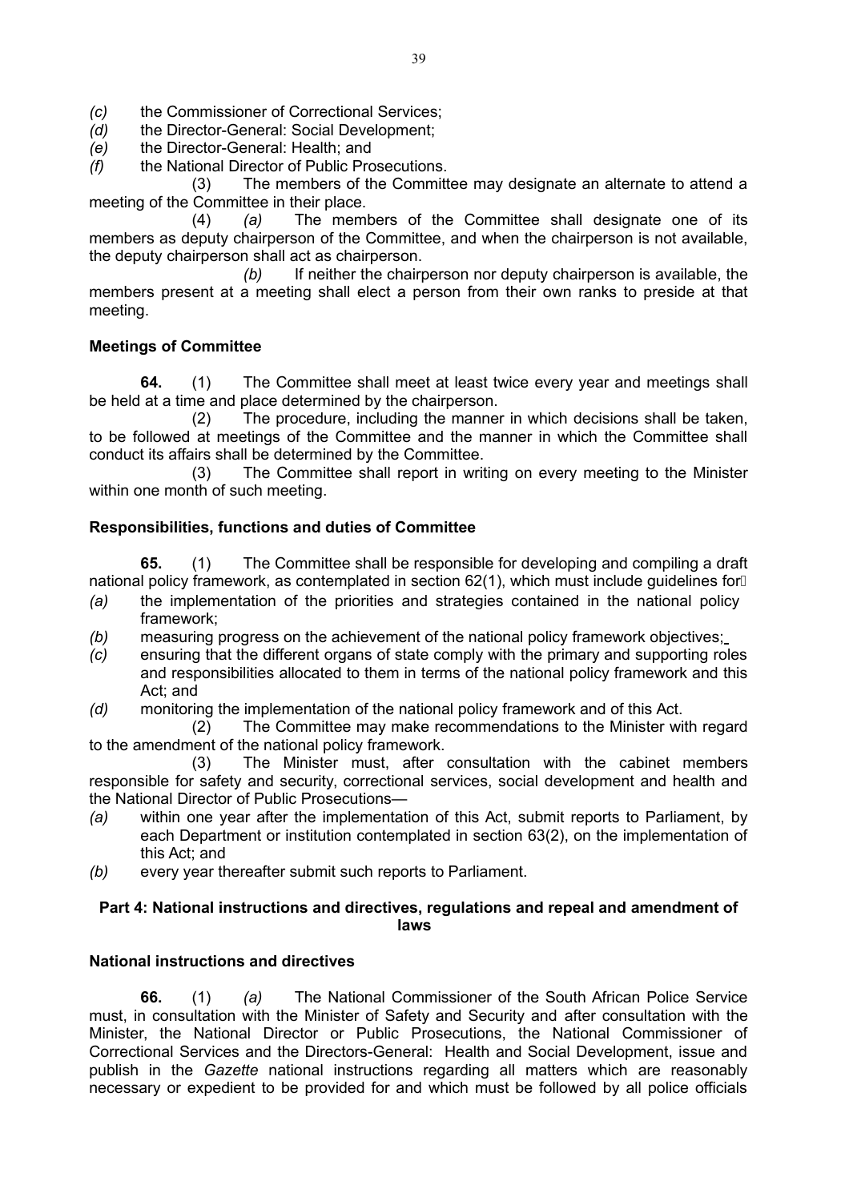*(c)* the Commissioner of Correctional Services;
*(d)* the Director-General: Social Development;
*(e)* the Director-General: Health; and
*(f)* the National Director of Public Prosecutions.

(3) The members of the Committee may designate an alternate to attend a meeting of the Committee in their place.

(4) *(a)* The members of the Committee shall designate one of its members as deputy chairperson of the Committee, and when the chairperson is not available, the deputy chairperson shall act as chairperson.

*(b)* If neither the chairperson nor deputy chairperson is available, the members present at a meeting shall elect a person from their own ranks to preside at that meeting.

### Meetings of Committee

**64.** (1) The Committee shall meet at least twice every year and meetings shall be held at a time and place determined by the chairperson.

(2) The procedure, including the manner in which decisions shall be taken, to be followed at meetings of the Committee and the manner in which the Committee shall conduct its affairs shall be determined by the Committee.

(3) The Committee shall report in writing on every meeting to the Minister within one month of such meeting.

### Responsibilities, functions and duties of Committee

**65.** (1) The Committee shall be responsible for developing and compiling a draft national policy framework, as contemplated in section 62(1), which must include guidelines for—

*(a)* the implementation of the priorities and strategies contained in the national policy framework;
*(b)* measuring progress on the achievement of the national policy framework objectives;
*(c)* ensuring that the different organs of state comply with the primary and supporting roles and responsibilities allocated to them in terms of the national policy framework and this Act; and
*(d)* monitoring the implementation of the national policy framework and of this Act.

(2) The Committee may make recommendations to the Minister with regard to the amendment of the national policy framework.

(3) The Minister must, after consultation with the cabinet members responsible for safety and security, correctional services, social development and health and the National Director of Public Prosecutions—

*(a)* within one year after the implementation of this Act, submit reports to Parliament, by each Department or institution contemplated in section 63(2), on the implementation of this Act; and
*(b)* every year thereafter submit such reports to Parliament.

## Part 4: National instructions and directives, regulations and repeal and amendment of laws

### National instructions and directives

**66.** (1) *(a)* The National Commissioner of the South African Police Service must, in consultation with the Minister of Safety and Security and after consultation with the Minister, the National Director or Public Prosecutions, the National Commissioner of Correctional Services and the Directors-General: Health and Social Development, issue and publish in the *Gazette* national instructions regarding all matters which are reasonably necessary or expedient to be provided for and which must be followed by all police officials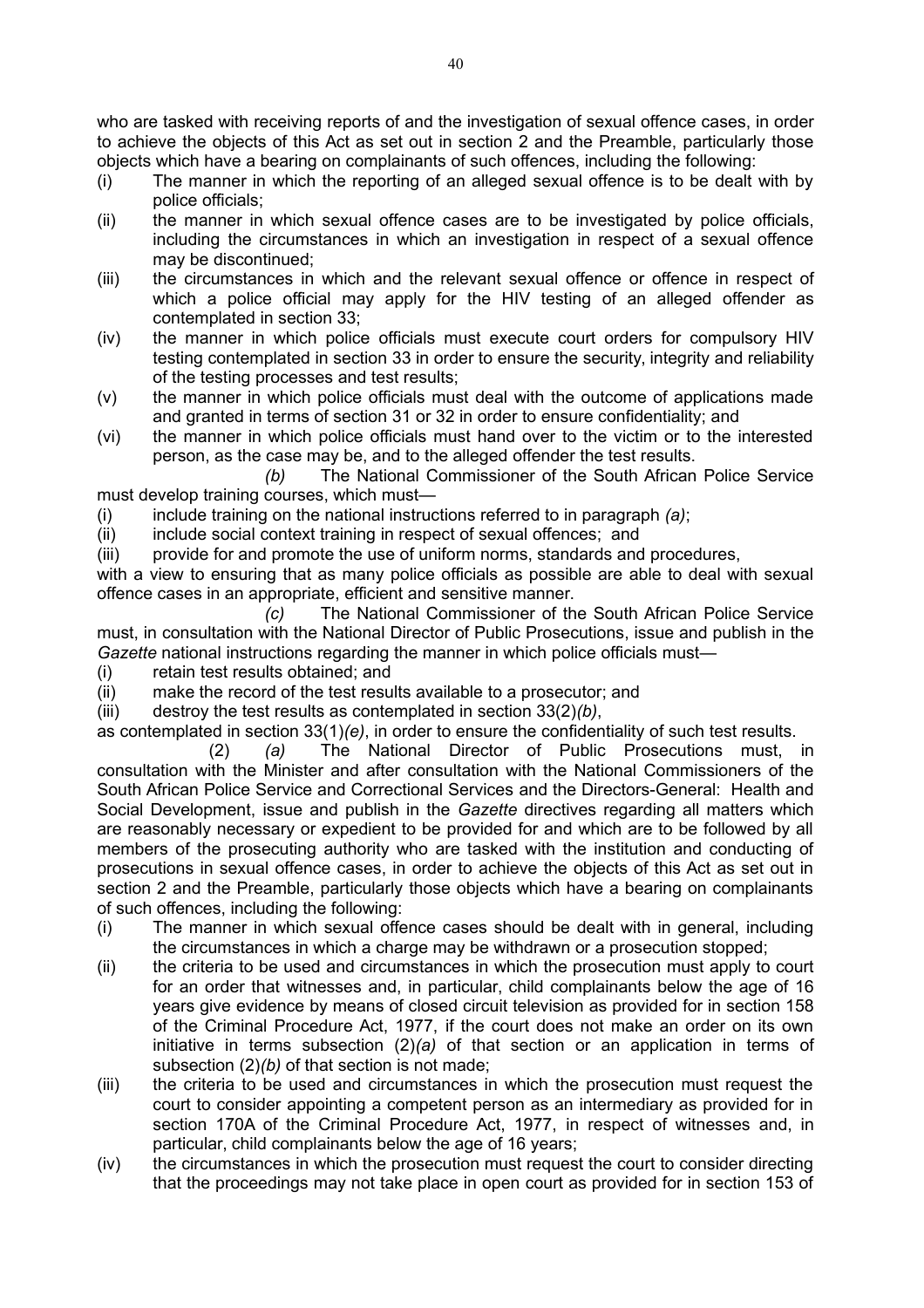who are tasked with receiving reports of and the investigation of sexual offence cases, in order to achieve the objects of this Act as set out in section 2 and the Preamble, particularly those objects which have a bearing on complainants of such offences, including the following:

(i) The manner in which the reporting of an alleged sexual offence is to be dealt with by police officials;

(ii) the manner in which sexual offence cases are to be investigated by police officials, including the circumstances in which an investigation in respect of a sexual offence may be discontinued;

(iii) the circumstances in which and the relevant sexual offence or offence in respect of which a police official may apply for the HIV testing of an alleged offender as contemplated in section 33;

(iv) the manner in which police officials must execute court orders for compulsory HIV testing contemplated in section 33 in order to ensure the security, integrity and reliability of the testing processes and test results;

(v) the manner in which police officials must deal with the outcome of applications made and granted in terms of section 31 or 32 in order to ensure confidentiality; and

(vi) the manner in which police officials must hand over to the victim or to the interested person, as the case may be, and to the alleged offender the test results.

*(b)* The National Commissioner of the South African Police Service must develop training courses, which must—

(i) include training on the national instructions referred to in paragraph *(a)*;

(ii) include social context training in respect of sexual offences; and

(iii) provide for and promote the use of uniform norms, standards and procedures,

with a view to ensuring that as many police officials as possible are able to deal with sexual offence cases in an appropriate, efficient and sensitive manner.

*(c)* The National Commissioner of the South African Police Service must, in consultation with the National Director of Public Prosecutions, issue and publish in the *Gazette* national instructions regarding the manner in which police officials must—

(i) retain test results obtained; and

(ii) make the record of the test results available to a prosecutor; and

(iii) destroy the test results as contemplated in section 33(2)*(b)*,

as contemplated in section 33(1)*(e)*, in order to ensure the confidentiality of such test results.

(2) *(a)* The National Director of Public Prosecutions must, in consultation with the Minister and after consultation with the National Commissioners of the South African Police Service and Correctional Services and the Directors-General: Health and Social Development, issue and publish in the *Gazette* directives regarding all matters which are reasonably necessary or expedient to be provided for and which are to be followed by all members of the prosecuting authority who are tasked with the institution and conducting of prosecutions in sexual offence cases, in order to achieve the objects of this Act as set out in section 2 and the Preamble, particularly those objects which have a bearing on complainants of such offences, including the following:

(i) The manner in which sexual offence cases should be dealt with in general, including the circumstances in which a charge may be withdrawn or a prosecution stopped;

(ii) the criteria to be used and circumstances in which the prosecution must apply to court for an order that witnesses and, in particular, child complainants below the age of 16 years give evidence by means of closed circuit television as provided for in section 158 of the Criminal Procedure Act, 1977, if the court does not make an order on its own initiative in terms subsection (2)*(a)* of that section or an application in terms of subsection (2)*(b)* of that section is not made;

(iii) the criteria to be used and circumstances in which the prosecution must request the court to consider appointing a competent person as an intermediary as provided for in section 170A of the Criminal Procedure Act, 1977, in respect of witnesses and, in particular, child complainants below the age of 16 years;

(iv) the circumstances in which the prosecution must request the court to consider directing that the proceedings may not take place in open court as provided for in section 153 of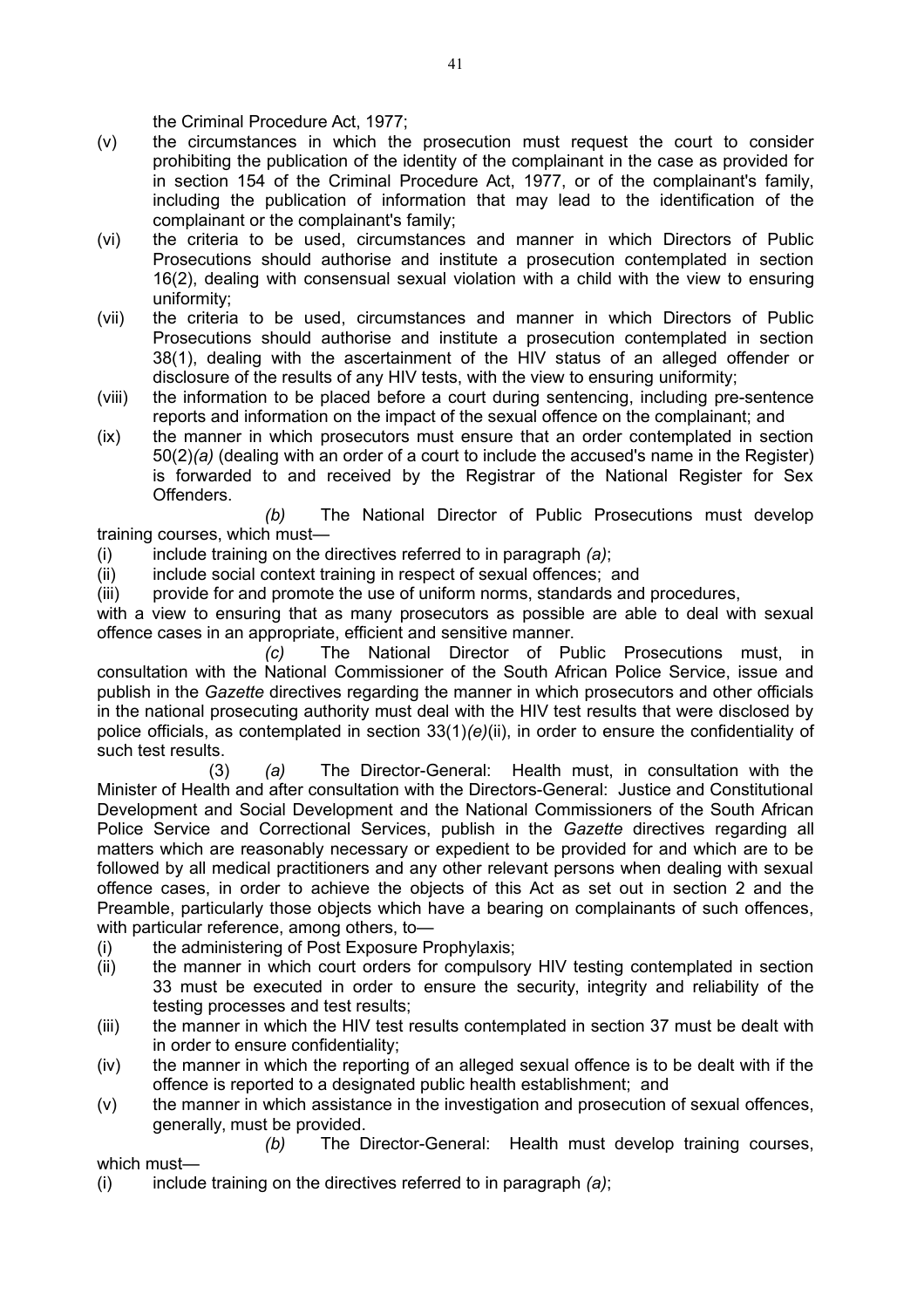the Criminal Procedure Act, 1977;

(v) the circumstances in which the prosecution must request the court to consider prohibiting the publication of the identity of the complainant in the case as provided for in section 154 of the Criminal Procedure Act, 1977, or of the complainant's family, including the publication of information that may lead to the identification of the complainant or the complainant's family;

(vi) the criteria to be used, circumstances and manner in which Directors of Public Prosecutions should authorise and institute a prosecution contemplated in section 16(2), dealing with consensual sexual violation with a child with the view to ensuring uniformity;

(vii) the criteria to be used, circumstances and manner in which Directors of Public Prosecutions should authorise and institute a prosecution contemplated in section 38(1), dealing with the ascertainment of the HIV status of an alleged offender or disclosure of the results of any HIV tests, with the view to ensuring uniformity;

(viii) the information to be placed before a court during sentencing, including pre-sentence reports and information on the impact of the sexual offence on the complainant; and

(ix) the manner in which prosecutors must ensure that an order contemplated in section 50(2)*(a)* (dealing with an order of a court to include the accused's name in the Register) is forwarded to and received by the Registrar of the National Register for Sex Offenders.

*(b)* The National Director of Public Prosecutions must develop training courses, which must—

(i) include training on the directives referred to in paragraph *(a)*;

(ii) include social context training in respect of sexual offences; and

(iii) provide for and promote the use of uniform norms, standards and procedures,

with a view to ensuring that as many prosecutors as possible are able to deal with sexual offence cases in an appropriate, efficient and sensitive manner.

*(c)* The National Director of Public Prosecutions must, in consultation with the National Commissioner of the South African Police Service, issue and publish in the *Gazette* directives regarding the manner in which prosecutors and other officials in the national prosecuting authority must deal with the HIV test results that were disclosed by police officials, as contemplated in section 33(1)*(e)*(ii), in order to ensure the confidentiality of such test results.

(3) *(a)* The Director-General: Health must, in consultation with the Minister of Health and after consultation with the Directors-General: Justice and Constitutional Development and Social Development and the National Commissioners of the South African Police Service and Correctional Services, publish in the *Gazette* directives regarding all matters which are reasonably necessary or expedient to be provided for and which are to be followed by all medical practitioners and any other relevant persons when dealing with sexual offence cases, in order to achieve the objects of this Act as set out in section 2 and the Preamble, particularly those objects which have a bearing on complainants of such offences, with particular reference, among others, to—

(i) the administering of Post Exposure Prophylaxis;

(ii) the manner in which court orders for compulsory HIV testing contemplated in section 33 must be executed in order to ensure the security, integrity and reliability of the testing processes and test results;

(iii) the manner in which the HIV test results contemplated in section 37 must be dealt with in order to ensure confidentiality;

(iv) the manner in which the reporting of an alleged sexual offence is to be dealt with if the offence is reported to a designated public health establishment; and

(v) the manner in which assistance in the investigation and prosecution of sexual offences, generally, must be provided.

*(b)* The Director-General: Health must develop training courses, which must—

(i) include training on the directives referred to in paragraph *(a)*;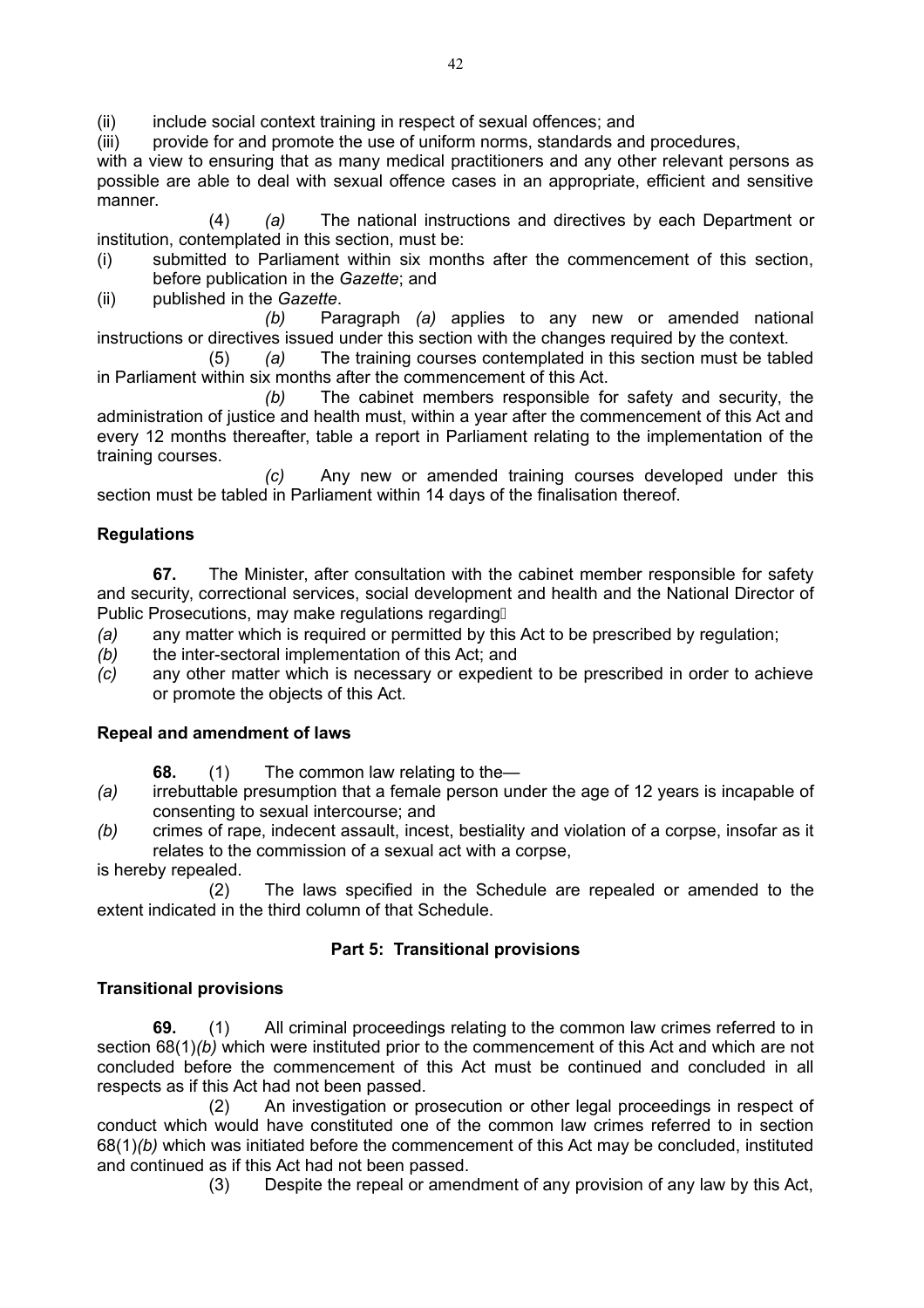(ii) include social context training in respect of sexual offences; and

(iii) provide for and promote the use of uniform norms, standards and procedures,

with a view to ensuring that as many medical practitioners and any other relevant persons as possible are able to deal with sexual offence cases in an appropriate, efficient and sensitive manner.

(4) *(a)* The national instructions and directives by each Department or institution, contemplated in this section, must be:

(i) submitted to Parliament within six months after the commencement of this section, before publication in the *Gazette*; and

(ii) published in the *Gazette*.

*(b)* Paragraph *(a)* applies to any new or amended national instructions or directives issued under this section with the changes required by the context.

(5) *(a)* The training courses contemplated in this section must be tabled in Parliament within six months after the commencement of this Act.

*(b)* The cabinet members responsible for safety and security, the administration of justice and health must, within a year after the commencement of this Act and every 12 months thereafter, table a report in Parliament relating to the implementation of the training courses.

*(c)* Any new or amended training courses developed under this section must be tabled in Parliament within 14 days of the finalisation thereof.

**Regulations**

**67.** The Minister, after consultation with the cabinet member responsible for safety and security, correctional services, social development and health and the National Director of Public Prosecutions, may make regulations regarding—

*(a)* any matter which is required or permitted by this Act to be prescribed by regulation;

*(b)* the inter-sectoral implementation of this Act; and

*(c)* any other matter which is necessary or expedient to be prescribed in order to achieve or promote the objects of this Act.

**Repeal and amendment of laws**

**68.** (1) The common law relating to the—

*(a)* irrebuttable presumption that a female person under the age of 12 years is incapable of consenting to sexual intercourse; and

*(b)* crimes of rape, indecent assault, incest, bestiality and violation of a corpse, insofar as it relates to the commission of a sexual act with a corpse,

is hereby repealed.

(2) The laws specified in the Schedule are repealed or amended to the extent indicated in the third column of that Schedule.

**Part 5: Transitional provisions**

**Transitional provisions**

**69.** (1) All criminal proceedings relating to the common law crimes referred to in section 68(1)*(b)* which were instituted prior to the commencement of this Act and which are not concluded before the commencement of this Act must be continued and concluded in all respects as if this Act had not been passed.

(2) An investigation or prosecution or other legal proceedings in respect of conduct which would have constituted one of the common law crimes referred to in section 68(1)*(b)* which was initiated before the commencement of this Act may be concluded, instituted and continued as if this Act had not been passed.

(3) Despite the repeal or amendment of any provision of any law by this Act,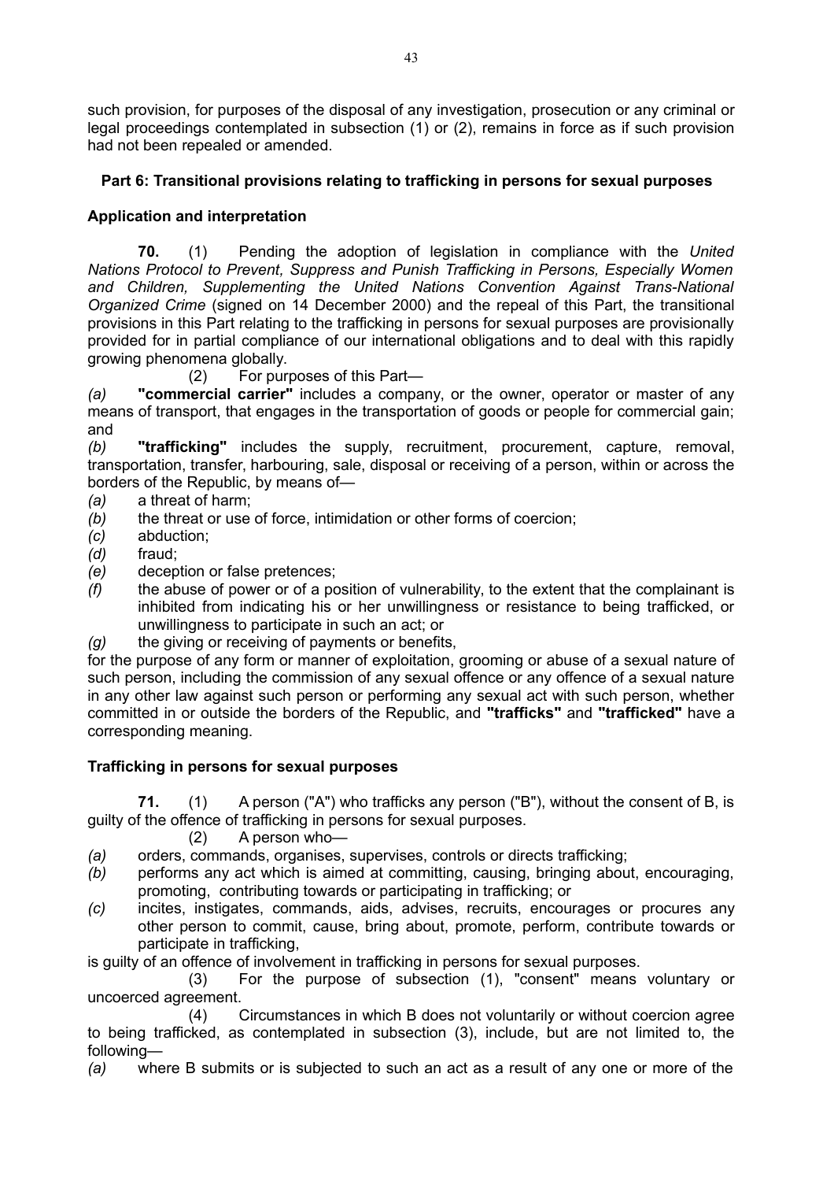such provision, for purposes of the disposal of any investigation, prosecution or any criminal or legal proceedings contemplated in subsection (1) or (2), remains in force as if such provision had not been repealed or amended.

## Part 6: Transitional provisions relating to trafficking in persons for sexual purposes

### Application and interpretation

**70.** (1) Pending the adoption of legislation in compliance with the *United Nations Protocol to Prevent, Suppress and Punish Trafficking in Persons, Especially Women and Children, Supplementing the United Nations Convention Against Trans-National Organized Crime* (signed on 14 December 2000) and the repeal of this Part, the transitional provisions in this Part relating to the trafficking in persons for sexual purposes are provisionally provided for in partial compliance of our international obligations and to deal with this rapidly growing phenomena globally.

(2) For purposes of this Part—

*(a)* **"commercial carrier"** includes a company, or the owner, operator or master of any means of transport, that engages in the transportation of goods or people for commercial gain; and

*(b)* **"trafficking"** includes the supply, recruitment, procurement, capture, removal, transportation, transfer, harbouring, sale, disposal or receiving of a person, within or across the borders of the Republic, by means of—

*(a)* a threat of harm;

*(b)* the threat or use of force, intimidation or other forms of coercion;

*(c)* abduction;

*(d)* fraud;

*(e)* deception or false pretences;

*(f)* the abuse of power or of a position of vulnerability, to the extent that the complainant is inhibited from indicating his or her unwillingness or resistance to being trafficked, or unwillingness to participate in such an act; or

*(g)* the giving or receiving of payments or benefits,

for the purpose of any form or manner of exploitation, grooming or abuse of a sexual nature of such person, including the commission of any sexual offence or any offence of a sexual nature in any other law against such person or performing any sexual act with such person, whether committed in or outside the borders of the Republic, and **"trafficks"** and **"trafficked"** have a corresponding meaning.

### Trafficking in persons for sexual purposes

**71.** (1) A person ("A") who trafficks any person ("B"), without the consent of B, is guilty of the offence of trafficking in persons for sexual purposes.

(2) A person who—

*(a)* orders, commands, organises, supervises, controls or directs trafficking;

*(b)* performs any act which is aimed at committing, causing, bringing about, encouraging, promoting, contributing towards or participating in trafficking; or

*(c)* incites, instigates, commands, aids, advises, recruits, encourages or procures any other person to commit, cause, bring about, promote, perform, contribute towards or participate in trafficking,

is guilty of an offence of involvement in trafficking in persons for sexual purposes.

(3) For the purpose of subsection (1), "consent" means voluntary or uncoerced agreement.

(4) Circumstances in which B does not voluntarily or without coercion agree to being trafficked, as contemplated in subsection (3), include, but are not limited to, the following—

*(a)* where B submits or is subjected to such an act as a result of any one or more of the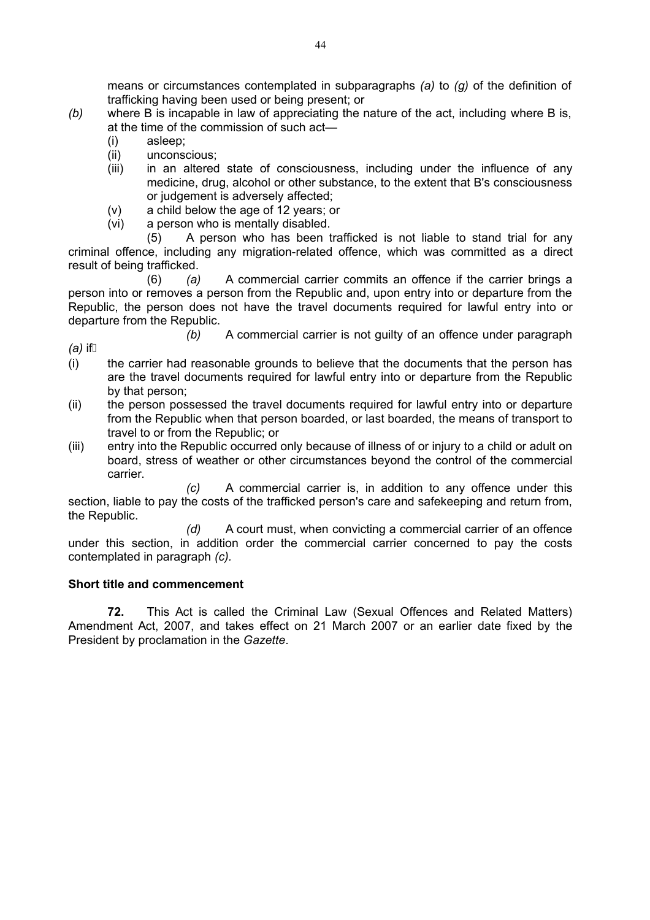means or circumstances contemplated in subparagraphs *(a)* to *(g)* of the definition of trafficking having been used or being present; or

*(b)* where B is incapable in law of appreciating the nature of the act, including where B is, at the time of the commission of such act—

(i) asleep;

(ii) unconscious;

(iii) in an altered state of consciousness, including under the influence of any medicine, drug, alcohol or other substance, to the extent that B's consciousness or judgement is adversely affected;

(v) a child below the age of 12 years; or

(vi) a person who is mentally disabled.

(5) A person who has been trafficked is not liable to stand trial for any criminal offence, including any migration-related offence, which was committed as a direct result of being trafficked.

(6) *(a)* A commercial carrier commits an offence if the carrier brings a person into or removes a person from the Republic and, upon entry into or departure from the Republic, the person does not have the travel documents required for lawful entry into or departure from the Republic.

*(b)* A commercial carrier is not guilty of an offence under paragraph *(a)* if

(i) the carrier had reasonable grounds to believe that the documents that the person has are the travel documents required for lawful entry into or departure from the Republic by that person;

(ii) the person possessed the travel documents required for lawful entry into or departure from the Republic when that person boarded, or last boarded, the means of transport to travel to or from the Republic; or

(iii) entry into the Republic occurred only because of illness of or injury to a child or adult on board, stress of weather or other circumstances beyond the control of the commercial carrier.

*(c)* A commercial carrier is, in addition to any offence under this section, liable to pay the costs of the trafficked person's care and safekeeping and return from, the Republic.

*(d)* A court must, when convicting a commercial carrier of an offence under this section, in addition order the commercial carrier concerned to pay the costs contemplated in paragraph *(c).*

**Short title and commencement**

**72.** This Act is called the Criminal Law (Sexual Offences and Related Matters) Amendment Act, 2007, and takes effect on 21 March 2007 or an earlier date fixed by the President by proclamation in the *Gazette*.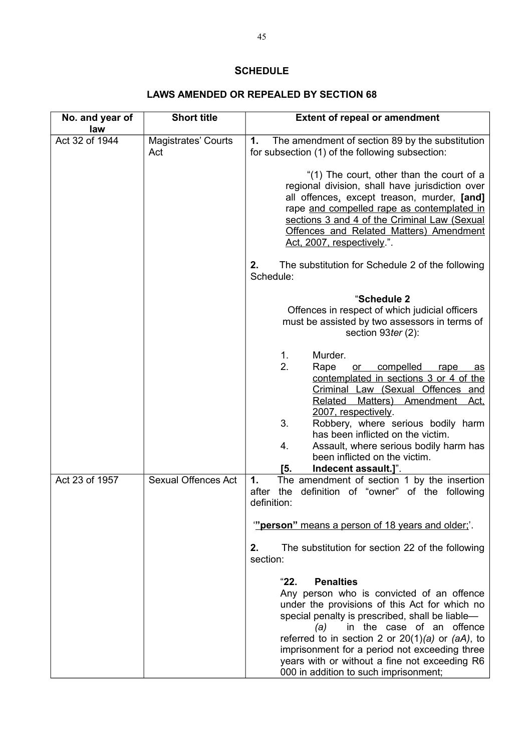## SCHEDULE

### LAWS AMENDED OR REPEALED BY SECTION 68

| No. and year of law | Short title | Extent of repeal or amendment |
|---|---|---|
| Act 32 of 1944 | Magistrates' Courts Act | **1.** The amendment of section 89 by the substitution for subsection (1) of the following subsection:<br><br>"(1) The court, other than the court of a regional division, shall have jurisdiction over all offences<u>,</u> except treason, murder, **[and]** rape <u>and compelled rape as contemplated in sections 3 and 4 of the Criminal Law (Sexual Offences and Related Matters) Amendment Act, 2007, respectively</u>.".<br><br>**2.** The substitution for Schedule 2 of the following Schedule:<br><br>"**Schedule 2**<br>Offences in respect of which judicial officers must be assisted by two assessors in terms of section 93*ter* (2):<br><br>1. Murder.<br>2. Rape <u>or compelled rape as contemplated in sections 3 or 4 of the Criminal Law (Sexual Offences and Related Matters) Amendment Act, 2007, respectively</u>.<br>3. Robbery, where serious bodily harm has been inflicted on the victim.<br>4. Assault, where serious bodily harm has been inflicted on the victim.<br>**[5. Indecent assault.]**". |
| Act 23 of 1957 | Sexual Offences Act | **1.** The amendment of section 1 by the insertion after the definition of "owner" of the following definition:<br><br>'<u>**"person"** means a person of 18 years and older;</u>'.<br><br>**2.** The substitution for section 22 of the following section:<br><br>"**22. Penalties**<br>Any person who is convicted of an offence under the provisions of this Act for which no special penalty is prescribed, shall be liable—<br>*(a)* in the case of an offence referred to in section 2 or 20(1)*(a)* or *(aA)*, to imprisonment for a period not exceeding three years with or without a fine not exceeding R6 000 in addition to such imprisonment; |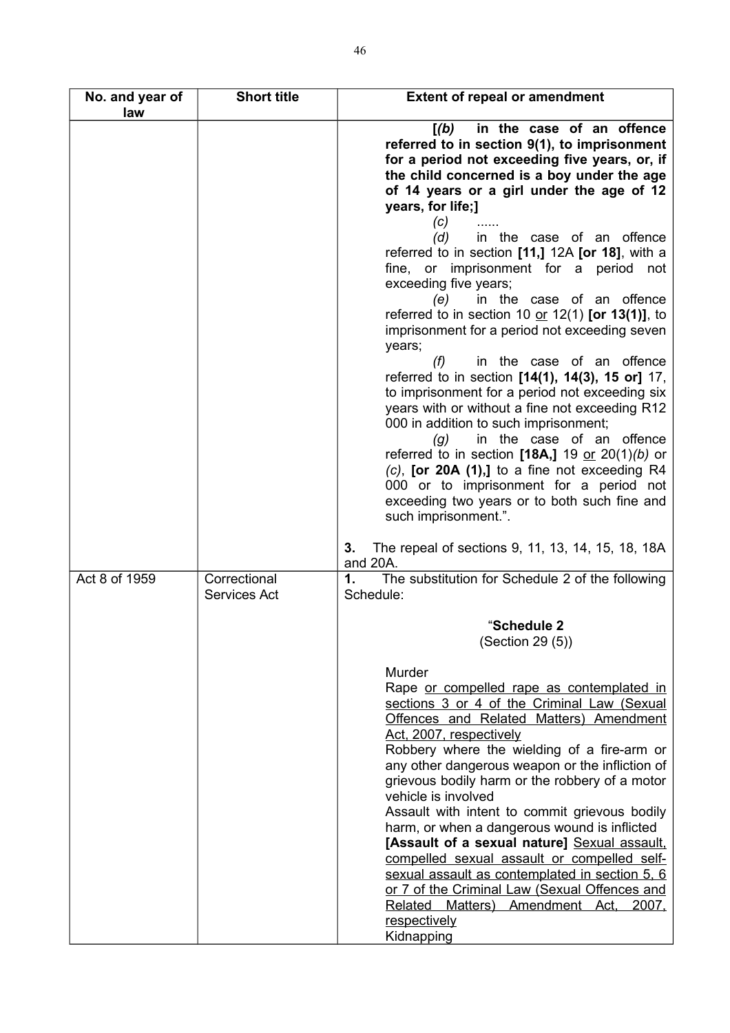| No. and year of law | Short title | Extent of repeal or amendment |
|---|---|---|
| | | **[*(b)* in the case of an offence referred to in section 9(1), to imprisonment for a period not exceeding five years, or, if the child concerned is a boy under the age of 14 years or a girl under the age of 12 years, for life;]**<br>*(c)* ......<br>*(d)* in the case of an offence referred to in section **[11,]** 12A **[or 18]**, with a fine, or imprisonment for a period not exceeding five years;<br>*(e)* in the case of an offence referred to in section 10 <u>or</u> 12(1) **[or 13(1)]**, to imprisonment for a period not exceeding seven years;<br>*(f)* in the case of an offence referred to in section **[14(1), 14(3), 15 or]** 17, to imprisonment for a period not exceeding six years with or without a fine not exceeding R12 000 in addition to such imprisonment;<br>*(g)* in the case of an offence referred to in section **[18A,]** 19 <u>or</u> 20(1)*(b)* or *(c)*, **[or 20A (1),]** to a fine not exceeding R4 000 or to imprisonment for a period not exceeding two years or to both such fine and such imprisonment.".<br><br>**3.** The repeal of sections 9, 11, 13, 14, 15, 18, 18A and 20A. |
| Act 8 of 1959 | Correctional Services Act | **1.** The substitution for Schedule 2 of the following Schedule:<br><br>"**Schedule 2**<br>(Section 29 (5))<br><br>Murder<br>Rape <u>or compelled rape as contemplated in sections 3 or 4 of the Criminal Law (Sexual Offences and Related Matters) Amendment Act, 2007, respectively</u><br>Robbery where the wielding of a fire-arm or any other dangerous weapon or the infliction of grievous bodily harm or the robbery of a motor vehicle is involved<br>Assault with intent to commit grievous bodily harm, or when a dangerous wound is inflicted<br>**[Assault of a sexual nature]** <u>Sexual assault, compelled sexual assault or compelled self-sexual assault as contemplated in section 5, 6 or 7 of the Criminal Law (Sexual Offences and Related Matters) Amendment Act, 2007, respectively</u><br>Kidnapping |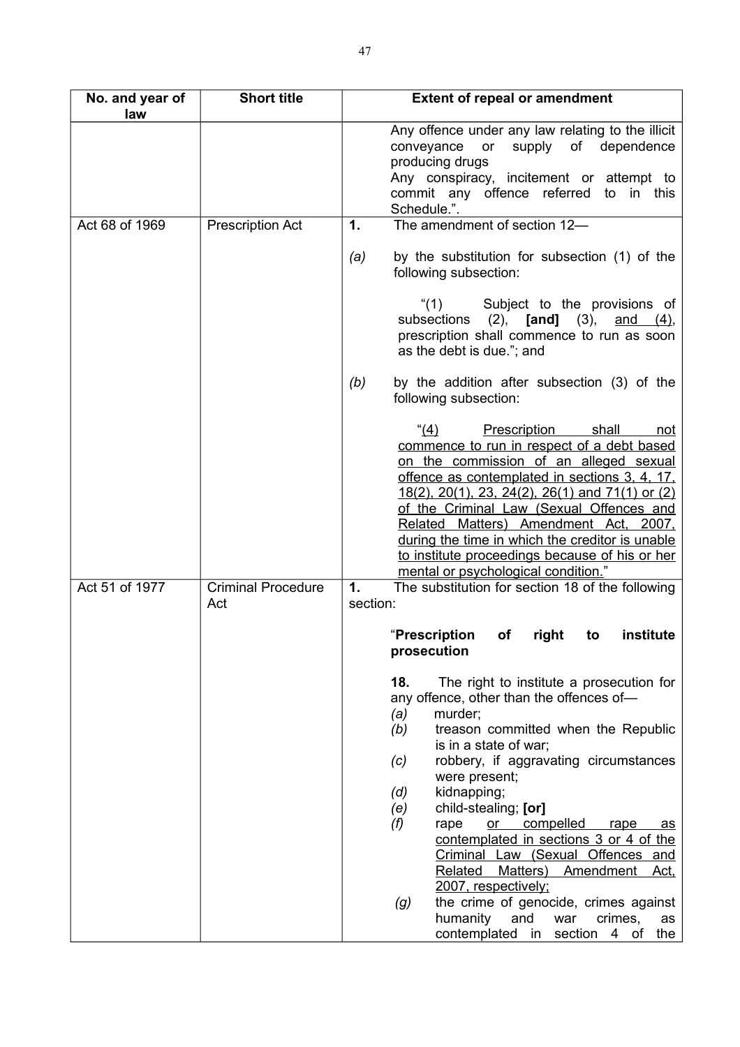| No. and year of law | Short title | Extent of repeal or amendment |
|---|---|---|
| | | Any offence under any law relating to the illicit conveyance or supply of dependence producing drugs<br>Any conspiracy, incitement or attempt to commit any offence referred to in this Schedule.". |
| Act 68 of 1969 | Prescription Act | **1.** The amendment of section 12—<br>*(a)* by the substitution for subsection (1) of the following subsection:<br>"(1) Subject to the provisions of subsections (2), **[and]** (3), <u>and (4)</u>, prescription shall commence to run as soon as the debt is due."; and<br>*(b)* by the addition after subsection (3) of the following subsection:<br>"<u>(4) Prescription shall not commence to run in respect of a debt based on the commission of an alleged sexual offence as contemplated in sections 3, 4, 17, 18(2), 20(1), 23, 24(2), 26(1) and 71(1) or (2) of the Criminal Law (Sexual Offences and Related Matters) Amendment Act, 2007, during the time in which the creditor is unable to institute proceedings because of his or her mental or psychological condition.</u>" |
| Act 51 of 1977 | Criminal Procedure Act | **1.** The substitution for section 18 of the following section:<br>"**Prescription of right to institute prosecution**<br>**18.** The right to institute a prosecution for any offence, other than the offences of—<br>*(a)* murder;<br>*(b)* treason committed when the Republic is in a state of war;<br>*(c)* robbery, if aggravating circumstances were present;<br>*(d)* kidnapping;<br>*(e)* child-stealing; **[or]**<br>*(f)* <u>rape or compelled rape as contemplated in sections 3 or 4 of the Criminal Law (Sexual Offences and Related Matters) Amendment Act, 2007, respectively;</u><br>*(g)* the crime of genocide, crimes against humanity and war crimes, as contemplated in section 4 of the |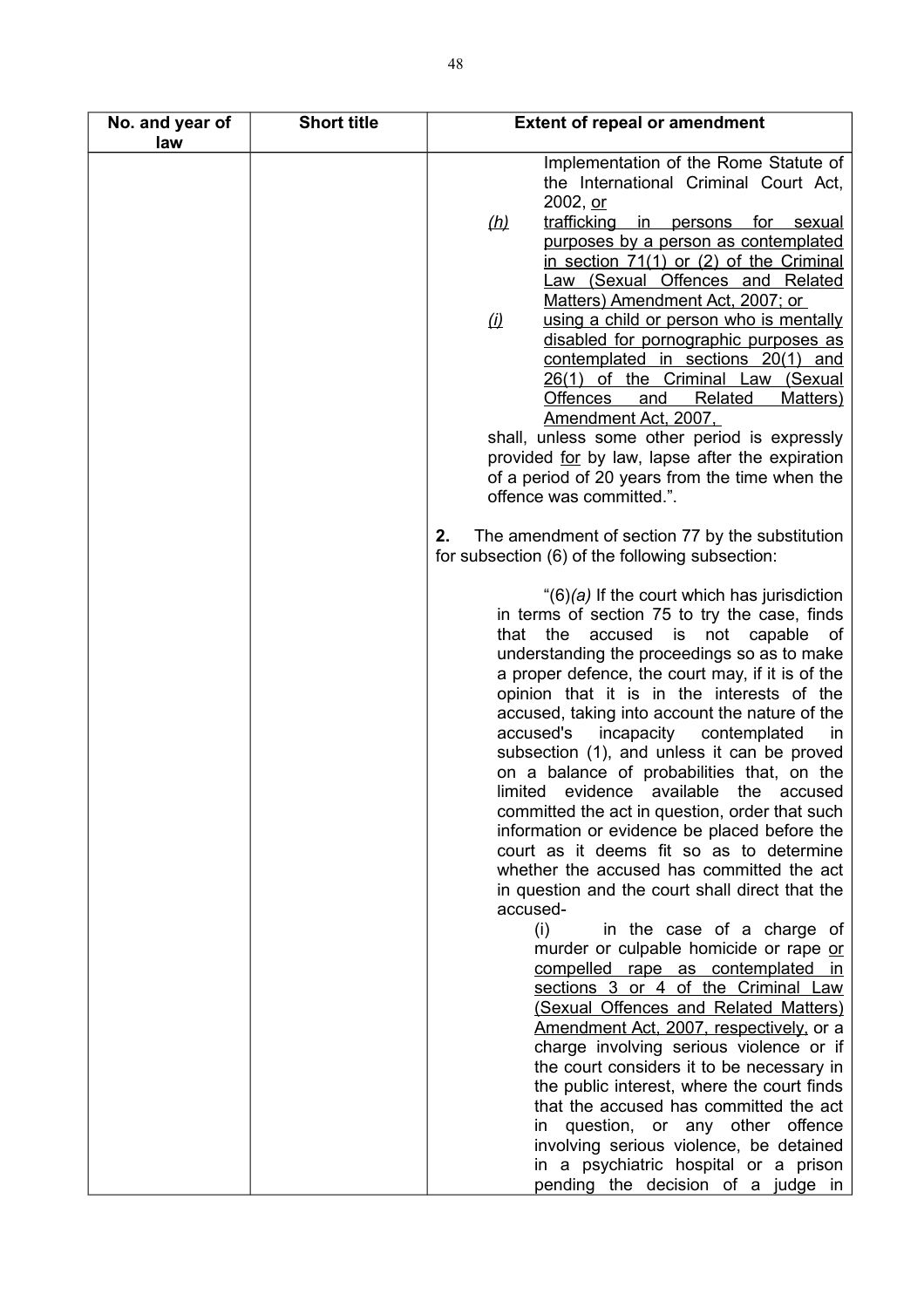| No. and year of law | Short title | Extent of repeal or amendment |
| --- | --- | --- |
| | | Implementation of the Rome Statute of the International Criminal Court Act, 2002, <u>or</u><br>*<u>(h)</u>* <u>trafficking in persons for sexual purposes by a person as contemplated in section 71(1) or (2) of the Criminal Law (Sexual Offences and Related Matters) Amendment Act, 2007; or</u><br>*<u>(i)</u>* <u>using a child or person who is mentally disabled for pornographic purposes as contemplated in sections 20(1) and 26(1) of the Criminal Law (Sexual Offences and Related Matters) Amendment Act, 2007,</u><br>shall, unless some other period is expressly provided <u>for</u> by law, lapse after the expiration of a period of 20 years from the time when the offence was committed.".<br><br>**2.** The amendment of section 77 by the substitution for subsection (6) of the following subsection:<br><br>"(6)*(a)* If the court which has jurisdiction in terms of section 75 to try the case, finds that the accused is not capable of understanding the proceedings so as to make a proper defence, the court may, if it is of the opinion that it is in the interests of the accused, taking into account the nature of the accused's incapacity contemplated in subsection (1), and unless it can be proved on a balance of probabilities that, on the limited evidence available the accused committed the act in question, order that such information or evidence be placed before the court as it deems fit so as to determine whether the accused has committed the act in question and the court shall direct that the accused-<br>(i) in the case of a charge of murder or culpable homicide or rape <u>or compelled rape as contemplated in sections 3 or 4 of the Criminal Law (Sexual Offences and Related Matters) Amendment Act, 2007, respectively,</u> or a charge involving serious violence or if the court considers it to be necessary in the public interest, where the court finds that the accused has committed the act in question, or any other offence involving serious violence, be detained in a psychiatric hospital or a prison pending the decision of a judge in |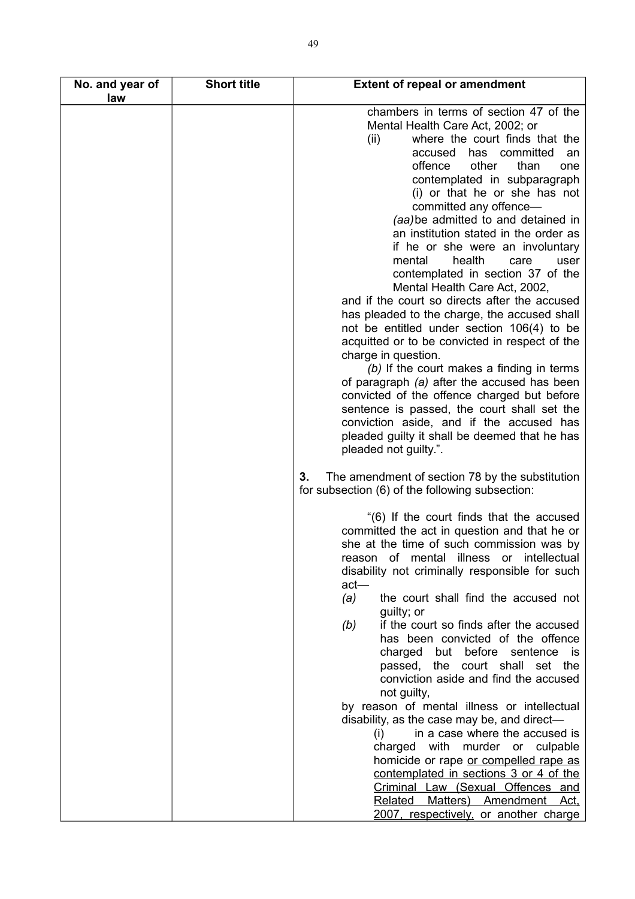| No. and year of law | Short title | Extent of repeal or amendment |
|---|---|---|
| | | chambers in terms of section 47 of the Mental Health Care Act, 2002; or<br>(ii) where the court finds that the accused has committed an offence other than one contemplated in subparagraph (i) or that he or she has not committed any offence—<br>*(aa)* be admitted to and detained in an institution stated in the order as if he or she were an involuntary mental health care user contemplated in section 37 of the Mental Health Care Act, 2002,<br>and if the court so directs after the accused has pleaded to the charge, the accused shall not be entitled under section 106(4) to be acquitted or to be convicted in respect of the charge in question.<br>*(b)* If the court makes a finding in terms of paragraph *(a)* after the accused has been convicted of the offence charged but before sentence is passed, the court shall set the conviction aside, and if the accused has pleaded guilty it shall be deemed that he has pleaded not guilty.".<br><br>**3.** The amendment of section 78 by the substitution for subsection (6) of the following subsection:<br><br>"(6) If the court finds that the accused committed the act in question and that he or she at the time of such commission was by reason of mental illness or intellectual disability not criminally responsible for such act—<br>*(a)* the court shall find the accused not guilty; or<br>*(b)* if the court so finds after the accused has been convicted of the offence charged but before sentence is passed, the court shall set the conviction aside and find the accused not guilty,<br>by reason of mental illness or intellectual disability, as the case may be, and direct—<br>(i) in a case where the accused is charged with murder or culpable homicide or rape <u>or compelled rape as contemplated in sections 3 or 4 of the Criminal Law (Sexual Offences and Related Matters) Amendment Act, 2007, respectively,</u> or another charge |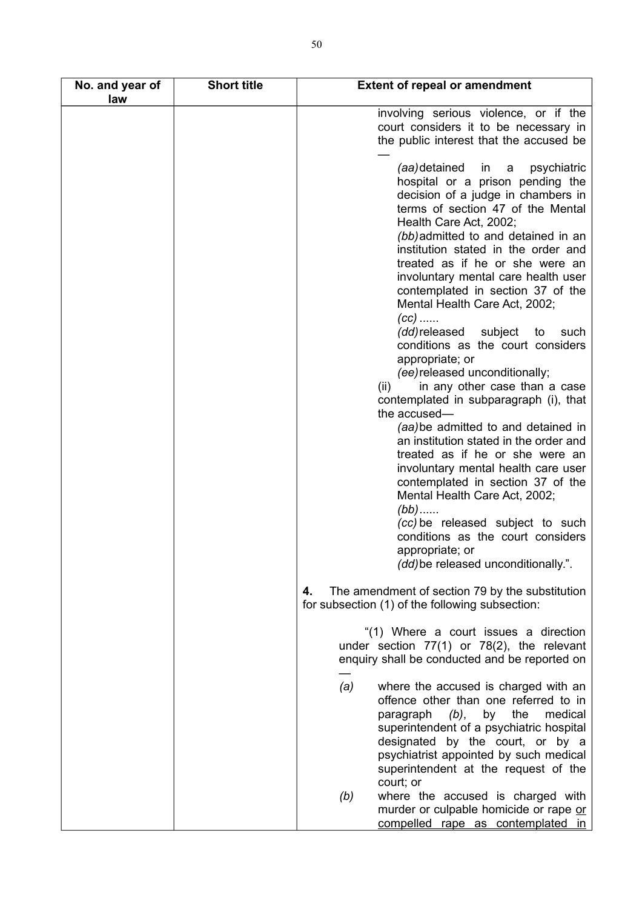| No. and year of law | Short title | Extent of repeal or amendment |
|---|---|---|
| | | involving serious violence, or if the court considers it to be necessary in the public interest that the accused be —<br>*(aa)* detained in a psychiatric hospital or a prison pending the decision of a judge in chambers in terms of section 47 of the Mental Health Care Act, 2002;<br>*(bb)* admitted to and detained in an institution stated in the order and treated as if he or she were an involuntary mental care health user contemplated in section 37 of the Mental Health Care Act, 2002;<br>*(cc)* ......<br>*(dd)* released subject to such conditions as the court considers appropriate; or<br>*(ee)* released unconditionally;<br>(ii) in any other case than a case contemplated in subparagraph (i), that the accused—<br>*(aa)* be admitted to and detained in an institution stated in the order and treated as if he or she were an involuntary mental health care user contemplated in section 37 of the Mental Health Care Act, 2002;<br>*(bb)* ......<br>*(cc)* be released subject to such conditions as the court considers appropriate; or<br>*(dd)* be released unconditionally.".<br><br>**4.** The amendment of section 79 by the substitution for subsection (1) of the following subsection:<br><br>"(1) Where a court issues a direction under section 77(1) or 78(2), the relevant enquiry shall be conducted and be reported on —<br>*(a)* where the accused is charged with an offence other than one referred to in paragraph *(b)*, by the medical superintendent of a psychiatric hospital designated by the court, or by a psychiatrist appointed by such medical superintendent at the request of the court; or<br>*(b)* where the accused is charged with murder or culpable homicide or rape <u>or compelled rape as contemplated in</u> |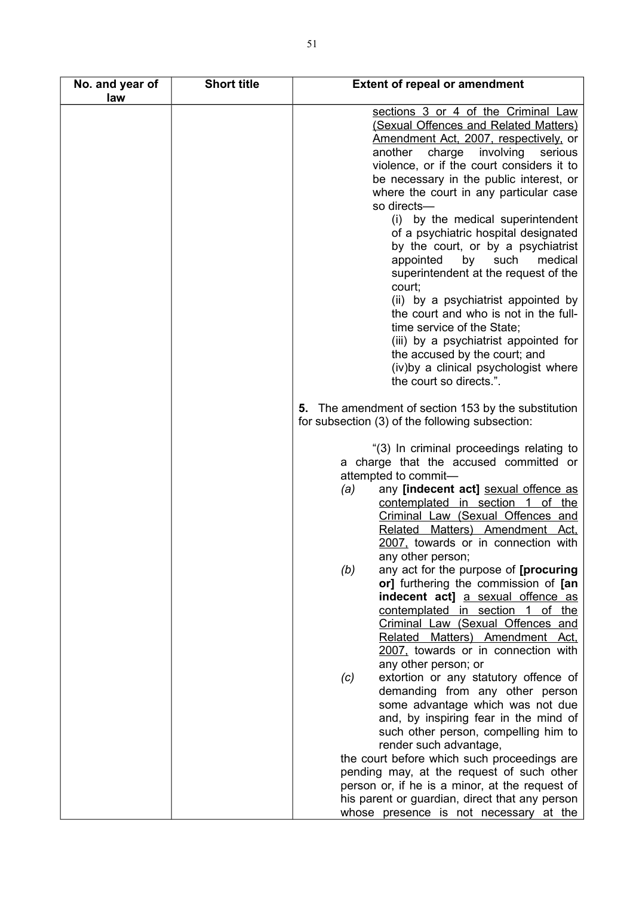| No. and year of law | Short title | Extent of repeal or amendment |
| --- | --- | --- |
| | | <u>sections 3 or 4 of the Criminal Law (Sexual Offences and Related Matters) Amendment Act, 2007, respectively,</u> or another charge involving serious violence, or if the court considers it to be necessary in the public interest, or where the court in any particular case so directs—<br>(i) by the medical superintendent of a psychiatric hospital designated by the court, or by a psychiatrist appointed by such medical superintendent at the request of the court;<br>(ii) by a psychiatrist appointed by the court and who is not in the full-time service of the State;<br>(iii) by a psychiatrist appointed for the accused by the court; and<br>(iv)by a clinical psychologist where the court so directs.".<br><br>**5.** The amendment of section 153 by the substitution for subsection (3) of the following subsection:<br><br>"(3) In criminal proceedings relating to a charge that the accused committed or attempted to commit—<br>*(a)* any **[indecent act]** <u>sexual offence as contemplated in section 1 of the Criminal Law (Sexual Offences and Related Matters) Amendment Act, 2007,</u> towards or in connection with any other person;<br>*(b)* any act for the purpose of **[procuring or]** furthering the commission of **[an indecent act]** <u>a sexual offence as contemplated in section 1 of the Criminal Law (Sexual Offences and Related Matters) Amendment Act, 2007,</u> towards or in connection with any other person; or<br>*(c)* extortion or any statutory offence of demanding from any other person some advantage which was not due and, by inspiring fear in the mind of such other person, compelling him to render such advantage,<br>the court before which such proceedings are pending may, at the request of such other person or, if he is a minor, at the request of his parent or guardian, direct that any person whose presence is not necessary at the |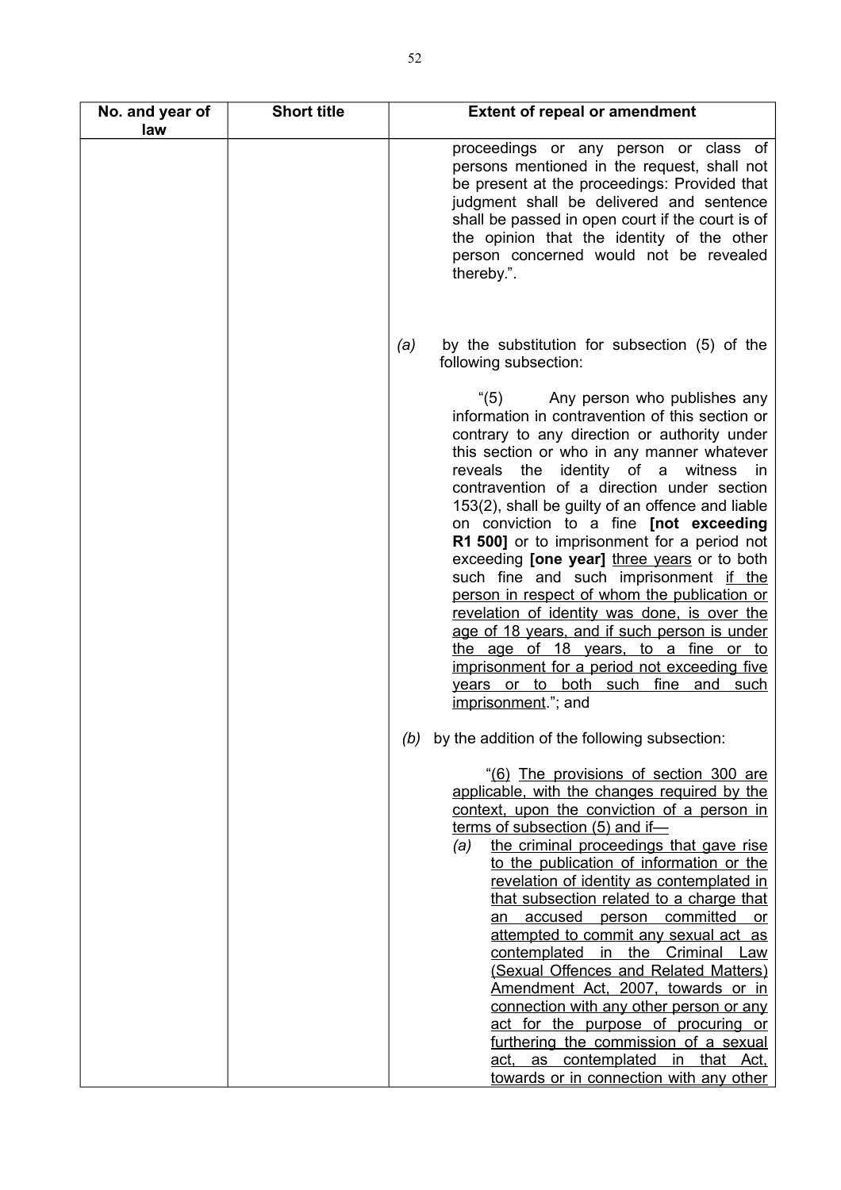| No. and year of law | Short title | Extent of repeal or amendment |
|---|---|---|
| | | proceedings or any person or class of persons mentioned in the request, shall not be present at the proceedings: Provided that judgment shall be delivered and sentence shall be passed in open court if the court is of the opinion that the identity of the other person concerned would not be revealed thereby.". <br><br> *(a)* by the substitution for subsection (5) of the following subsection: <br><br> "(5) Any person who publishes any information in contravention of this section or contrary to any direction or authority under this section or who in any manner whatever reveals the identity of a witness in contravention of a direction under section 153(2), shall be guilty of an offence and liable on conviction to a fine **[not exceeding R1 500]** or to imprisonment for a period not exceeding **[one year]** <u>three years</u> or to both such fine and such imprisonment <u>if the person in respect of whom the publication or revelation of identity was done, is over the age of 18 years, and if such person is under the age of 18 years, to a fine or to imprisonment for a period not exceeding five years or to both such fine and such imprisonment</u>."; and <br><br> *(b)* by the addition of the following subsection: <br><br> "<u>(6) The provisions of section 300 are applicable, with the changes required by the context, upon the conviction of a person in terms of subsection (5) and if—</u> <br> *(a)* <u>the criminal proceedings that gave rise to the publication of information or the revelation of identity as contemplated in that subsection related to a charge that an accused person committed or attempted to commit any sexual act as contemplated in the Criminal Law (Sexual Offences and Related Matters) Amendment Act, 2007, towards or in connection with any other person or any act for the purpose of procuring or furthering the commission of a sexual act, as contemplated in that Act, towards or in connection with any other</u> |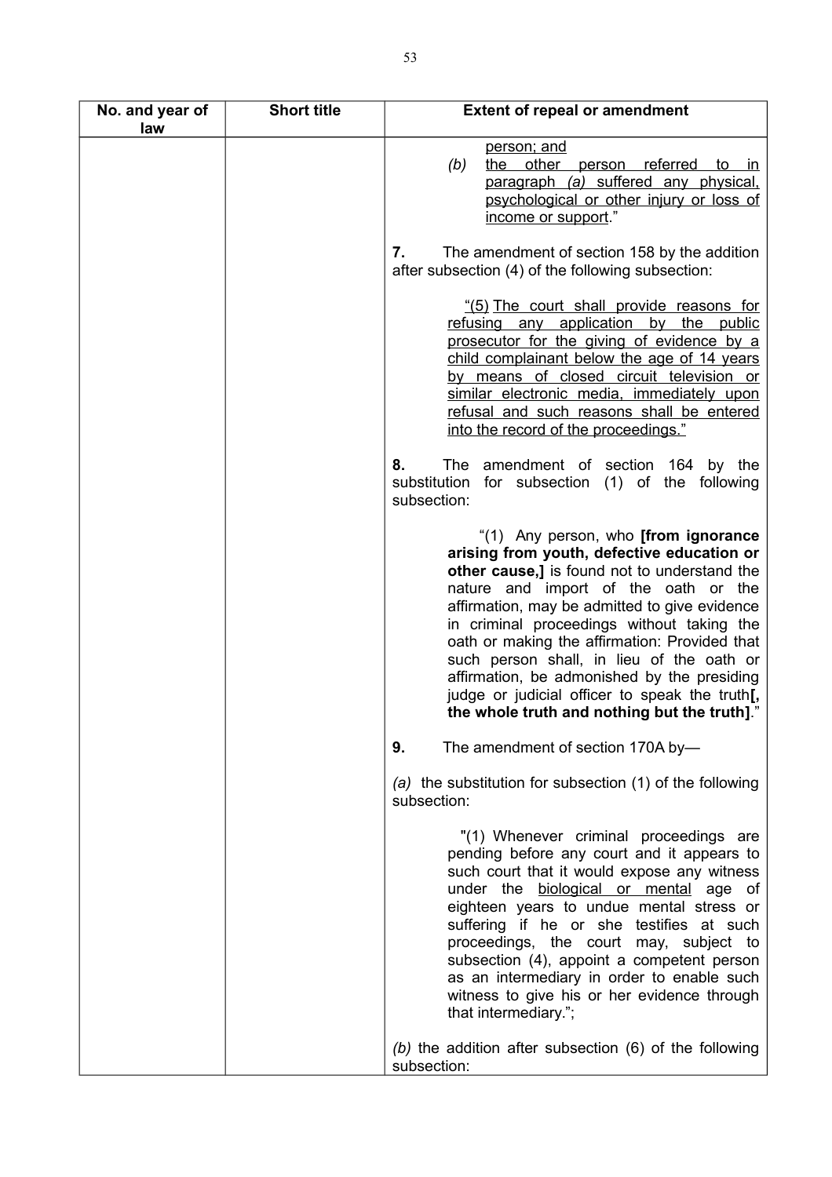| No. and year of law | Short title | Extent of repeal or amendment |
|---|---|---|
| | | <u>person; and</u><br>*(b)* <u>the other person referred to in paragraph *(a)* suffered any physical, psychological or other injury or loss of income or support</u>."<br><br>**7.** The amendment of section 158 by the addition after subsection (4) of the following subsection:<br><br><u>"(5) The court shall provide reasons for refusing any application by the public prosecutor for the giving of evidence by a child complainant below the age of 14 years by means of closed circuit television or similar electronic media, immediately upon refusal and such reasons shall be entered into the record of the proceedings."</u><br><br>**8.** The amendment of section 164 by the substitution for subsection (1) of the following subsection:<br><br>"(1) Any person, who **[from ignorance arising from youth, defective education or other cause,]** is found not to understand the nature and import of the oath or the affirmation, may be admitted to give evidence in criminal proceedings without taking the oath or making the affirmation: Provided that such person shall, in lieu of the oath or affirmation, be admonished by the presiding judge or judicial officer to speak the truth**[, the whole truth and nothing but the truth]**."<br><br>**9.** The amendment of section 170A by—<br><br>*(a)* the substitution for subsection (1) of the following subsection:<br><br>"(1) Whenever criminal proceedings are pending before any court and it appears to such court that it would expose any witness under the <u>biological or mental</u> age of eighteen years to undue mental stress or suffering if he or she testifies at such proceedings, the court may, subject to subsection (4), appoint a competent person as an intermediary in order to enable such witness to give his or her evidence through that intermediary.";<br><br>*(b)* the addition after subsection (6) of the following subsection: |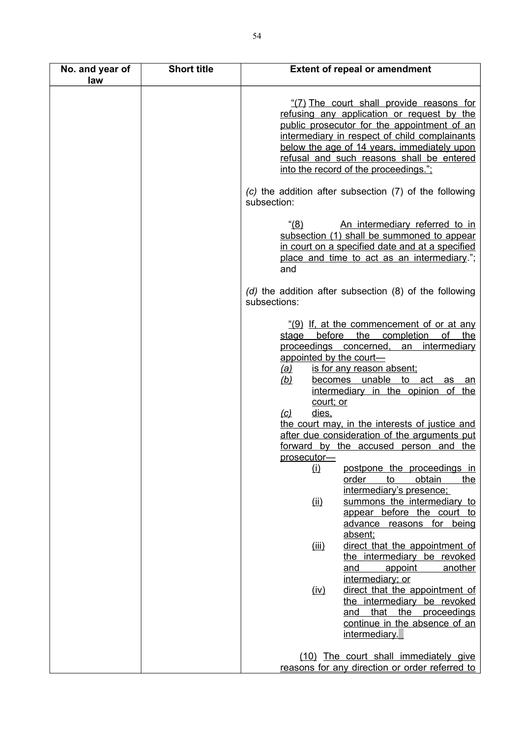| No. and year of law | Short title | Extent of repeal or amendment |
|---|---|---|
| | | "(7) The court shall provide reasons for refusing any application or request by the public prosecutor for the appointment of an intermediary in respect of child complainants below the age of 14 years, immediately upon refusal and such reasons shall be entered into the record of the proceedings."; <br><br> *(c)* the addition after subsection (7) of the following subsection: <br><br> "(8) An intermediary referred to in subsection (1) shall be summoned to appear in court on a specified date and at a specified place and time to act as an intermediary."; and <br><br> *(d)* the addition after subsection (8) of the following subsections: <br><br> "(9) If, at the commencement of or at any stage before the completion of the proceedings concerned, an intermediary appointed by the court— <br> *(a)* is for any reason absent; <br> *(b)* becomes unable to act as an intermediary in the opinion of the court; or <br> *(c)* dies, <br> the court may, in the interests of justice and after due consideration of the arguments put forward by the accused person and the prosecutor— <br> (i) postpone the proceedings in order to obtain the intermediary's presence; <br> (ii) summons the intermediary to appear before the court to advance reasons for being absent; <br> (iii) direct that the appointment of the intermediary be revoked and appoint another intermediary; or <br> (iv) direct that the appointment of the intermediary be revoked and that the proceedings continue in the absence of an intermediary. <br><br> (10) The court shall immediately give reasons for any direction or order referred to |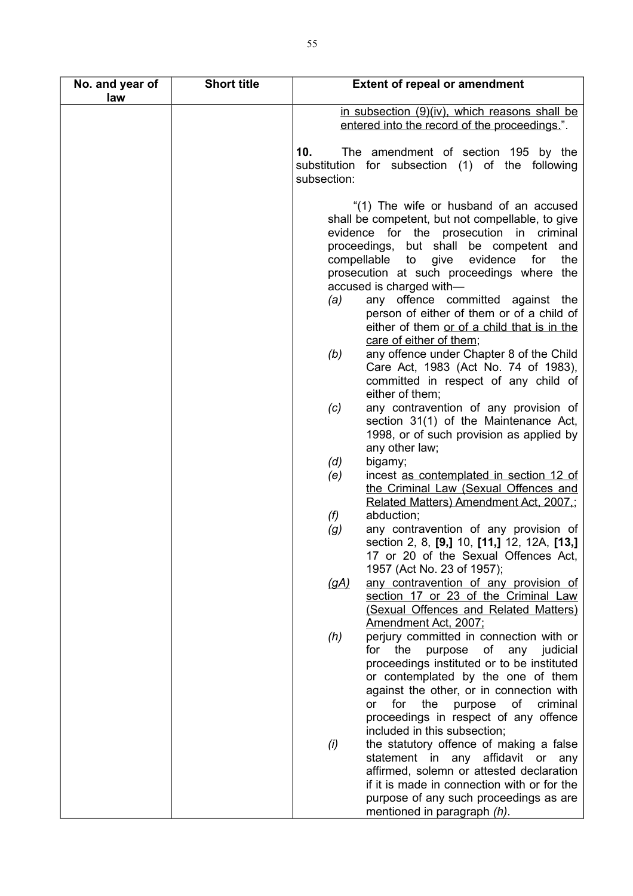| No. and year of law | Short title | Extent of repeal or amendment |
|---|---|---|
| | | <u>in subsection (9)(iv), which reasons shall be entered into the record of the proceedings.</u>".<br><br>**10.** The amendment of section 195 by the substitution for subsection (1) of the following subsection:<br><br>"(1) The wife or husband of an accused shall be competent, but not compellable, to give evidence for the prosecution in criminal proceedings, but shall be competent and compellable to give evidence for the prosecution at such proceedings where the accused is charged with—<br>*(a)* any offence committed against the person of either of them or of a child of either of them <u>or of a child that is in the care of either of them</u>;<br>*(b)* any offence under Chapter 8 of the Child Care Act, 1983 (Act No. 74 of 1983), committed in respect of any child of either of them;<br>*(c)* any contravention of any provision of section 31(1) of the Maintenance Act, 1998, or of such provision as applied by any other law;<br>*(d)* bigamy;<br>*(e)* incest <u>as contemplated in section 12 of the Criminal Law (Sexual Offences and Related Matters) Amendment Act, 2007,</u>;<br>*(f)* abduction;<br>*(g)* any contravention of any provision of section 2, 8, **[9,]** 10, **[11,]** 12, 12A, **[13,]** 17 or 20 of the Sexual Offences Act, 1957 (Act No. 23 of 1957);<br><u>*(gA)*</u> <u>any contravention of any provision of section 17 or 23 of the Criminal Law (Sexual Offences and Related Matters) Amendment Act, 2007;</u><br>*(h)* perjury committed in connection with or for the purpose of any judicial proceedings instituted or to be instituted or contemplated by the one of them against the other, or in connection with or for the purpose of criminal proceedings in respect of any offence included in this subsection;<br>*(i)* the statutory offence of making a false statement in any affidavit or any affirmed, solemn or attested declaration if it is made in connection with or for the purpose of any such proceedings as are mentioned in paragraph *(h)*. |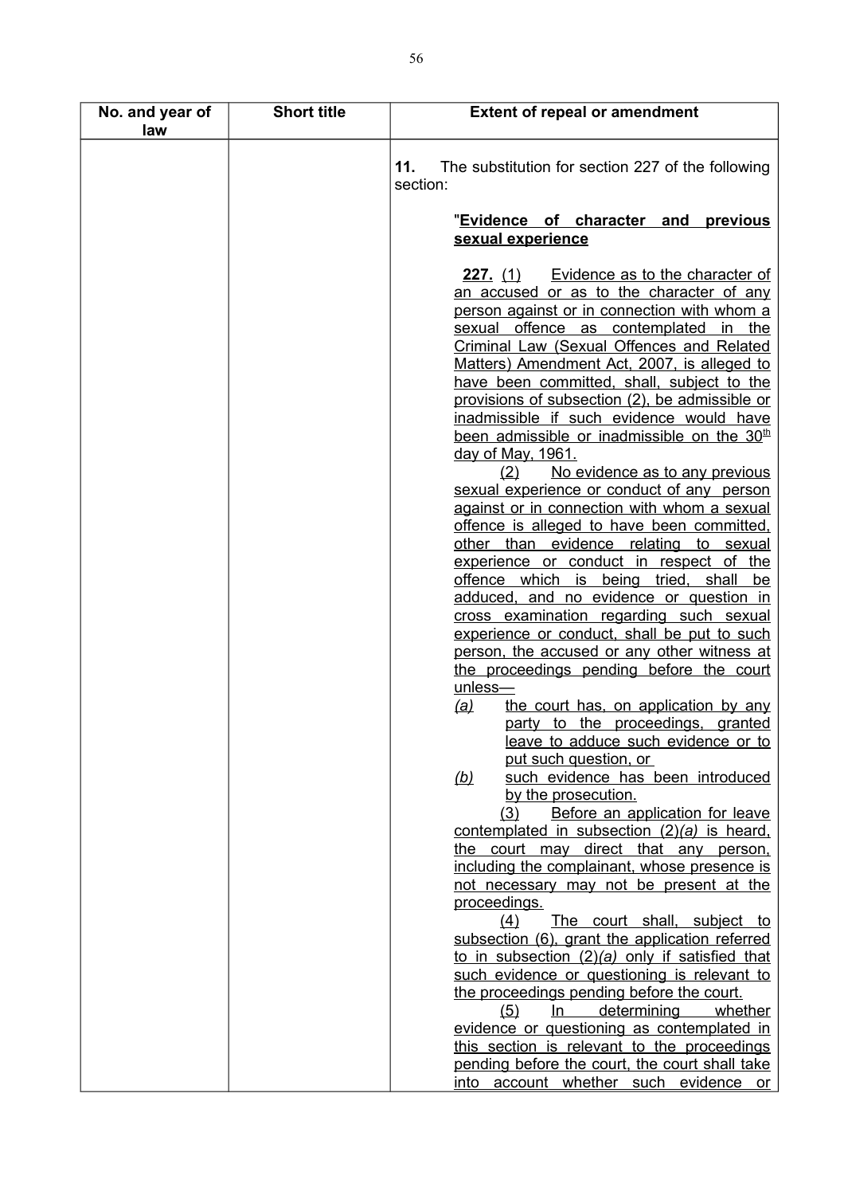| No. and year of law | Short title | Extent of repeal or amendment |
|---|---|---|
| | | **11.** The substitution for section 227 of the following section:<br><br>"**<u>Evidence of character and previous sexual experience</u>**<br><br>**<u>227.</u>** <u>(1) Evidence as to the character of an accused or as to the character of any person against or in connection with whom a sexual offence as contemplated in the Criminal Law (Sexual Offences and Related Matters) Amendment Act, 2007, is alleged to have been committed, shall, subject to the provisions of subsection (2), be admissible or inadmissible if such evidence would have been admissible or inadmissible on the 30th day of May, 1961.</u><br><u>(2) No evidence as to any previous sexual experience or conduct of any person against or in connection with whom a sexual offence is alleged to have been committed, other than evidence relating to sexual experience or conduct in respect of the offence which is being tried, shall be adduced, and no evidence or question in cross examination regarding such sexual experience or conduct, shall be put to such person, the accused or any other witness at the proceedings pending before the court unless—</u><br><u>*(a)* the court has, on application by any party to the proceedings, granted leave to adduce such evidence or to put such question, or</u><br><u>*(b)* such evidence has been introduced by the prosecution.</u><br><u>(3) Before an application for leave contemplated in subsection (2)*(a)* is heard, the court may direct that any person, including the complainant, whose presence is not necessary may not be present at the proceedings.</u><br><u>(4) The court shall, subject to subsection (6), grant the application referred to in subsection (2)*(a)* only if satisfied that such evidence or questioning is relevant to the proceedings pending before the court.</u><br><u>(5) In determining whether evidence or questioning as contemplated in this section is relevant to the proceedings pending before the court, the court shall take into account whether such evidence or</u> |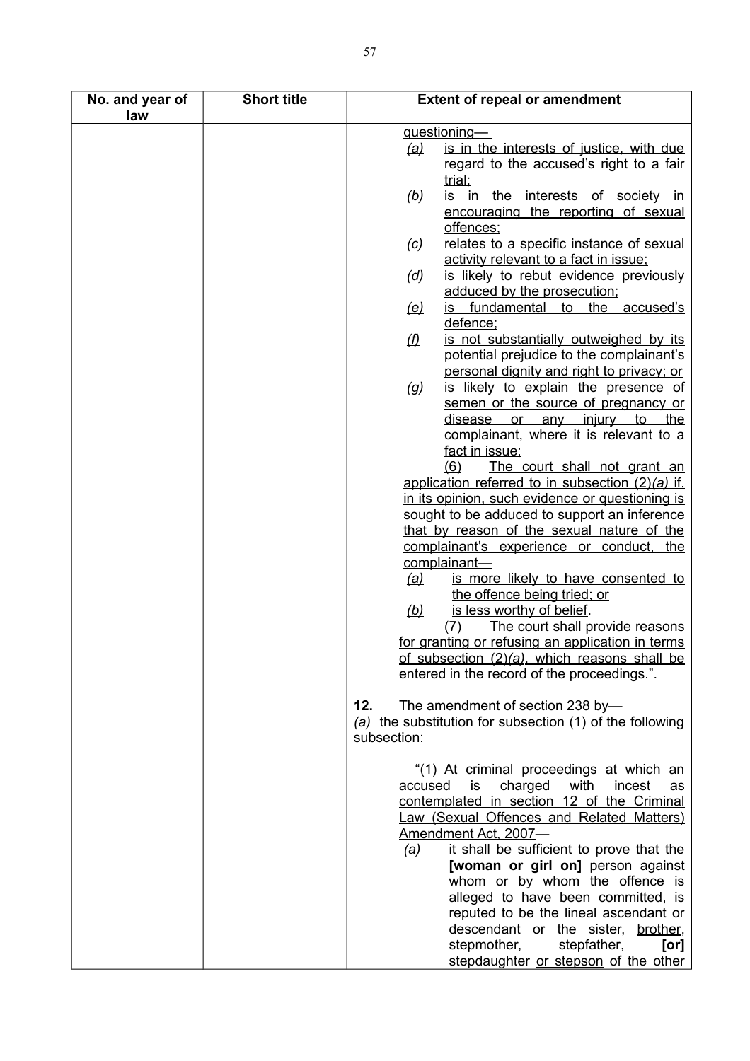| No. and year of law | Short title | Extent of repeal or amendment |
|---|---|---|
| | | <u>questioning—</u><br>*<u>(a)</u>* <u>is in the interests of justice, with due regard to the accused's right to a fair trial;</u><br>*<u>(b)</u>* <u>is in the interests of society in encouraging the reporting of sexual offences;</u><br>*<u>(c)</u>* <u>relates to a specific instance of sexual activity relevant to a fact in issue;</u><br>*<u>(d)</u>* <u>is likely to rebut evidence previously adduced by the prosecution;</u><br>*<u>(e)</u>* <u>is fundamental to the accused's defence;</u><br>*<u>(f)</u>* <u>is not substantially outweighed by its potential prejudice to the complainant's personal dignity and right to privacy; or</u><br>*<u>(g)</u>* <u>is likely to explain the presence of semen or the source of pregnancy or disease or any injury to the complainant, where it is relevant to a fact in issue;</u><br><u>(6) The court shall not grant an application referred to in subsection (2)*(a)* if, in its opinion, such evidence or questioning is sought to be adduced to support an inference that by reason of the sexual nature of the complainant's experience or conduct, the complainant—</u><br>*<u>(a)</u>* <u>is more likely to have consented to the offence being tried; or</u><br>*<u>(b)</u>* <u>is less worthy of belief</u>.<br><u>(7) The court shall provide reasons for granting or refusing an application in terms of subsection (2)*(a)*, which reasons shall be entered in the record of the proceedings.</u>".<br><br>**12.** The amendment of section 238 by—<br>*(a)* the substitution for subsection (1) of the following subsection:<br><br>"(1) At criminal proceedings at which an accused is charged with incest <u>as contemplated in section 12 of the Criminal Law (Sexual Offences and Related Matters) Amendment Act, 2007</u>—<br>*(a)* it shall be sufficient to prove that the **[woman or girl on]** <u>person against</u> whom or by whom the offence is alleged to have been committed, is reputed to be the lineal ascendant or descendant or the sister, <u>brother</u>, stepmother, <u>stepfather</u>, **[or]** stepdaughter <u>or stepson</u> of the other |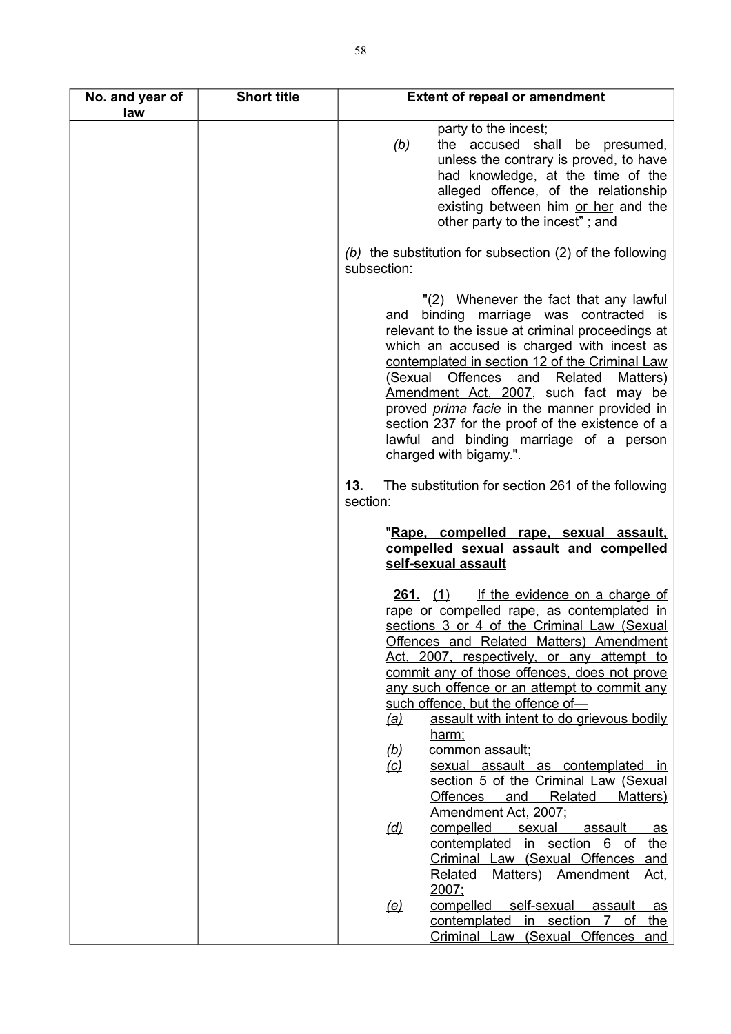| No. and year of law | Short title | Extent of repeal or amendment |
|---|---|---|
| | | party to the incest;<br>*(b)* the accused shall be presumed, unless the contrary is proved, to have had knowledge, at the time of the alleged offence, of the relationship existing between him <u>or her</u> and the other party to the incest" ; and<br><br>*(b)* the substitution for subsection (2) of the following subsection:<br><br>"(2) Whenever the fact that any lawful and binding marriage was contracted is relevant to the issue at criminal proceedings at which an accused is charged with incest <u>as contemplated in section 12 of the Criminal Law (Sexual Offences and Related Matters) Amendment Act, 2007</u>, such fact may be proved *prima facie* in the manner provided in section 237 for the proof of the existence of a lawful and binding marriage of a person charged with bigamy.".<br><br>**13.** The substitution for section 261 of the following section:<br><br>"<u>**Rape, compelled rape, sexual assault, compelled sexual assault and compelled self-sexual assault**</u><br><br><u>**261.** (1) If the evidence on a charge of rape or compelled rape, as contemplated in sections 3 or 4 of the Criminal Law (Sexual Offences and Related Matters) Amendment Act, 2007, respectively, or any attempt to commit any of those offences, does not prove any such offence or an attempt to commit any such offence, but the offence of—</u><br><u>*(a)* assault with intent to do grievous bodily harm;</u><br><u>*(b)* common assault;</u><br><u>*(c)* sexual assault as contemplated in section 5 of the Criminal Law (Sexual Offences and Related Matters) Amendment Act, 2007;</u><br><u>*(d)* compelled sexual assault as contemplated in section 6 of the Criminal Law (Sexual Offences and Related Matters) Amendment Act, 2007;</u><br><u>*(e)* compelled self-sexual assault as contemplated in section 7 of the Criminal Law (Sexual Offences and</u> |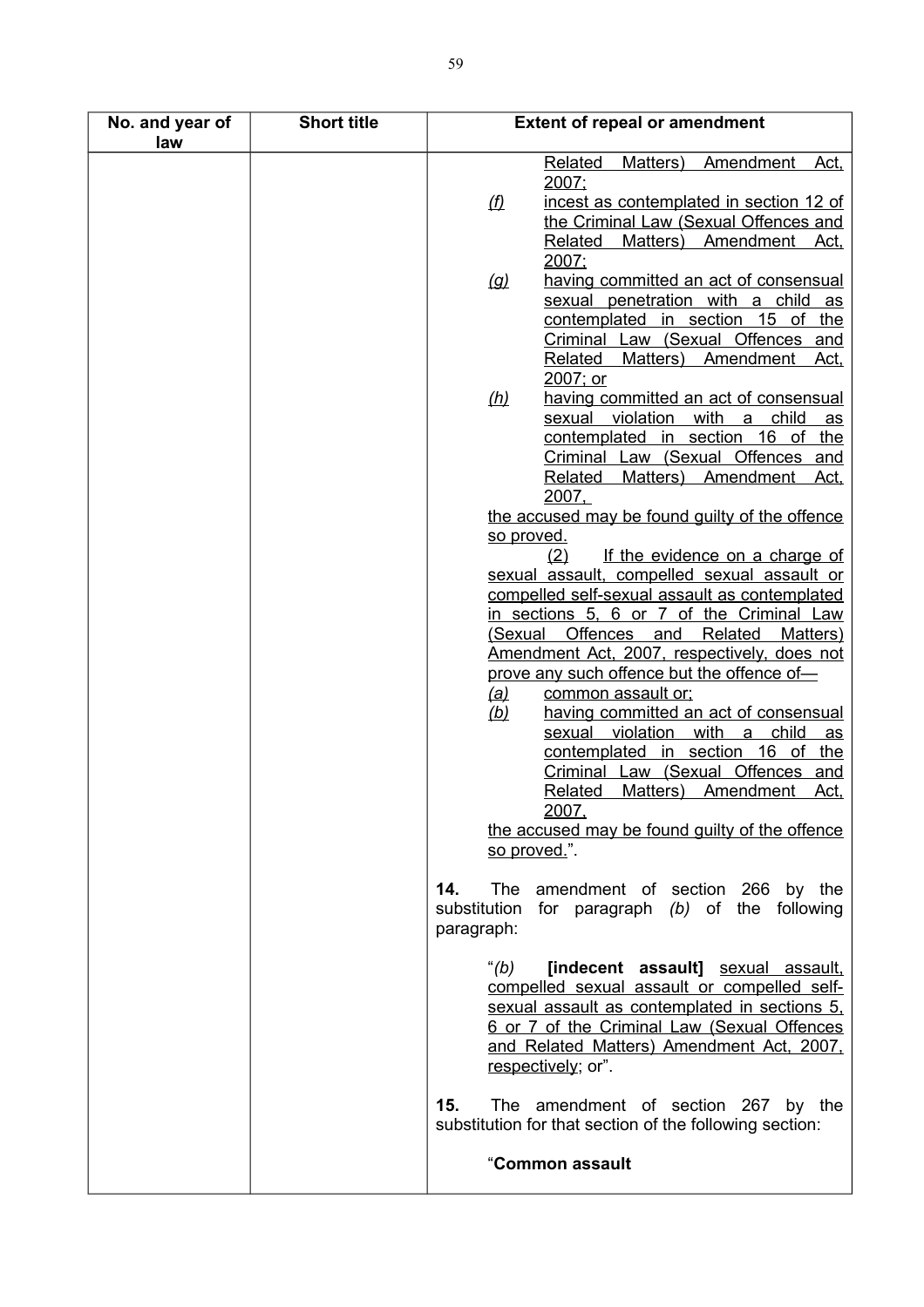| No. and year of law | Short title | Extent of repeal or amendment |
|---|---|---|
| | | <u>Related Matters) Amendment Act, 2007;</u><br>*(f)* <u>incest as contemplated in section 12 of the Criminal Law (Sexual Offences and Related Matters) Amendment Act, 2007;</u><br>*(g)* <u>having committed an act of consensual sexual penetration with a child as contemplated in section 15 of the Criminal Law (Sexual Offences and Related Matters) Amendment Act, 2007; or</u><br>*(h)* <u>having committed an act of consensual sexual violation with a child as contemplated in section 16 of the Criminal Law (Sexual Offences and Related Matters) Amendment Act, 2007,</u><br><u>the accused may be found guilty of the offence so proved.</u><br><u>(2) If the evidence on a charge of sexual assault, compelled sexual assault or compelled self-sexual assault as contemplated in sections 5, 6 or 7 of the Criminal Law (Sexual Offences and Related Matters) Amendment Act, 2007, respectively, does not prove any such offence but the offence of—</u><br>*(a)* <u>common assault or;</u><br>*(b)* <u>having committed an act of consensual sexual violation with a child as contemplated in section 16 of the Criminal Law (Sexual Offences and Related Matters) Amendment Act, 2007,</u><br><u>the accused may be found guilty of the offence so proved.</u>".<br><br>**14.** The amendment of section 266 by the substitution for paragraph *(b)* of the following paragraph:<br><br>"*(b)* **[indecent assault]** <u>sexual assault, compelled sexual assault or compelled self-sexual assault as contemplated in sections 5, 6 or 7 of the Criminal Law (Sexual Offences and Related Matters) Amendment Act, 2007, respectively</u>; or".<br><br>**15.** The amendment of section 267 by the substitution for that section of the following section:<br><br>"**Common assault** |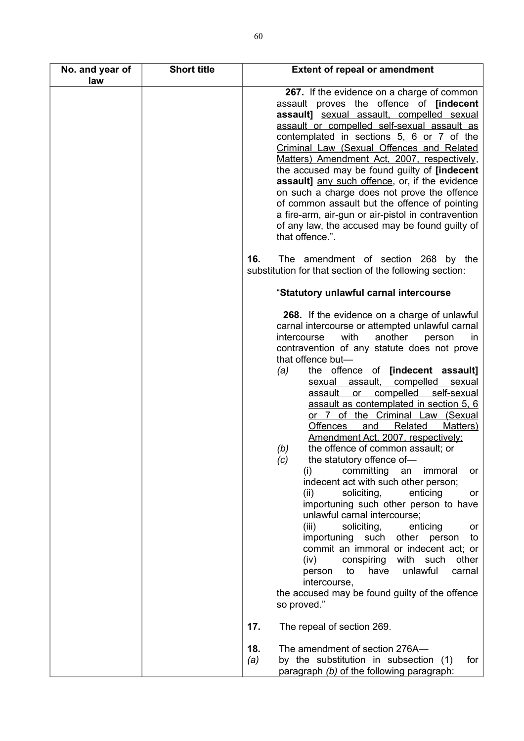| No. and year of law | Short title | Extent of repeal or amendment |
|---|---|---|
| | | **267.** If the evidence on a charge of common assault proves the offence of **[indecent assault]** <u>sexual assault, compelled sexual assault or compelled self-sexual assault as contemplated in sections 5, 6 or 7 of the Criminal Law (Sexual Offences and Related Matters) Amendment Act, 2007, respectively</u>, the accused may be found guilty of **[indecent assault]** <u>any such offence</u>, or, if the evidence on such a charge does not prove the offence of common assault but the offence of pointing a fire-arm, air-gun or air-pistol in contravention of any law, the accused may be found guilty of that offence.".<br><br>**16.** The amendment of section 268 by the substitution for that section of the following section:<br><br>"**Statutory unlawful carnal intercourse**<br><br>**268.** If the evidence on a charge of unlawful carnal intercourse or attempted unlawful carnal intercourse with another person in contravention of any statute does not prove that offence but—<br>*(a)* the offence of **[indecent assault]** <u>sexual assault, compelled sexual assault or compelled self-sexual assault as contemplated in section 5, 6 or 7 of the Criminal Law (Sexual Offences and Related Matters) Amendment Act, 2007, respectively;</u><br>*(b)* the offence of common assault; or<br>*(c)* the statutory offence of—<br>(i) committing an immoral or indecent act with such other person;<br>(ii) soliciting, enticing or importuning such other person to have unlawful carnal intercourse;<br>(iii) soliciting, enticing or importuning such other person to commit an immoral or indecent act; or<br>(iv) conspiring with such other person to have unlawful carnal intercourse,<br>the accused may be found guilty of the offence so proved."<br><br>**17.** The repeal of section 269.<br><br>**18.** The amendment of section 276A—<br>*(a)* by the substitution in subsection (1) for paragraph *(b)* of the following paragraph: |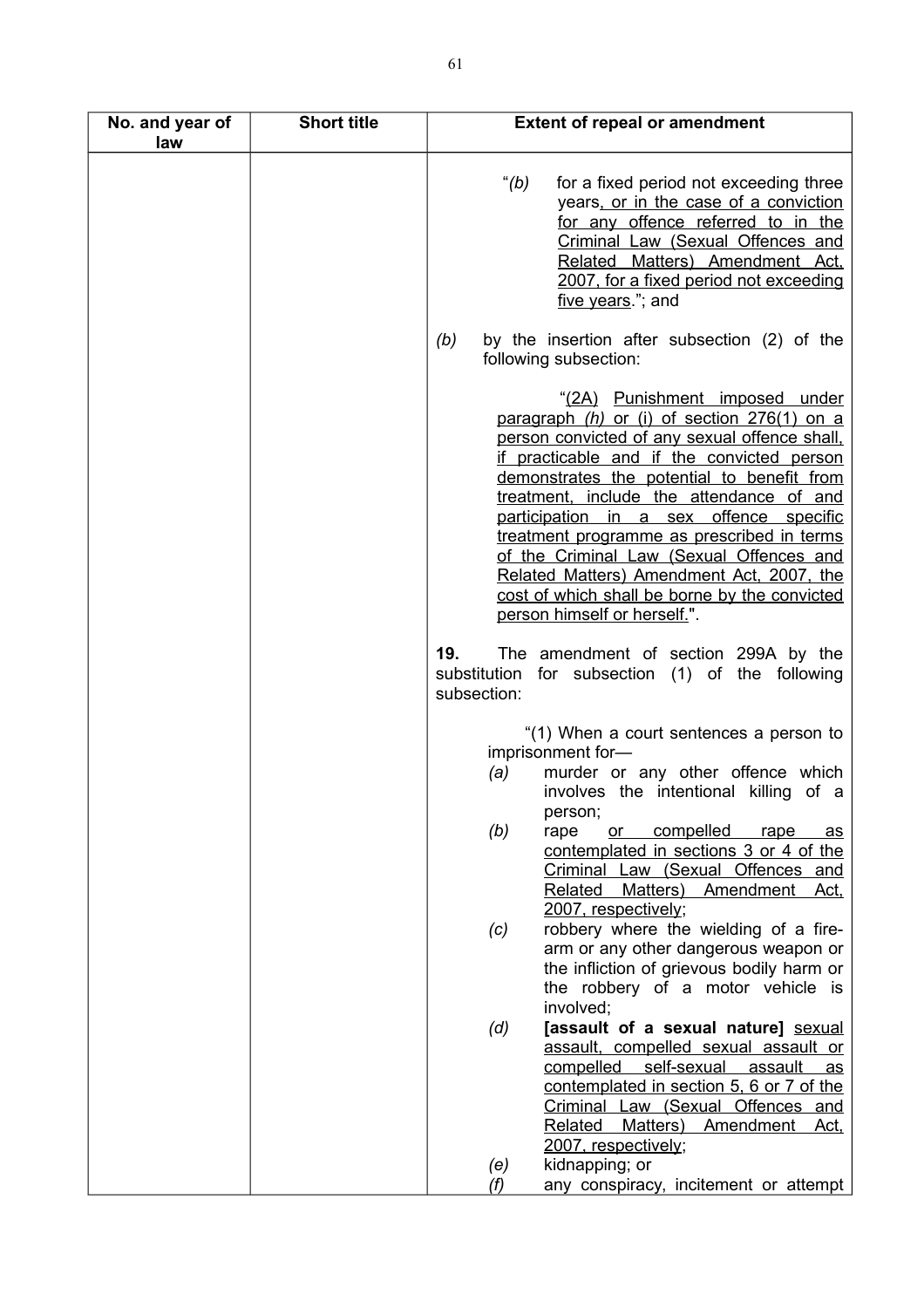| No. and year of law | Short title | Extent of repeal or amendment |
|---|---|---|
| | | "*(b)* for a fixed period not exceeding three years<u>, or in the case of a conviction for any offence referred to in the Criminal Law (Sexual Offences and Related Matters) Amendment Act, 2007, for a fixed period not exceeding five years</u>."; and<br><br>*(b)* by the insertion after subsection (2) of the following subsection:<br><br>"<u>(2A) Punishment imposed under paragraph *(h)* or (i) of section 276(1) on a person convicted of any sexual offence shall, if practicable and if the convicted person demonstrates the potential to benefit from treatment, include the attendance of and participation in a sex offence specific treatment programme as prescribed in terms of the Criminal Law (Sexual Offences and Related Matters) Amendment Act, 2007, the cost of which shall be borne by the convicted person himself or herself.</u>".<br><br>**19.** The amendment of section 299A by the substitution for subsection (1) of the following subsection:<br><br>"(1) When a court sentences a person to imprisonment for—<br>*(a)* murder or any other offence which involves the intentional killing of a person;<br>*(b)* rape <u>or compelled rape as contemplated in sections 3 or 4 of the Criminal Law (Sexual Offences and Related Matters) Amendment Act, 2007, respectively</u>;<br>*(c)* robbery where the wielding of a fire-arm or any other dangerous weapon or the infliction of grievous bodily harm or the robbery of a motor vehicle is involved;<br>*(d)* **[assault of a sexual nature]** <u>sexual assault, compelled sexual assault or compelled self-sexual assault as contemplated in section 5, 6 or 7 of the Criminal Law (Sexual Offences and Related Matters) Amendment Act, 2007, respectively</u>;<br>*(e)* kidnapping; or<br>*(f)* any conspiracy, incitement or attempt |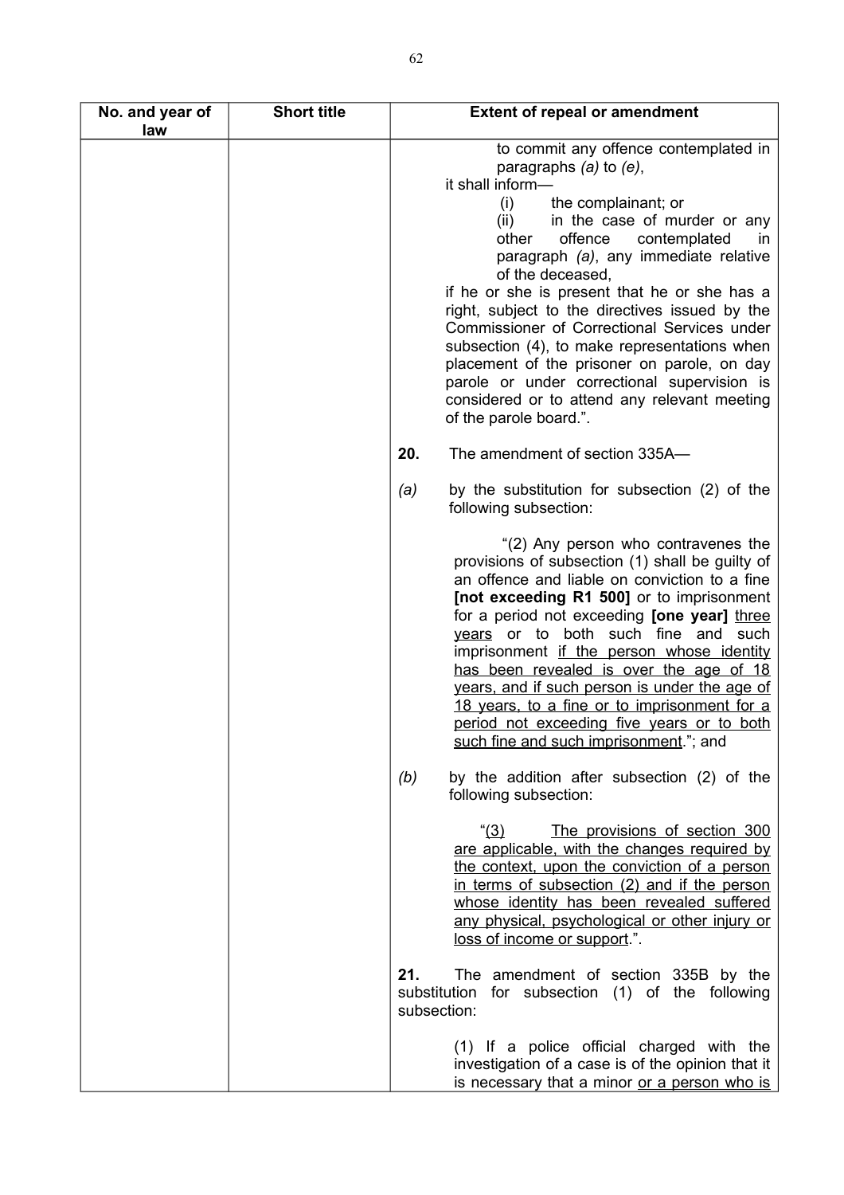| No. and year of law | Short title | Extent of repeal or amendment |
|---|---|---|
| | | to commit any offence contemplated in paragraphs *(a)* to *(e)*,<br>it shall inform—<br>(i) the complainant; or<br>(ii) in the case of murder or any other offence contemplated in paragraph *(a)*, any immediate relative of the deceased,<br>if he or she is present that he or she has a right, subject to the directives issued by the Commissioner of Correctional Services under subsection (4), to make representations when placement of the prisoner on parole, on day parole or under correctional supervision is considered or to attend any relevant meeting of the parole board.".<br><br>**20.** The amendment of section 335A—<br><br>*(a)* by the substitution for subsection (2) of the following subsection:<br><br>"(2) Any person who contravenes the provisions of subsection (1) shall be guilty of an offence and liable on conviction to a fine **[not exceeding R1 500]** or to imprisonment for a period not exceeding **[one year]** <u>three years</u> or to both such fine and such imprisonment <u>if the person whose identity has been revealed is over the age of 18 years, and if such person is under the age of 18 years, to a fine or to imprisonment for a period not exceeding five years or to both such fine and such imprisonment</u>."; and<br><br>*(b)* by the addition after subsection (2) of the following subsection:<br><br>"<u>(3) The provisions of section 300 are applicable, with the changes required by the context, upon the conviction of a person in terms of subsection (2) and if the person whose identity has been revealed suffered any physical, psychological or other injury or loss of income or support</u>.".<br><br>**21.** The amendment of section 335B by the substitution for subsection (1) of the following subsection:<br><br>(1) If a police official charged with the investigation of a case is of the opinion that it is necessary that a minor <u>or a person who is</u> |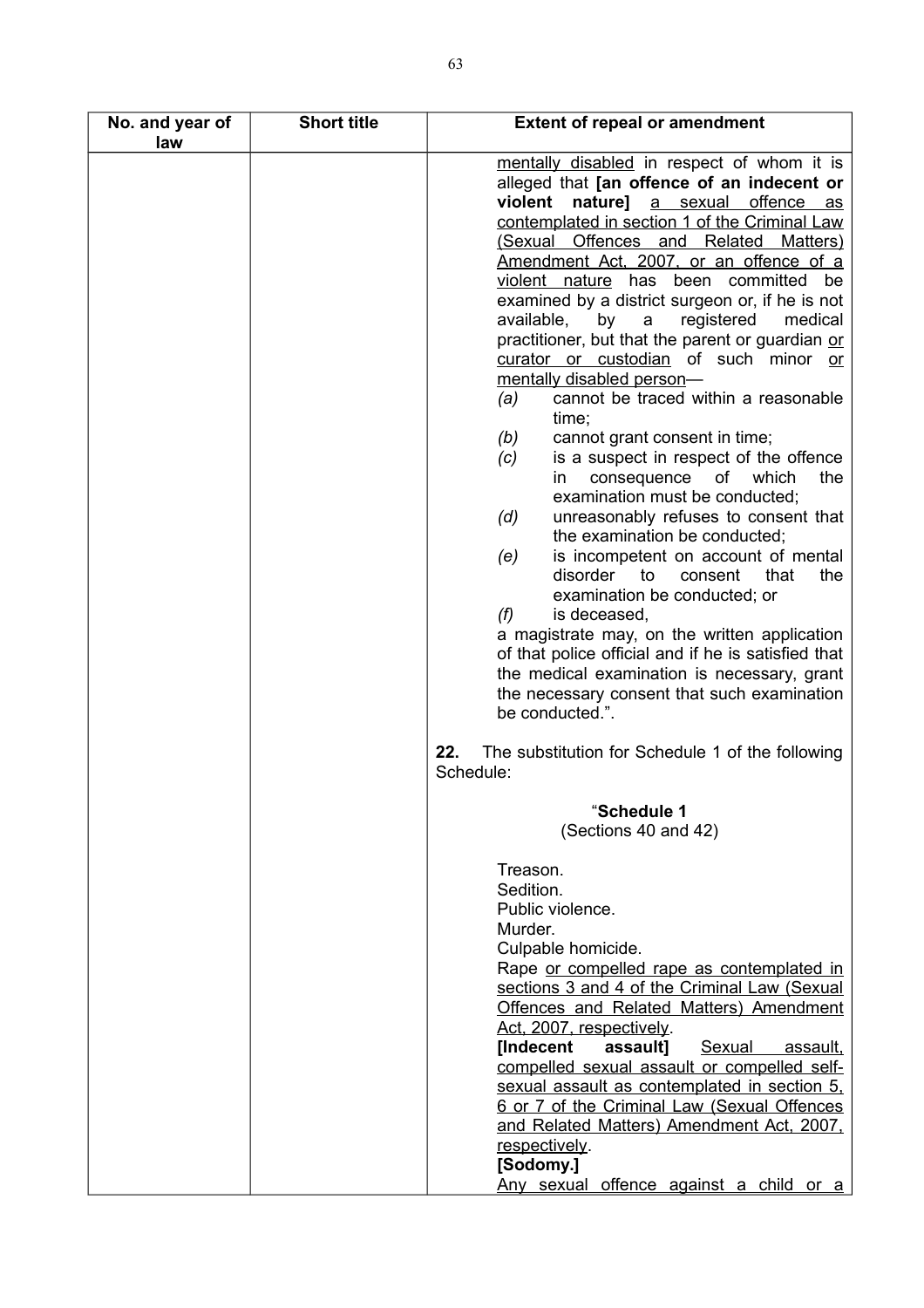| No. and year of law | Short title | Extent of repeal or amendment |
|---|---|---|
| | | <u>mentally disabled</u> in respect of whom it is alleged that **[an offence of an indecent or violent nature]** <u>a sexual offence as contemplated in section 1 of the Criminal Law (Sexual Offences and Related Matters) Amendment Act, 2007, or an offence of a violent nature</u> has been committed be examined by a district surgeon or, if he is not available, by a registered medical practitioner, but that the parent or guardian <u>or curator or custodian</u> of such minor <u>or mentally disabled person</u>—<br>*(a)* cannot be traced within a reasonable time;<br>*(b)* cannot grant consent in time;<br>*(c)* is a suspect in respect of the offence in consequence of which the examination must be conducted;<br>*(d)* unreasonably refuses to consent that the examination be conducted;<br>*(e)* is incompetent on account of mental disorder to consent that the examination be conducted; or<br>*(f)* is deceased,<br>a magistrate may, on the written application of that police official and if he is satisfied that the medical examination is necessary, grant the necessary consent that such examination be conducted.".<br><br>**22.** The substitution for Schedule 1 of the following Schedule:<br><br>"**Schedule 1**<br>(Sections 40 and 42)<br><br>Treason.<br>Sedition.<br>Public violence.<br>Murder.<br>Culpable homicide.<br>Rape <u>or compelled rape as contemplated in sections 3 and 4 of the Criminal Law (Sexual Offences and Related Matters) Amendment Act, 2007, respectively</u>.<br>**[Indecent assault]** <u>Sexual assault, compelled sexual assault or compelled self-sexual assault as contemplated in section 5, 6 or 7 of the Criminal Law (Sexual Offences and Related Matters) Amendment Act, 2007, respectively</u>.<br>**[Sodomy.]**<br><u>Any sexual offence against a child or a</u> |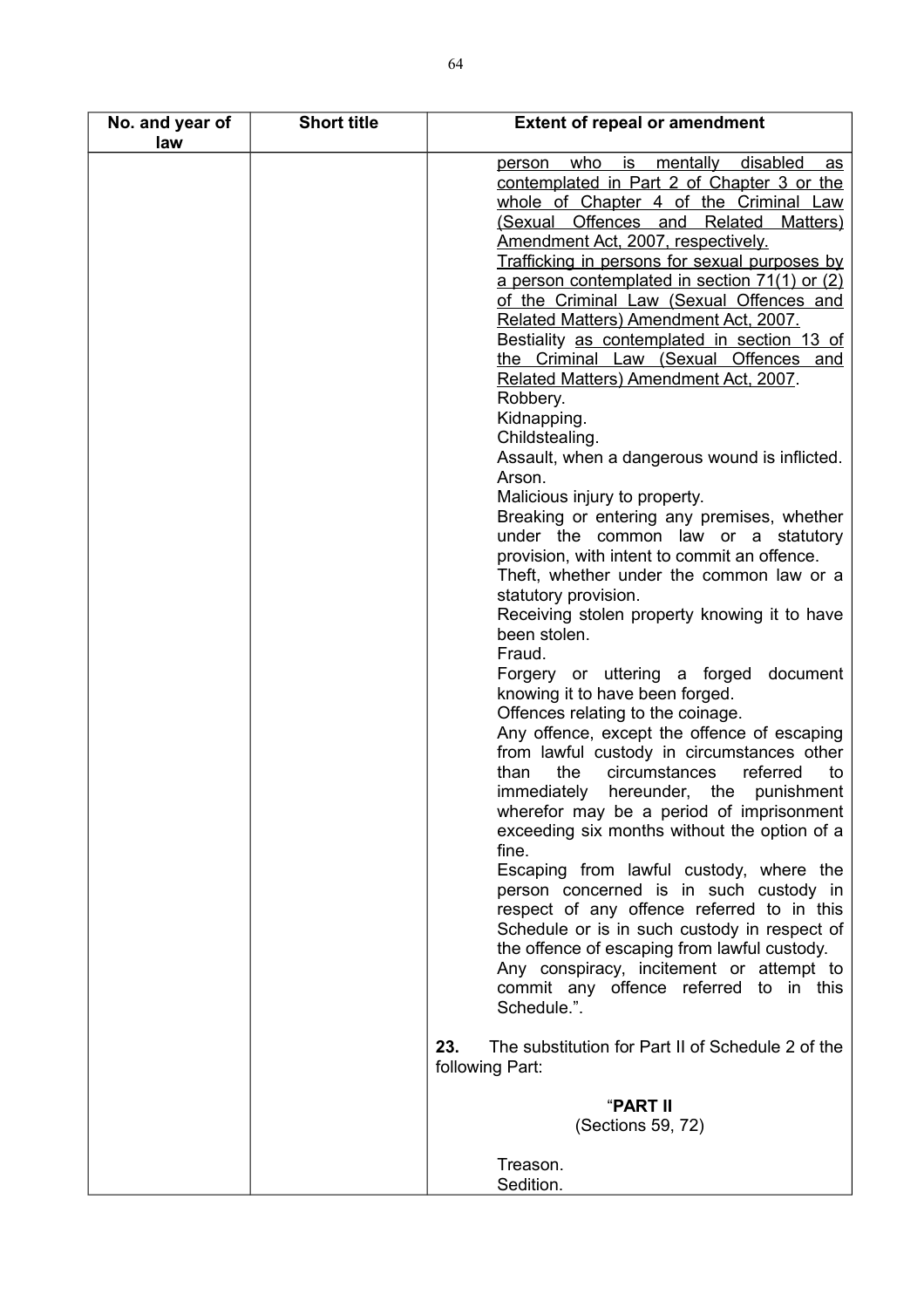| No. and year of law | Short title | Extent of repeal or amendment |
|---|---|---|
| | | person who is mentally disabled as contemplated in Part 2 of Chapter 3 or the whole of Chapter 4 of the Criminal Law (Sexual Offences and Related Matters) Amendment Act, 2007, respectively.<br>Trafficking in persons for sexual purposes by a person contemplated in section 71(1) or (2) of the Criminal Law (Sexual Offences and Related Matters) Amendment Act, 2007.<br>Bestiality as contemplated in section 13 of the Criminal Law (Sexual Offences and Related Matters) Amendment Act, 2007.<br>Robbery.<br>Kidnapping.<br>Childstealing.<br>Assault, when a dangerous wound is inflicted.<br>Arson.<br>Malicious injury to property.<br>Breaking or entering any premises, whether under the common law or a statutory provision, with intent to commit an offence.<br>Theft, whether under the common law or a statutory provision.<br>Receiving stolen property knowing it to have been stolen.<br>Fraud.<br>Forgery or uttering a forged document knowing it to have been forged.<br>Offences relating to the coinage.<br>Any offence, except the offence of escaping from lawful custody in circumstances other than the circumstances referred to immediately hereunder, the punishment wherefor may be a period of imprisonment exceeding six months without the option of a fine.<br>Escaping from lawful custody, where the person concerned is in such custody in respect of any offence referred to in this Schedule or is in such custody in respect of the offence of escaping from lawful custody.<br>Any conspiracy, incitement or attempt to commit any offence referred to in this Schedule.".<br><br>**23.** The substitution for Part II of Schedule 2 of the following Part:<br><br>"**PART II**<br>(Sections 59, 72)<br><br>Treason.<br>Sedition. |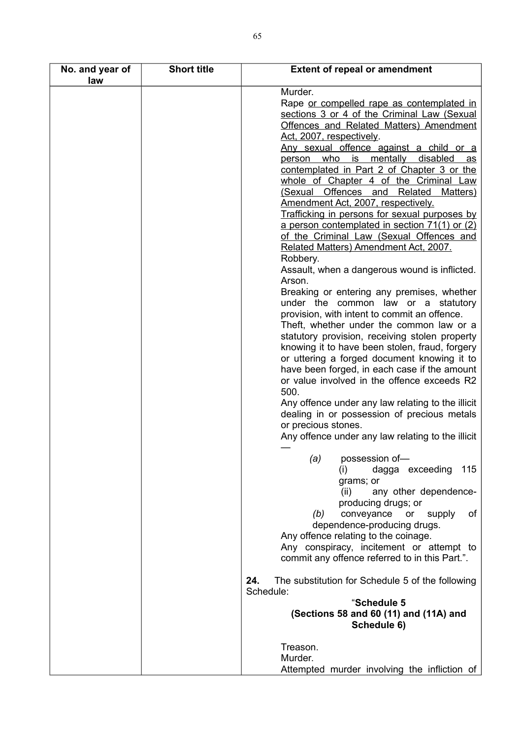| No. and year of law | Short title | Extent of repeal or amendment |
|---|---|---|
| | | Murder.<br>Rape <u>or compelled rape as contemplated in sections 3 or 4 of the Criminal Law (Sexual Offences and Related Matters) Amendment Act, 2007, respectively</u>.<br><u>Any sexual offence against a child or a person who is mentally disabled as contemplated in Part 2 of Chapter 3 or the whole of Chapter 4 of the Criminal Law (Sexual Offences and Related Matters) Amendment Act, 2007, respectively.</u><br><u>Trafficking in persons for sexual purposes by a person contemplated in section 71(1) or (2) of the Criminal Law (Sexual Offences and Related Matters) Amendment Act, 2007.</u><br>Robbery.<br>Assault, when a dangerous wound is inflicted.<br>Arson.<br>Breaking or entering any premises, whether under the common law or a statutory provision, with intent to commit an offence.<br>Theft, whether under the common law or a statutory provision, receiving stolen property knowing it to have been stolen, fraud, forgery or uttering a forged document knowing it to have been forged, in each case if the amount or value involved in the offence exceeds R2 500.<br>Any offence under any law relating to the illicit dealing in or possession of precious metals or precious stones.<br>Any offence under any law relating to the illicit —<br>*(a)* possession of—<br>(i) dagga exceeding 115 grams; or<br>(ii) any other dependence-producing drugs; or<br>*(b)* conveyance or supply of dependence-producing drugs.<br>Any offence relating to the coinage.<br>Any conspiracy, incitement or attempt to commit any offence referred to in this Part.".<br><br>**24.** The substitution for Schedule 5 of the following Schedule:<br>"**Schedule 5**<br>**(Sections 58 and 60 (11) and (11A) and Schedule 6)**<br><br>Treason.<br>Murder.<br>Attempted murder involving the infliction of |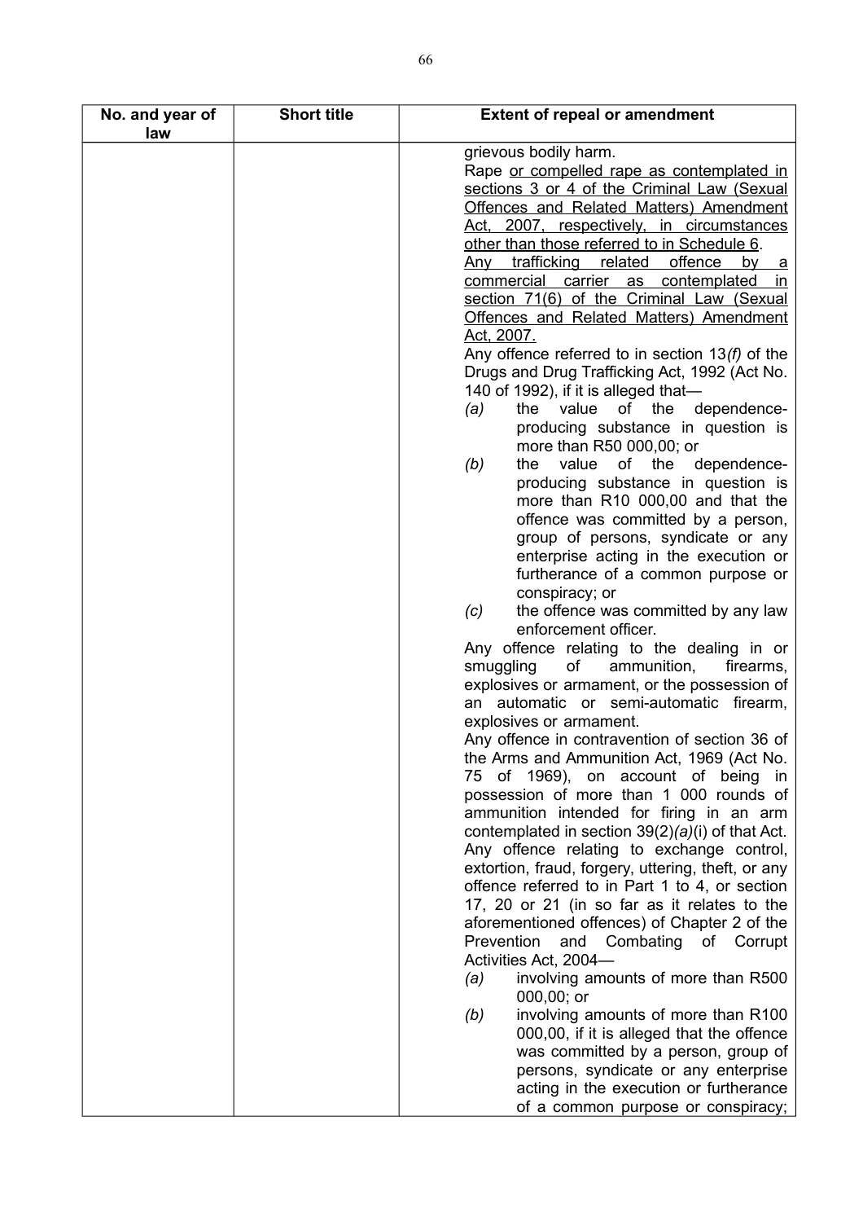| No. and year of law | Short title | Extent of repeal or amendment |
|---|---|---|
| | | grievous bodily harm.<br>Rape <u>or compelled rape as contemplated in sections 3 or 4 of the Criminal Law (Sexual Offences and Related Matters) Amendment Act, 2007, respectively, in circumstances other than those referred to in Schedule 6</u>.<br><u>Any trafficking related offence by a commercial carrier as contemplated in section 71(6) of the Criminal Law (Sexual Offences and Related Matters) Amendment Act, 2007.</u><br>Any offence referred to in section 13*(f)* of the Drugs and Drug Trafficking Act, 1992 (Act No. 140 of 1992), if it is alleged that—<br>*(a)* the value of the dependence-producing substance in question is more than R50 000,00; or<br>*(b)* the value of the dependence-producing substance in question is more than R10 000,00 and that the offence was committed by a person, group of persons, syndicate or any enterprise acting in the execution or furtherance of a common purpose or conspiracy; or<br>*(c)* the offence was committed by any law enforcement officer.<br>Any offence relating to the dealing in or smuggling of ammunition, firearms, explosives or armament, or the possession of an automatic or semi-automatic firearm, explosives or armament.<br>Any offence in contravention of section 36 of the Arms and Ammunition Act, 1969 (Act No. 75 of 1969), on account of being in possession of more than 1 000 rounds of ammunition intended for firing in an arm contemplated in section 39(2)*(a)*(i) of that Act.<br>Any offence relating to exchange control, extortion, fraud, forgery, uttering, theft, or any offence referred to in Part 1 to 4, or section 17, 20 or 21 (in so far as it relates to the aforementioned offences) of Chapter 2 of the Prevention and Combating of Corrupt Activities Act, 2004—<br>*(a)* involving amounts of more than R500 000,00; or<br>*(b)* involving amounts of more than R100 000,00, if it is alleged that the offence was committed by a person, group of persons, syndicate or any enterprise acting in the execution or furtherance of a common purpose or conspiracy; |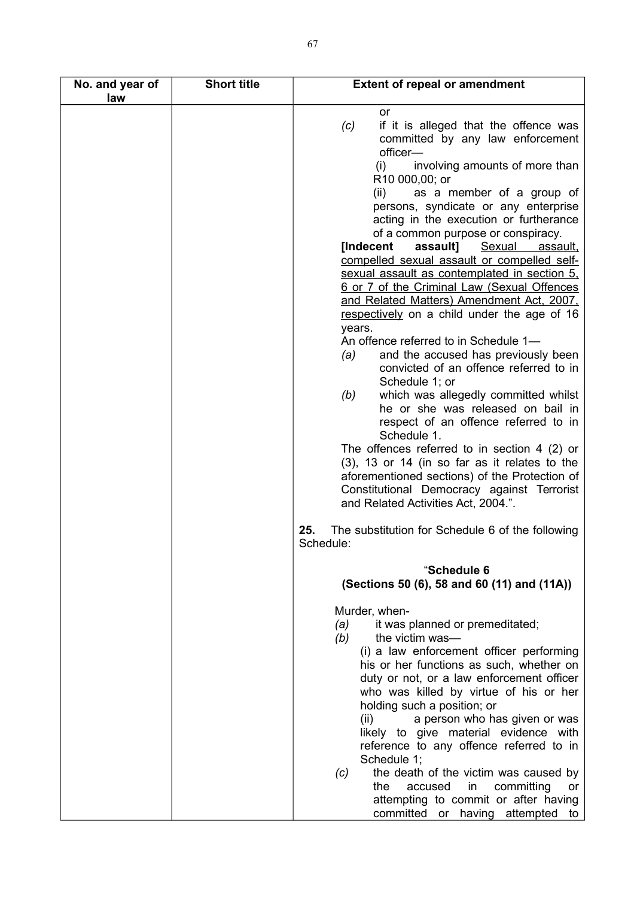| No. and year of law | Short title | Extent of repeal or amendment |
|---|---|---|
| | | or<br>*(c)* if it is alleged that the offence was committed by any law enforcement officer—<br>(i) involving amounts of more than R10 000,00; or<br>(ii) as a member of a group of persons, syndicate or any enterprise acting in the execution or furtherance of a common purpose or conspiracy.<br>**[Indecent assault]** <u>Sexual assault, compelled sexual assault or compelled self-sexual assault as contemplated in section 5, 6 or 7 of the Criminal Law (Sexual Offences and Related Matters) Amendment Act, 2007, respectively</u> on a child under the age of 16 years.<br>An offence referred to in Schedule 1—<br>*(a)* and the accused has previously been convicted of an offence referred to in Schedule 1; or<br>*(b)* which was allegedly committed whilst he or she was released on bail in respect of an offence referred to in Schedule 1.<br>The offences referred to in section 4 (2) or (3), 13 or 14 (in so far as it relates to the aforementioned sections) of the Protection of Constitutional Democracy against Terrorist and Related Activities Act, 2004.".<br><br>**25.** The substitution for Schedule 6 of the following Schedule:<br><br>"**Schedule 6**<br>**(Sections 50 (6), 58 and 60 (11) and (11A))**<br><br>Murder, when-<br>*(a)* it was planned or premeditated;<br>*(b)* the victim was—<br>(i) a law enforcement officer performing his or her functions as such, whether on duty or not, or a law enforcement officer who was killed by virtue of his or her holding such a position; or<br>(ii) a person who has given or was likely to give material evidence with reference to any offence referred to in Schedule 1;<br>*(c)* the death of the victim was caused by the accused in committing or attempting to commit or after having committed or having attempted to |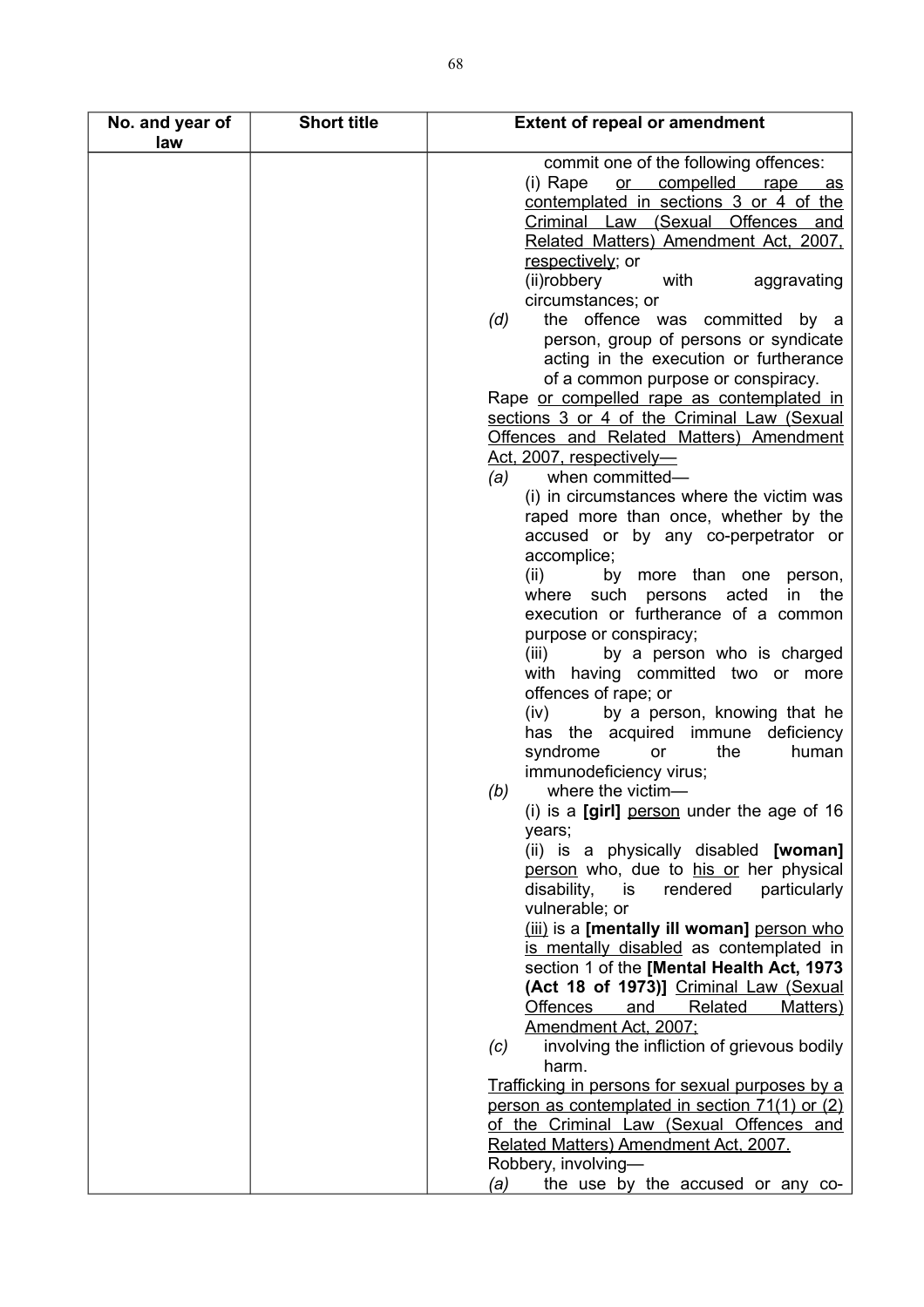| No. and year of law | Short title | Extent of repeal or amendment |
| --- | --- | --- |
| | | commit one of the following offences:<br>(i) Rape <u>or compelled rape as contemplated in sections 3 or 4 of the Criminal Law (Sexual Offences and Related Matters) Amendment Act, 2007, respectively</u>; or<br>(ii)robbery with aggravating circumstances; or<br>*(d)* the offence was committed by a person, group of persons or syndicate acting in the execution or furtherance of a common purpose or conspiracy.<br>Rape <u>or compelled rape as contemplated in sections 3 or 4 of the Criminal Law (Sexual Offences and Related Matters) Amendment Act, 2007, respectively</u>—<br>*(a)* when committed—<br>(i) in circumstances where the victim was raped more than once, whether by the accused or by any co-perpetrator or accomplice;<br>(ii) by more than one person, where such persons acted in the execution or furtherance of a common purpose or conspiracy;<br>(iii) by a person who is charged with having committed two or more offences of rape; or<br>(iv) by a person, knowing that he has the acquired immune deficiency syndrome or the human immunodeficiency virus;<br>*(b)* where the victim—<br>(i) is a **[girl]** <u>person</u> under the age of 16 years;<br>(ii) is a physically disabled **[woman]** <u>person</u> who, due to <u>his or</u> her physical disability, is rendered particularly vulnerable; or<br><u>(iii)</u> is a **[mentally ill woman]** <u>person who is mentally disabled</u> as contemplated in section 1 of the **[Mental Health Act, 1973 (Act 18 of 1973)]** <u>Criminal Law (Sexual Offences and Related Matters) Amendment Act, 2007;</u><br>*(c)* involving the infliction of grievous bodily harm.<br><u>Trafficking in persons for sexual purposes by a person as contemplated in section 71(1) or (2) of the Criminal Law (Sexual Offences and Related Matters) Amendment Act, 2007.</u><br>Robbery, involving—<br>*(a)* the use by the accused or any co- |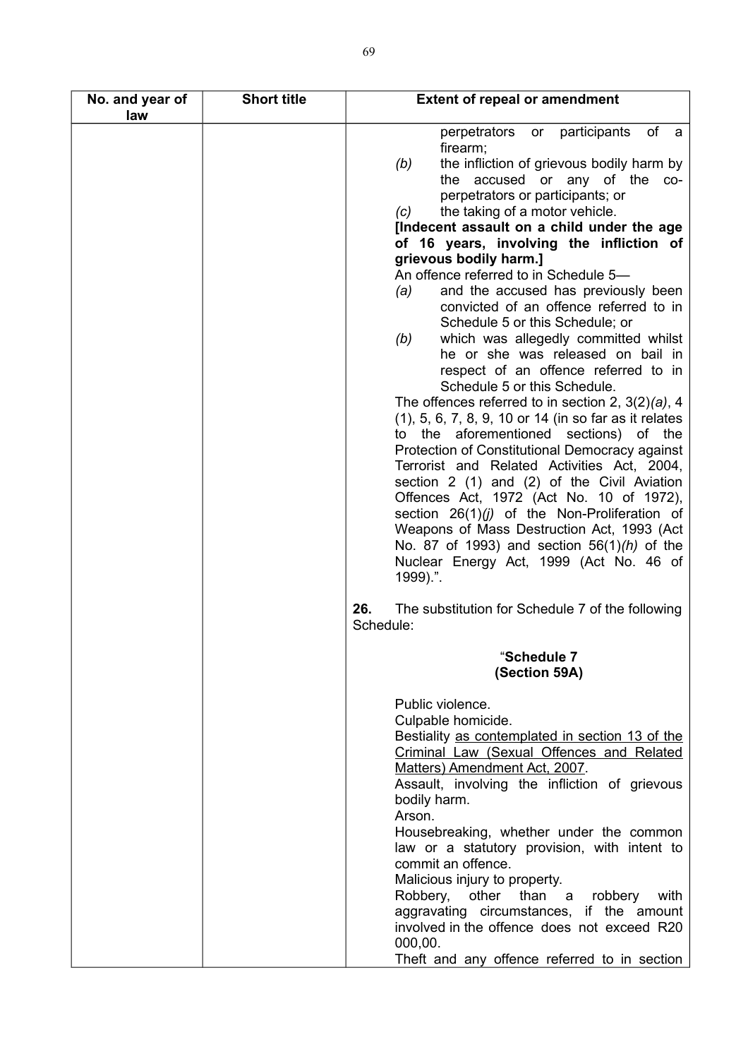| No. and year of law | Short title | Extent of repeal or amendment |
| --- | --- | --- |
| | | perpetrators or participants of a firearm;<br>*(b)* the infliction of grievous bodily harm by the accused or any of the co-perpetrators or participants; or<br>*(c)* the taking of a motor vehicle.<br>**[Indecent assault on a child under the age of 16 years, involving the infliction of grievous bodily harm.]**<br>An offence referred to in Schedule 5—<br>*(a)* and the accused has previously been convicted of an offence referred to in Schedule 5 or this Schedule; or<br>*(b)* which was allegedly committed whilst he or she was released on bail in respect of an offence referred to in Schedule 5 or this Schedule.<br>The offences referred to in section 2, 3(2)*(a)*, 4 (1), 5, 6, 7, 8, 9, 10 or 14 (in so far as it relates to the aforementioned sections) of the Protection of Constitutional Democracy against Terrorist and Related Activities Act, 2004, section 2 (1) and (2) of the Civil Aviation Offences Act, 1972 (Act No. 10 of 1972), section 26(1)*(j)* of the Non-Proliferation of Weapons of Mass Destruction Act, 1993 (Act No. 87 of 1993) and section 56(1)*(h)* of the Nuclear Energy Act, 1999 (Act No. 46 of 1999).".<br><br>**26.** The substitution for Schedule 7 of the following Schedule:<br><br>"**Schedule 7**<br>**(Section 59A)**<br><br>Public violence.<br>Culpable homicide.<br>Bestiality <u>as contemplated in section 13 of the Criminal Law (Sexual Offences and Related Matters) Amendment Act, 2007</u>.<br>Assault, involving the infliction of grievous bodily harm.<br>Arson.<br>Housebreaking, whether under the common law or a statutory provision, with intent to commit an offence.<br>Malicious injury to property.<br>Robbery, other than a robbery with aggravating circumstances, if the amount involved in the offence does not exceed R20 000,00.<br>Theft and any offence referred to in section |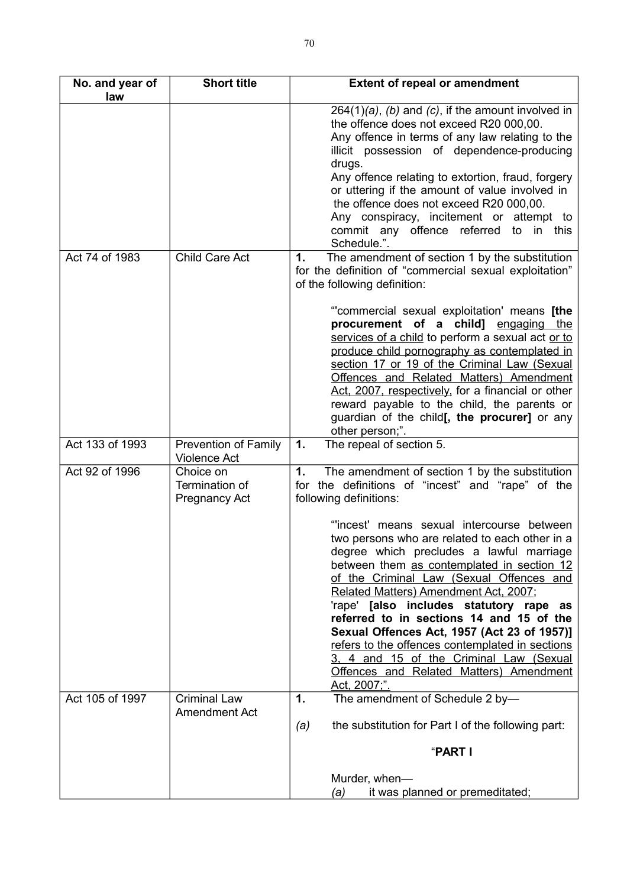| No. and year of law | Short title | Extent of repeal or amendment |
|---|---|---|
| | | 264(1)*(a)*, *(b)* and *(c)*, if the amount involved in the offence does not exceed R20 000,00.<br>Any offence in terms of any law relating to the illicit possession of dependence-producing drugs.<br>Any offence relating to extortion, fraud, forgery or uttering if the amount of value involved in the offence does not exceed R20 000,00.<br>Any conspiracy, incitement or attempt to commit any offence referred to in this Schedule.". |
| Act 74 of 1983 | Child Care Act | **1.** The amendment of section 1 by the substitution for the definition of "commercial sexual exploitation" of the following definition:<br><br>"'commercial sexual exploitation' means **[the procurement of a child]** <u>engaging the services of a child</u> to perform a sexual act <u>or to produce child pornography as contemplated in section 17 or 19 of the Criminal Law (Sexual Offences and Related Matters) Amendment Act, 2007, respectively,</u> for a financial or other reward payable to the child, the parents or guardian of the child**[, the procurer]** or any other person;". |
| Act 133 of 1993 | Prevention of Family Violence Act | **1.** The repeal of section 5. |
| Act 92 of 1996 | Choice on Termination of Pregnancy Act | **1.** The amendment of section 1 by the substitution for the definitions of "incest" and "rape" of the following definitions:<br><br>"'incest' means sexual intercourse between two persons who are related to each other in a degree which precludes a lawful marriage between them <u>as contemplated in section 12 of the Criminal Law (Sexual Offences and Related Matters) Amendment Act, 2007</u>;<br>'rape' **[also includes statutory rape as referred to in sections 14 and 15 of the Sexual Offences Act, 1957 (Act 23 of 1957)]** <u>refers to the offences contemplated in sections 3, 4 and 15 of the Criminal Law (Sexual Offences and Related Matters) Amendment Act, 2007;".</u> |
| Act 105 of 1997 | Criminal Law Amendment Act | **1.** The amendment of Schedule 2 by—<br><br>*(a)* the substitution for Part I of the following part:<br><br>"**PART I**<br><br>Murder, when—<br>*(a)* it was planned or premeditated; |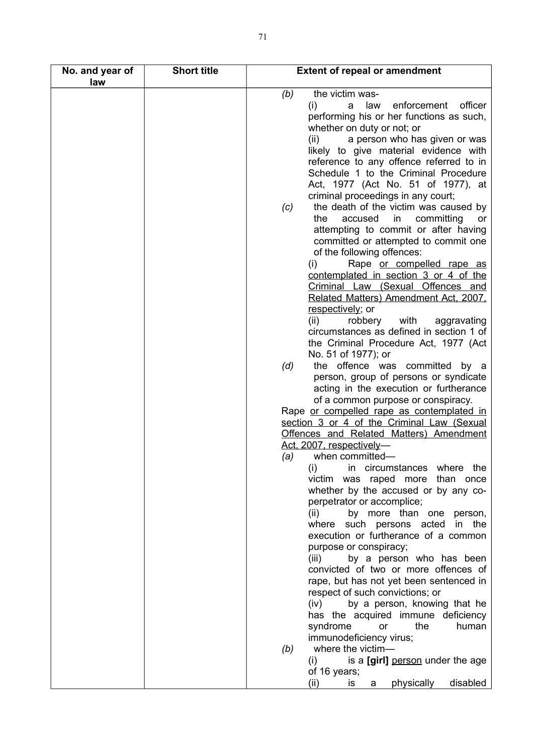| No. and year of law | Short title | Extent of repeal or amendment |
|---|---|---|
| | | *(b)* the victim was-<br>(i) a law enforcement officer performing his or her functions as such, whether on duty or not; or<br>(ii) a person who has given or was likely to give material evidence with reference to any offence referred to in Schedule 1 to the Criminal Procedure Act, 1977 (Act No. 51 of 1977), at criminal proceedings in any court;<br>*(c)* the death of the victim was caused by the accused in committing or attempting to commit or after having committed or attempted to commit one of the following offences:<br>(i) Rape <u>or compelled rape as contemplated in section 3 or 4 of the Criminal Law (Sexual Offences and Related Matters) Amendment Act, 2007, respectively</u>; or<br>(ii) robbery with aggravating circumstances as defined in section 1 of the Criminal Procedure Act, 1977 (Act No. 51 of 1977); or<br>*(d)* the offence was committed by a person, group of persons or syndicate acting in the execution or furtherance of a common purpose or conspiracy.<br>Rape <u>or compelled rape as contemplated in section 3 or 4 of the Criminal Law (Sexual Offences and Related Matters) Amendment Act, 2007, respectively</u>—<br>*(a)* when committed—<br>(i) in circumstances where the victim was raped more than once whether by the accused or by any co-perpetrator or accomplice;<br>(ii) by more than one person, where such persons acted in the execution or furtherance of a common purpose or conspiracy;<br>(iii) by a person who has been convicted of two or more offences of rape, but has not yet been sentenced in respect of such convictions; or<br>(iv) by a person, knowing that he has the acquired immune deficiency syndrome or the human immunodeficiency virus;<br>*(b)* where the victim—<br>(i) is a **[girl]** <u>person</u> under the age of 16 years;<br>(ii) is a physically disabled |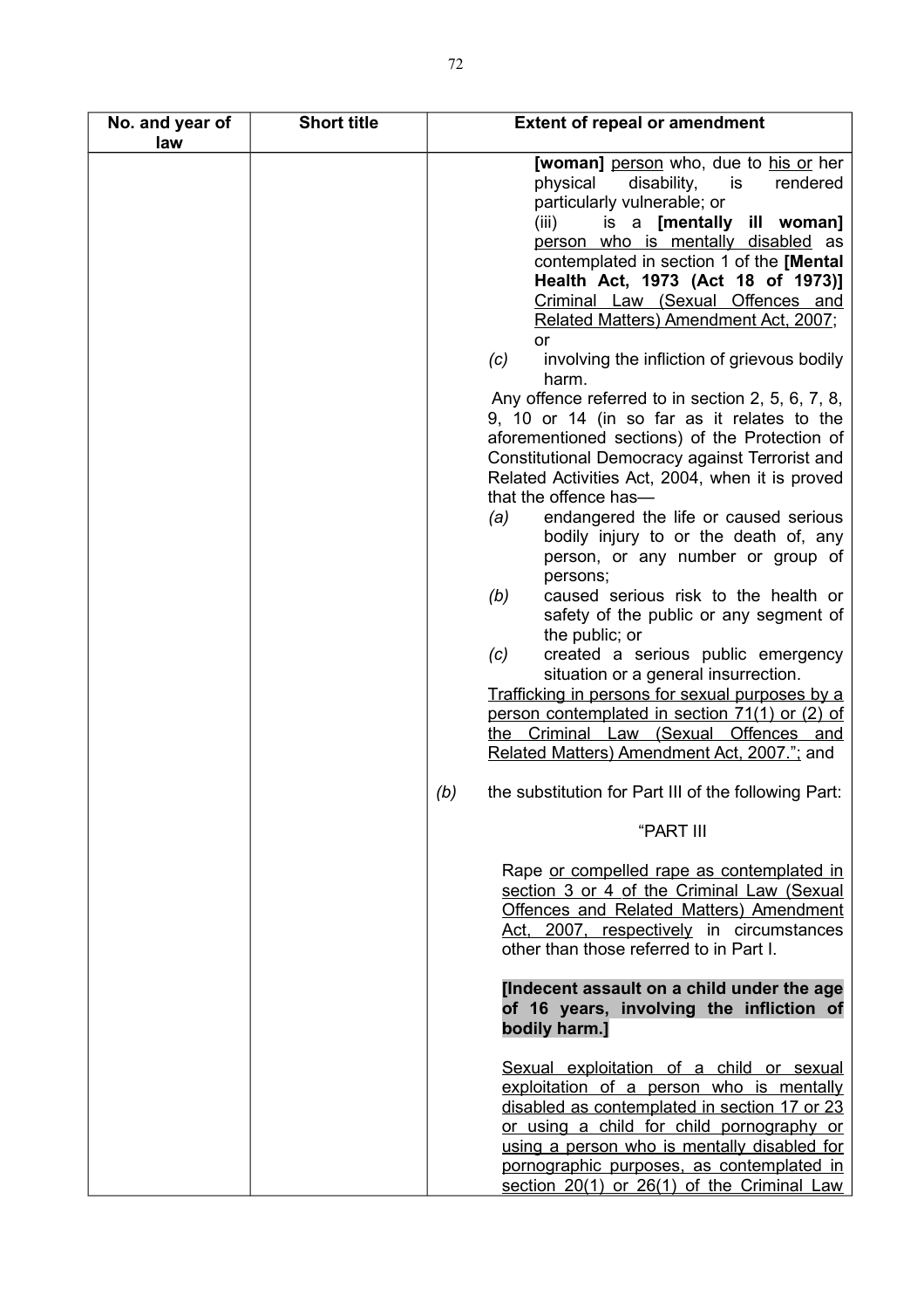| No. and year of law | Short title | Extent of repeal or amendment |
|---|---|---|
| | | **[woman]** <u>person</u> who, due to <u>his or</u> her physical disability, is rendered particularly vulnerable; or<br>(iii) is a **[mentally ill woman]** <u>person who is mentally disabled</u> as contemplated in section 1 of the **[Mental Health Act, 1973 (Act 18 of 1973)]** <u>Criminal Law (Sexual Offences and Related Matters) Amendment Act, 2007</u>; or<br>*(c)* involving the infliction of grievous bodily harm.<br>Any offence referred to in section 2, 5, 6, 7, 8, 9, 10 or 14 (in so far as it relates to the aforementioned sections) of the Protection of Constitutional Democracy against Terrorist and Related Activities Act, 2004, when it is proved that the offence has—<br>*(a)* endangered the life or caused serious bodily injury to or the death of, any person, or any number or group of persons;<br>*(b)* caused serious risk to the health or safety of the public or any segment of the public; or<br>*(c)* created a serious public emergency situation or a general insurrection.<br><u>Trafficking in persons for sexual purposes by a person contemplated in section 71(1) or (2) of the Criminal Law (Sexual Offences and Related Matters) Amendment Act, 2007.";</u> and<br><br>*(b)* the substitution for Part III of the following Part:<br><br>"PART III<br><br>Rape <u>or compelled rape as contemplated in section 3 or 4 of the Criminal Law (Sexual Offences and Related Matters) Amendment Act, 2007, respectively</u> in circumstances other than those referred to in Part I.<br><br>**[Indecent assault on a child under the age of 16 years, involving the infliction of bodily harm.]**<br><br><u>Sexual exploitation of a child or sexual exploitation of a person who is mentally disabled as contemplated in section 17 or 23 or using a child for child pornography or using a person who is mentally disabled for pornographic purposes, as contemplated in section 20(1) or 26(1) of the Criminal Law</u> |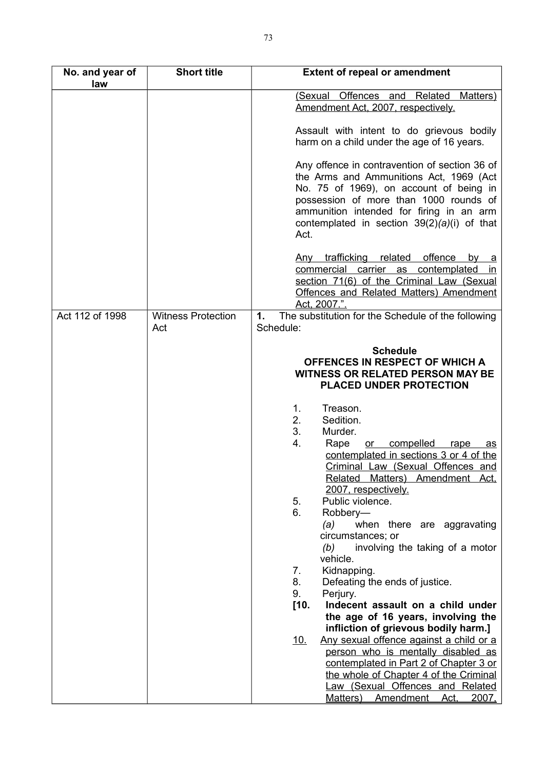| No. and year of law | Short title | Extent of repeal or amendment |
|---|---|---|
| | | (Sexual Offences and Related Matters) Amendment Act, 2007, respectively.<br><br>Assault with intent to do grievous bodily harm on a child under the age of 16 years.<br><br>Any offence in contravention of section 36 of the Arms and Ammunitions Act, 1969 (Act No. 75 of 1969), on account of being in possession of more than 1000 rounds of ammunition intended for firing in an arm contemplated in section 39(2)*(a)*(i) of that Act.<br><br>Any trafficking related offence by a commercial carrier as contemplated in section 71(6) of the Criminal Law (Sexual Offences and Related Matters) Amendment Act, 2007.". |
| Act 112 of 1998 | Witness Protection Act | **1.** The substitution for the Schedule of the following Schedule:<br><br>**Schedule**<br>**OFFENCES IN RESPECT OF WHICH A WITNESS OR RELATED PERSON MAY BE PLACED UNDER PROTECTION**<br><br>1. Treason.<br>2. Sedition.<br>3. Murder.<br>4. Rape or compelled rape as contemplated in sections 3 or 4 of the Criminal Law (Sexual Offences and Related Matters) Amendment Act, 2007, respectively.<br>5. Public violence.<br>6. Robbery—<br>*(a)* when there are aggravating circumstances; or<br>*(b)* involving the taking of a motor vehicle.<br>7. Kidnapping.<br>8. Defeating the ends of justice.<br>9. Perjury.<br>**[10. Indecent assault on a child under the age of 16 years, involving the infliction of grievous bodily harm.]**<br>10. Any sexual offence against a child or a person who is mentally disabled as contemplated in Part 2 of Chapter 3 or the whole of Chapter 4 of the Criminal Law (Sexual Offences and Related Matters) Amendment Act, 2007, |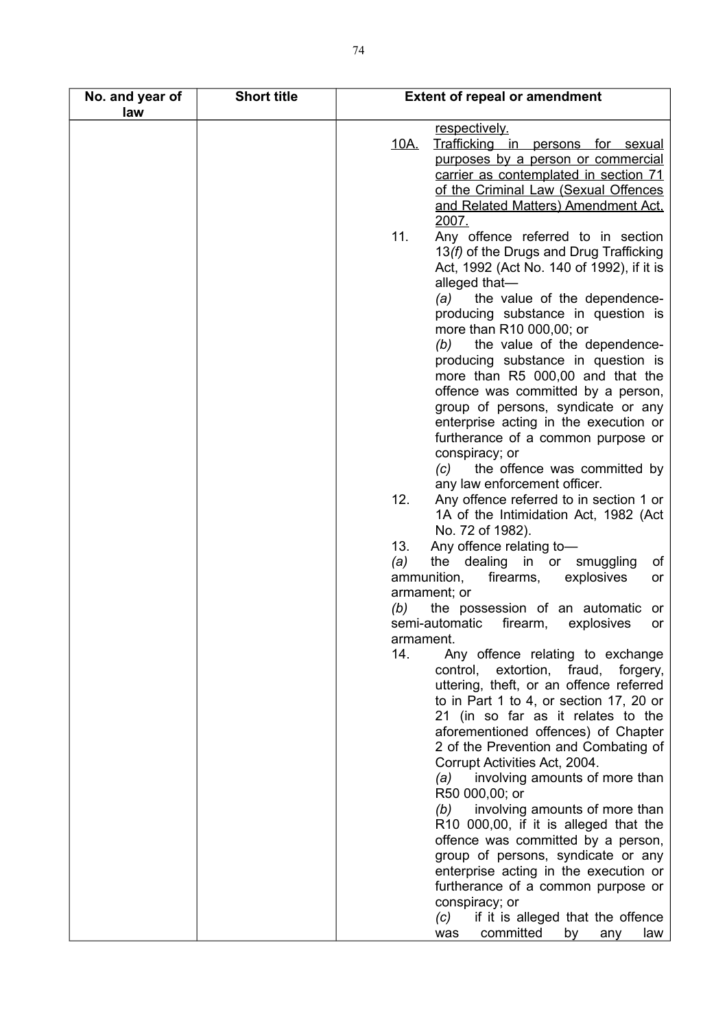| No. and year of law | Short title | Extent of repeal or amendment |
|---|---|---|
| | | <u>respectively.</u><br><u>10A. Trafficking in persons for sexual purposes by a person or commercial carrier as contemplated in section 71 of the Criminal Law (Sexual Offences and Related Matters) Amendment Act, 2007.</u><br>11. Any offence referred to in section 13*(f)* of the Drugs and Drug Trafficking Act, 1992 (Act No. 140 of 1992), if it is alleged that—<br>*(a)* the value of the dependence-producing substance in question is more than R10 000,00; or<br>*(b)* the value of the dependence-producing substance in question is more than R5 000,00 and that the offence was committed by a person, group of persons, syndicate or any enterprise acting in the execution or furtherance of a common purpose or conspiracy; or<br>*(c)* the offence was committed by any law enforcement officer.<br>12. Any offence referred to in section 1 or 1A of the Intimidation Act, 1982 (Act No. 72 of 1982).<br>13. Any offence relating to—<br>*(a)* the dealing in or smuggling of ammunition, firearms, explosives or armament; or<br>*(b)* the possession of an automatic or semi-automatic firearm, explosives or armament.<br>14. Any offence relating to exchange control, extortion, fraud, forgery, uttering, theft, or an offence referred to in Part 1 to 4, or section 17, 20 or 21 (in so far as it relates to the aforementioned offences) of Chapter 2 of the Prevention and Combating of Corrupt Activities Act, 2004.<br>*(a)* involving amounts of more than R50 000,00; or<br>*(b)* involving amounts of more than R10 000,00, if it is alleged that the offence was committed by a person, group of persons, syndicate or any enterprise acting in the execution or furtherance of a common purpose or conspiracy; or<br>*(c)* if it is alleged that the offence was committed by any law |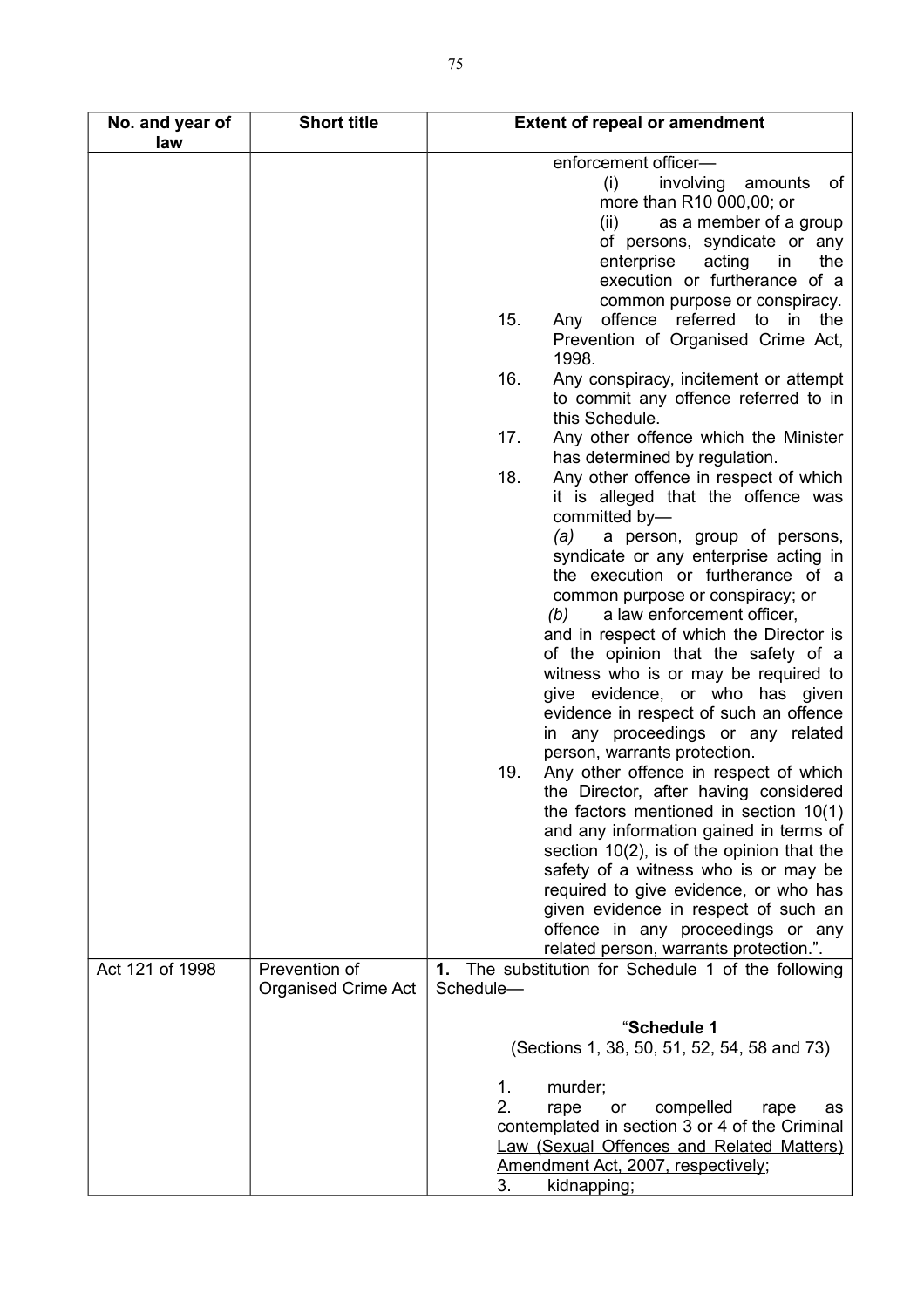| No. and year of law | Short title | Extent of repeal or amendment |
|---|---|---|
| | | enforcement officer—<br>(i) involving amounts of more than R10 000,00; or<br>(ii) as a member of a group of persons, syndicate or any enterprise acting in the execution or furtherance of a common purpose or conspiracy.<br>15. Any offence referred to in the Prevention of Organised Crime Act, 1998.<br>16. Any conspiracy, incitement or attempt to commit any offence referred to in this Schedule.<br>17. Any other offence which the Minister has determined by regulation.<br>18. Any other offence in respect of which it is alleged that the offence was committed by—<br>*(a)* a person, group of persons, syndicate or any enterprise acting in the execution or furtherance of a common purpose or conspiracy; or<br>*(b)* a law enforcement officer,<br>and in respect of which the Director is of the opinion that the safety of a witness who is or may be required to give evidence, or who has given evidence in respect of such an offence in any proceedings or any related person, warrants protection.<br>19. Any other offence in respect of which the Director, after having considered the factors mentioned in section 10(1) and any information gained in terms of section 10(2), is of the opinion that the safety of a witness who is or may be required to give evidence, or who has given evidence in respect of such an offence in any proceedings or any related person, warrants protection.". |
| Act 121 of 1998 | Prevention of Organised Crime Act | **1.** The substitution for Schedule 1 of the following Schedule—<br><br>"**Schedule 1**<br>(Sections 1, 38, 50, 51, 52, 54, 58 and 73)<br><br>1. murder;<br>2. rape <u>or compelled rape as contemplated in section 3 or 4 of the Criminal Law (Sexual Offences and Related Matters) Amendment Act, 2007, respectively</u>;<br>3. kidnapping; |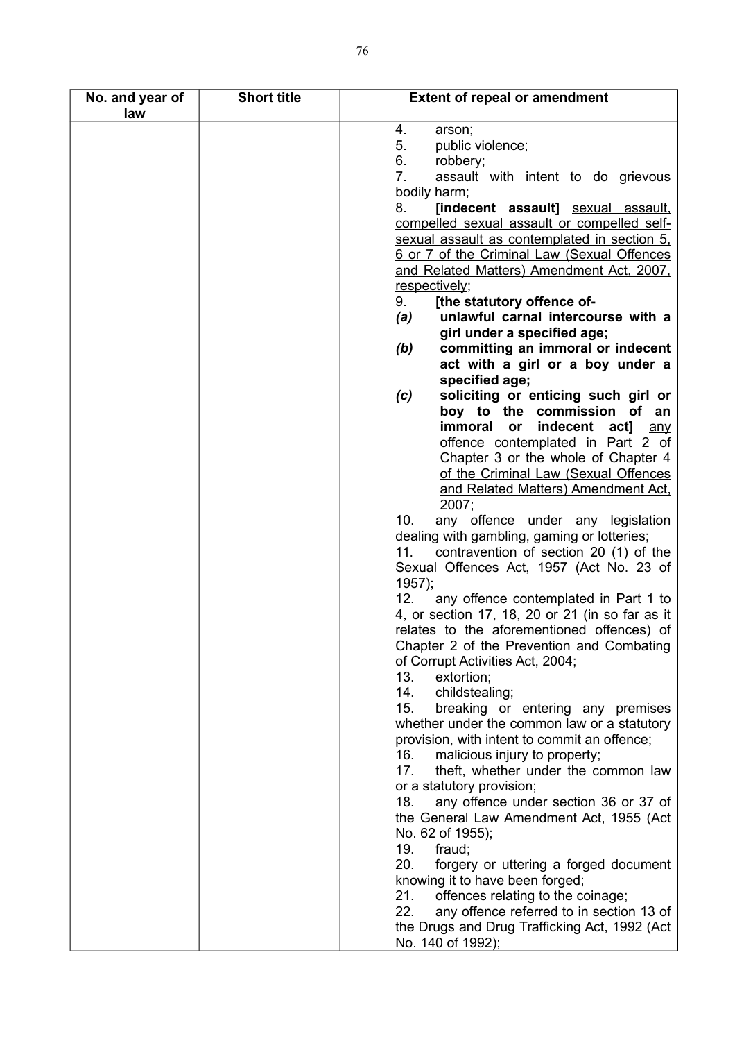| No. and year of law | Short title | Extent of repeal or amendment |
|---|---|---|
| | | 4. arson;<br>5. public violence;<br>6. robbery;<br>7. assault with intent to do grievous bodily harm;<br>8. **[indecent assault]** <u>sexual assault, compelled sexual assault or compelled self-sexual assault as contemplated in section 5, 6 or 7 of the Criminal Law (Sexual Offences and Related Matters) Amendment Act, 2007, respectively</u>;<br>9. **[the statutory offence of-**<br>***(a)*** **unlawful carnal intercourse with a girl under a specified age;**<br>***(b)*** **committing an immoral or indecent act with a girl or a boy under a specified age;**<br>***(c)*** **soliciting or enticing such girl or boy to the commission of an immoral or indecent act]** <u>any offence contemplated in Part 2 of Chapter 3 or the whole of Chapter 4 of the Criminal Law (Sexual Offences and Related Matters) Amendment Act, 2007</u>;<br>10. any offence under any legislation dealing with gambling, gaming or lotteries;<br>11. contravention of section 20 (1) of the Sexual Offences Act, 1957 (Act No. 23 of 1957);<br>12. any offence contemplated in Part 1 to 4, or section 17, 18, 20 or 21 (in so far as it relates to the aforementioned offences) of Chapter 2 of the Prevention and Combating of Corrupt Activities Act, 2004;<br>13. extortion;<br>14. childstealing;<br>15. breaking or entering any premises whether under the common law or a statutory provision, with intent to commit an offence;<br>16. malicious injury to property;<br>17. theft, whether under the common law or a statutory provision;<br>18. any offence under section 36 or 37 of the General Law Amendment Act, 1955 (Act No. 62 of 1955);<br>19. fraud;<br>20. forgery or uttering a forged document knowing it to have been forged;<br>21. offences relating to the coinage;<br>22. any offence referred to in section 13 of the Drugs and Drug Trafficking Act, 1992 (Act No. 140 of 1992); |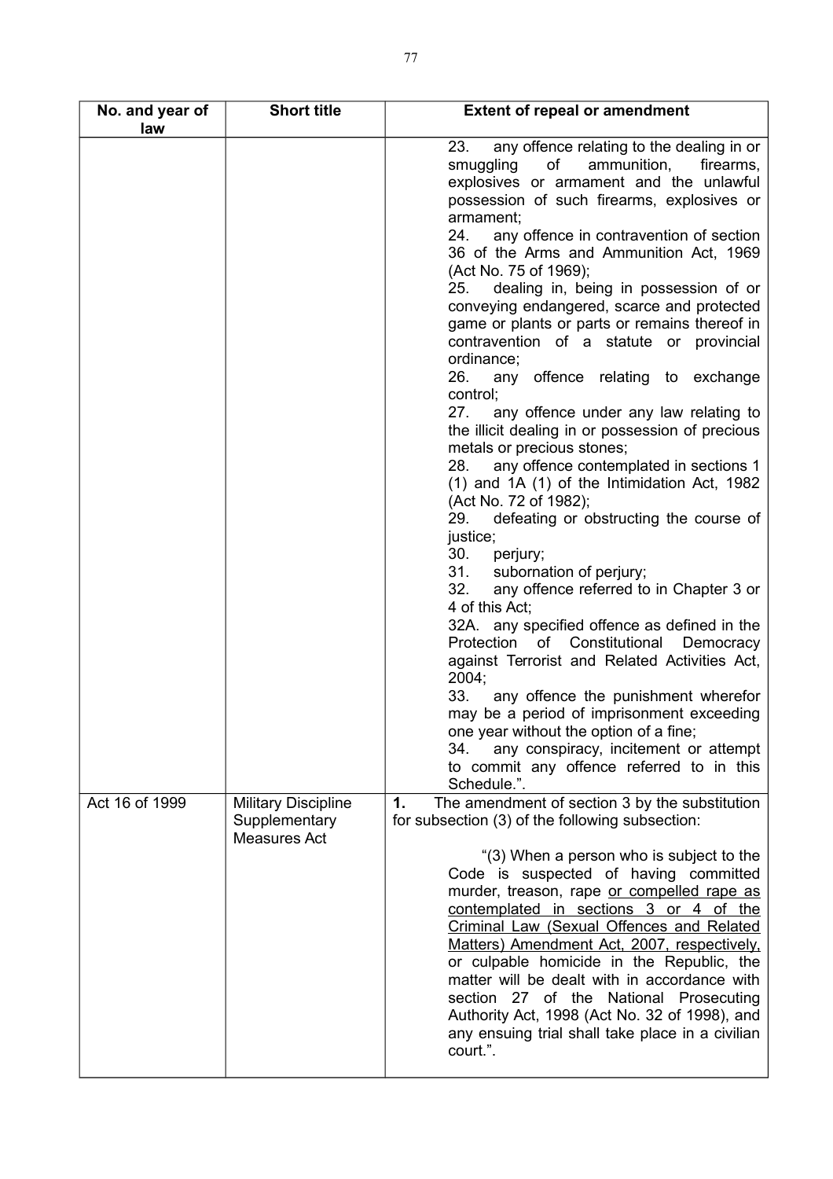| No. and year of law | Short title | Extent of repeal or amendment |
|---|---|---|
| | | 23. any offence relating to the dealing in or smuggling of ammunition, firearms, explosives or armament and the unlawful possession of such firearms, explosives or armament;<br>24. any offence in contravention of section 36 of the Arms and Ammunition Act, 1969 (Act No. 75 of 1969);<br>25. dealing in, being in possession of or conveying endangered, scarce and protected game or plants or parts or remains thereof in contravention of a statute or provincial ordinance;<br>26. any offence relating to exchange control;<br>27. any offence under any law relating to the illicit dealing in or possession of precious metals or precious stones;<br>28. any offence contemplated in sections 1 (1) and 1A (1) of the Intimidation Act, 1982 (Act No. 72 of 1982);<br>29. defeating or obstructing the course of justice;<br>30. perjury;<br>31. subornation of perjury;<br>32. any offence referred to in Chapter 3 or 4 of this Act;<br>32A. any specified offence as defined in the Protection of Constitutional Democracy against Terrorist and Related Activities Act, 2004;<br>33. any offence the punishment wherefor may be a period of imprisonment exceeding one year without the option of a fine;<br>34. any conspiracy, incitement or attempt to commit any offence referred to in this Schedule.". |
| Act 16 of 1999 | Military Discipline Supplementary Measures Act | **1.** The amendment of section 3 by the substitution for subsection (3) of the following subsection:<br><br>"(3) When a person who is subject to the Code is suspected of having committed murder, treason, rape <u>or compelled rape as contemplated in sections 3 or 4 of the Criminal Law (Sexual Offences and Related Matters) Amendment Act, 2007, respectively,</u> or culpable homicide in the Republic, the matter will be dealt with in accordance with section 27 of the National Prosecuting Authority Act, 1998 (Act No. 32 of 1998), and any ensuing trial shall take place in a civilian court.". |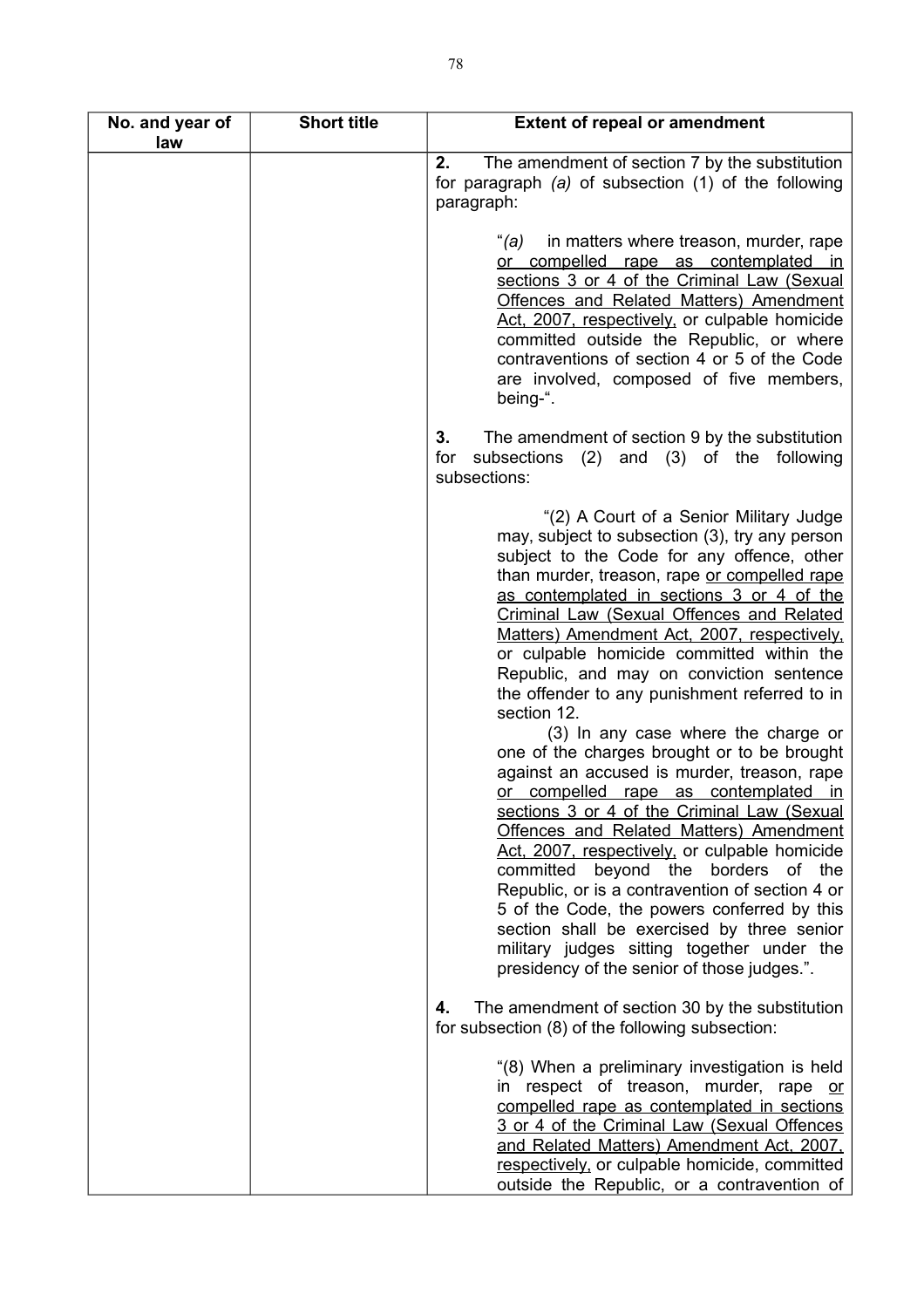| No. and year of law | Short title | Extent of repeal or amendment |
|---|---|---|
| | | **2.** The amendment of section 7 by the substitution for paragraph *(a)* of subsection (1) of the following paragraph:<br><br>"*(a)* in matters where treason, murder, rape <u>or compelled rape as contemplated in sections 3 or 4 of the Criminal Law (Sexual Offences and Related Matters) Amendment Act, 2007, respectively,</u> or culpable homicide committed outside the Republic, or where contraventions of section 4 or 5 of the Code are involved, composed of five members, being-".<br><br>**3.** The amendment of section 9 by the substitution for subsections (2) and (3) of the following subsections:<br><br>"(2) A Court of a Senior Military Judge may, subject to subsection (3), try any person subject to the Code for any offence, other than murder, treason, rape <u>or compelled rape as contemplated in sections 3 or 4 of the Criminal Law (Sexual Offences and Related Matters) Amendment Act, 2007, respectively,</u> or culpable homicide committed within the Republic, and may on conviction sentence the offender to any punishment referred to in section 12.<br>(3) In any case where the charge or one of the charges brought or to be brought against an accused is murder, treason, rape <u>or compelled rape as contemplated in sections 3 or 4 of the Criminal Law (Sexual Offences and Related Matters) Amendment Act, 2007, respectively,</u> or culpable homicide committed beyond the borders of the Republic, or is a contravention of section 4 or 5 of the Code, the powers conferred by this section shall be exercised by three senior military judges sitting together under the presidency of the senior of those judges.".<br><br>**4.** The amendment of section 30 by the substitution for subsection (8) of the following subsection:<br><br>"(8) When a preliminary investigation is held in respect of treason, murder, rape <u>or compelled rape as contemplated in sections 3 or 4 of the Criminal Law (Sexual Offences and Related Matters) Amendment Act, 2007, respectively,</u> or culpable homicide, committed outside the Republic, or a contravention of |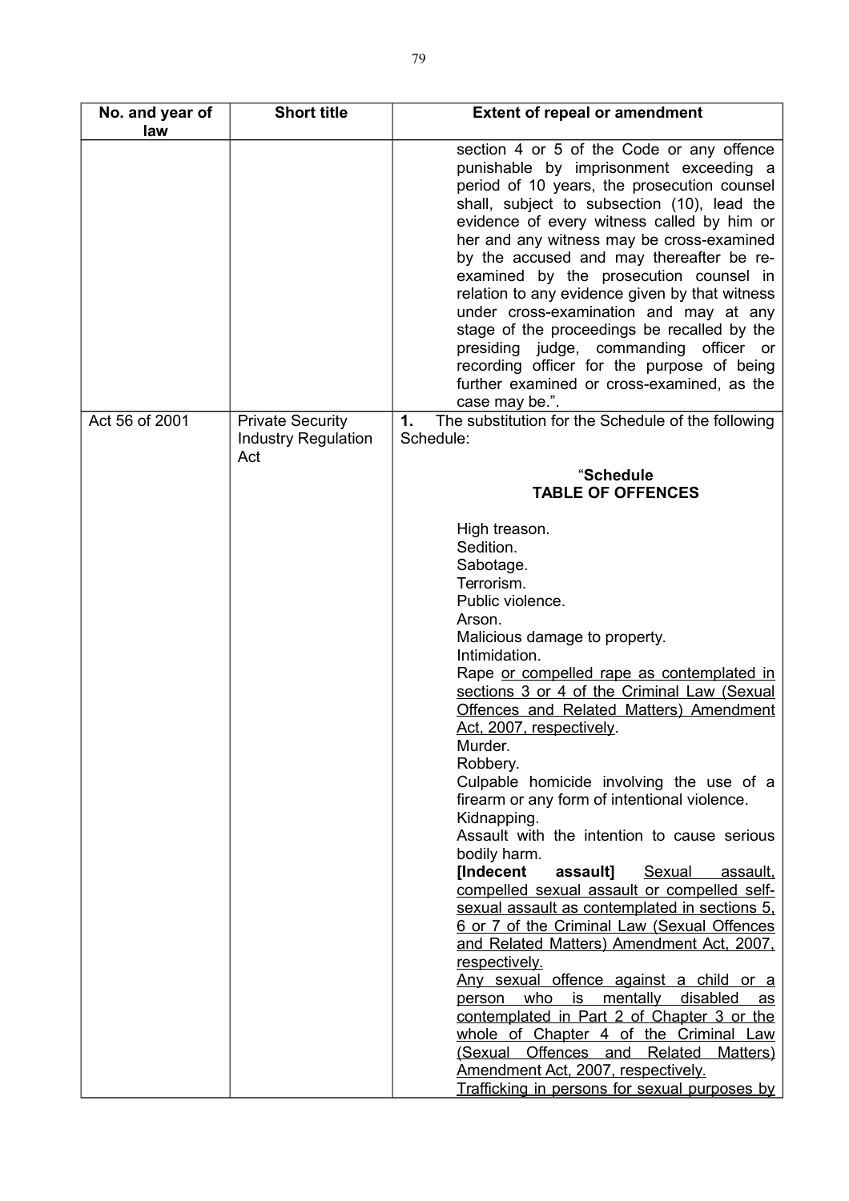| No. and year of law | Short title | Extent of repeal or amendment |
|---|---|---|
| | | section 4 or 5 of the Code or any offence punishable by imprisonment exceeding a period of 10 years, the prosecution counsel shall, subject to subsection (10), lead the evidence of every witness called by him or her and any witness may be cross-examined by the accused and may thereafter be re-examined by the prosecution counsel in relation to any evidence given by that witness under cross-examination and may at any stage of the proceedings be recalled by the presiding judge, commanding officer or recording officer for the purpose of being further examined or cross-examined, as the case may be.". |
| Act 56 of 2001 | Private Security Industry Regulation Act | **1.** The substitution for the Schedule of the following Schedule:<br><br>"**Schedule**<br>**TABLE OF OFFENCES**<br><br>High treason.<br>Sedition.<br>Sabotage.<br>Terrorism.<br>Public violence.<br>Arson.<br>Malicious damage to property.<br>Intimidation.<br>Rape <u>or compelled rape as contemplated in sections 3 or 4 of the Criminal Law (Sexual Offences and Related Matters) Amendment Act, 2007, respectively</u>.<br>Murder.<br>Robbery.<br>Culpable homicide involving the use of a firearm or any form of intentional violence.<br>Kidnapping.<br>Assault with the intention to cause serious bodily harm.<br>**[Indecent assault]** <u>Sexual assault, compelled sexual assault or compelled self-sexual assault as contemplated in sections 5, 6 or 7 of the Criminal Law (Sexual Offences and Related Matters) Amendment Act, 2007, respectively.</u><br><u>Any sexual offence against a child or a person who is mentally disabled as contemplated in Part 2 of Chapter 3 or the whole of Chapter 4 of the Criminal Law (Sexual Offences and Related Matters) Amendment Act, 2007, respectively.</u><br><u>Trafficking in persons for sexual purposes by</u> |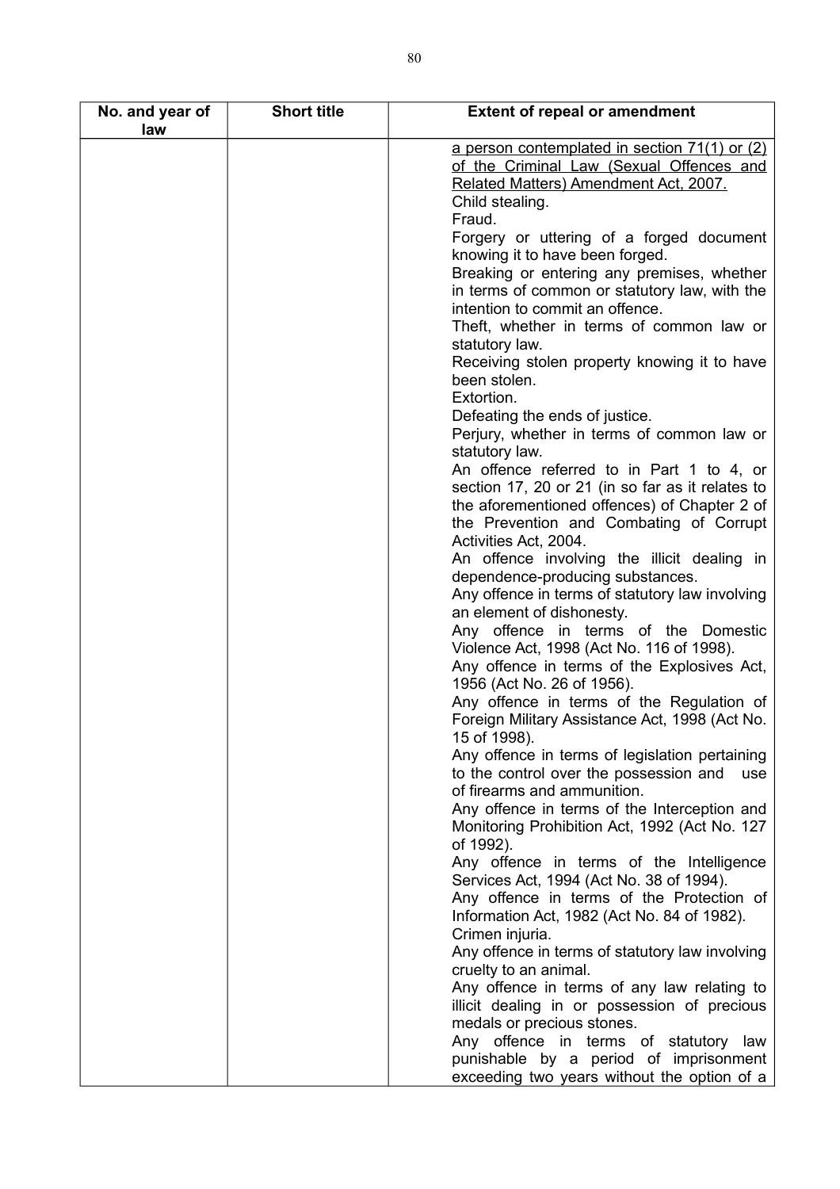| No. and year of law | Short title | Extent of repeal or amendment |
|---|---|---|
| | | <u>a person contemplated in section 71(1) or (2) of the Criminal Law (Sexual Offences and Related Matters) Amendment Act, 2007.</u><br>Child stealing.<br>Fraud.<br>Forgery or uttering of a forged document knowing it to have been forged.<br>Breaking or entering any premises, whether in terms of common or statutory law, with the intention to commit an offence.<br>Theft, whether in terms of common law or statutory law.<br>Receiving stolen property knowing it to have been stolen.<br>Extortion.<br>Defeating the ends of justice.<br>Perjury, whether in terms of common law or statutory law.<br>An offence referred to in Part 1 to 4, or section 17, 20 or 21 (in so far as it relates to the aforementioned offences) of Chapter 2 of the Prevention and Combating of Corrupt Activities Act, 2004.<br>An offence involving the illicit dealing in dependence-producing substances.<br>Any offence in terms of statutory law involving an element of dishonesty.<br>Any offence in terms of the Domestic Violence Act, 1998 (Act No. 116 of 1998).<br>Any offence in terms of the Explosives Act, 1956 (Act No. 26 of 1956).<br>Any offence in terms of the Regulation of Foreign Military Assistance Act, 1998 (Act No. 15 of 1998).<br>Any offence in terms of legislation pertaining to the control over the possession and use of firearms and ammunition.<br>Any offence in terms of the Interception and Monitoring Prohibition Act, 1992 (Act No. 127 of 1992).<br>Any offence in terms of the Intelligence Services Act, 1994 (Act No. 38 of 1994).<br>Any offence in terms of the Protection of Information Act, 1982 (Act No. 84 of 1982).<br>Crimen injuria.<br>Any offence in terms of statutory law involving cruelty to an animal.<br>Any offence in terms of any law relating to illicit dealing in or possession of precious medals or precious stones.<br>Any offence in terms of statutory law punishable by a period of imprisonment exceeding two years without the option of a |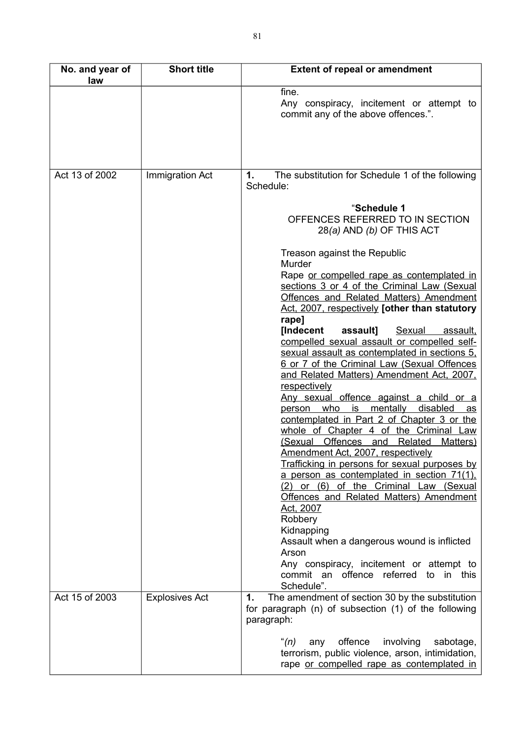| No. and year of law | Short title | Extent of repeal or amendment |
|---|---|---|
| | | fine.<br>Any conspiracy, incitement or attempt to commit any of the above offences.". |
| Act 13 of 2002 | Immigration Act | **1.** The substitution for Schedule 1 of the following Schedule:<br><br>"**Schedule 1**<br>OFFENCES REFERRED TO IN SECTION 28*(a)* AND *(b)* OF THIS ACT<br><br>Treason against the Republic<br>Murder<br>Rape <u>or compelled rape as contemplated in sections 3 or 4 of the Criminal Law (Sexual Offences and Related Matters) Amendment Act, 2007, respectively</u> **[other than statutory rape]**<br>**[Indecent assault]** <u>Sexual assault, compelled sexual assault or compelled self-sexual assault as contemplated in sections 5, 6 or 7 of the Criminal Law (Sexual Offences and Related Matters) Amendment Act, 2007, respectively</u><br><u>Any sexual offence against a child or a person who is mentally disabled as contemplated in Part 2 of Chapter 3 or the whole of Chapter 4 of the Criminal Law (Sexual Offences and Related Matters) Amendment Act, 2007, respectively</u><br><u>Trafficking in persons for sexual purposes by a person as contemplated in section 71(1), (2) or (6) of the Criminal Law (Sexual Offences and Related Matters) Amendment Act, 2007</u><br>Robbery<br>Kidnapping<br>Assault when a dangerous wound is inflicted<br>Arson<br>Any conspiracy, incitement or attempt to commit an offence referred to in this Schedule". |
| Act 15 of 2003 | Explosives Act | **1.** The amendment of section 30 by the substitution for paragraph (n) of subsection (1) of the following paragraph:<br><br>"*(n)* any offence involving sabotage, terrorism, public violence, arson, intimidation, rape <u>or compelled rape as contemplated in</u> |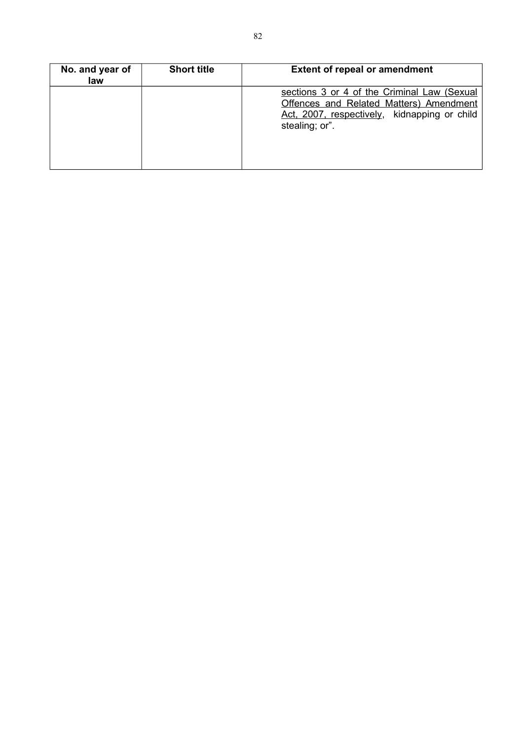| No. and year of law | Short title | Extent of repeal or amendment |
| --- | --- | --- |
| | | <u>sections 3 or 4 of the Criminal Law (Sexual Offences and Related Matters) Amendment Act, 2007, respectively</u>, kidnapping or child stealing; or". |